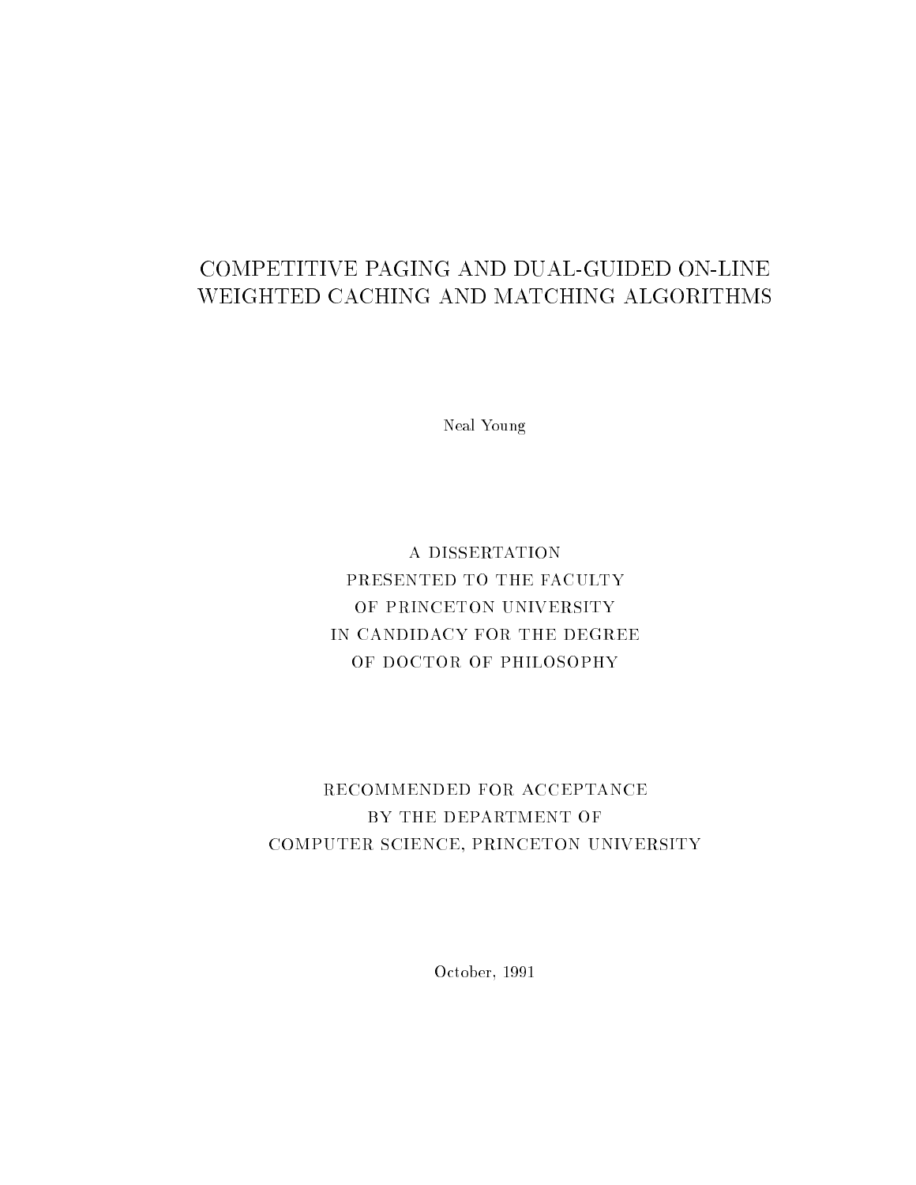# COMPETITIVE PAGING AND DUAL-GUIDED ON-LINE WEIGHTED CACHING AND MATCHING ALGORITHMS

Neal Young

A DISSERTATION
PRESENTED TO THE FACULTY
OF PRINCETON UNIVERSITY
IN CANDIDACY FOR THE DEGREE
OF DOCTOR OF PHILOSOPHY

RECOMMENDED FOR ACCEPTANCE
BY THE DEPARTMENT OF
COMPUTER SCIENCE, PRINCETON UNIVERSITY

October, 1991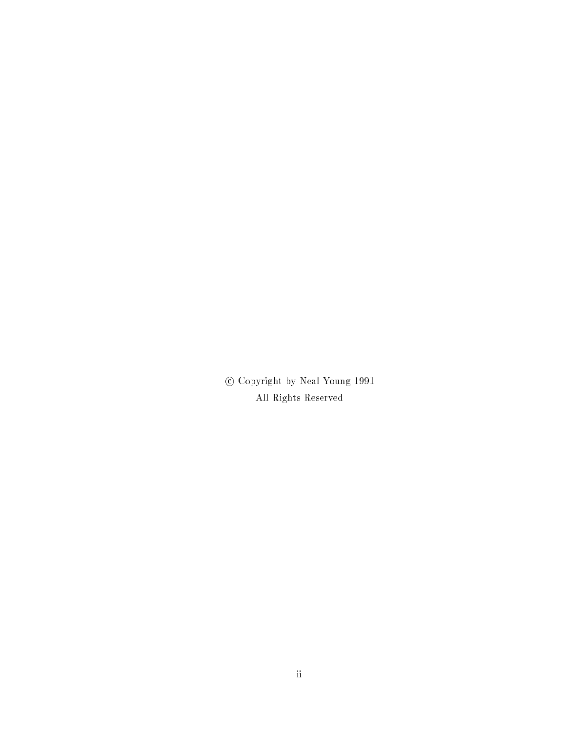© Copyright by Neal Young 1991

All Rights Reserved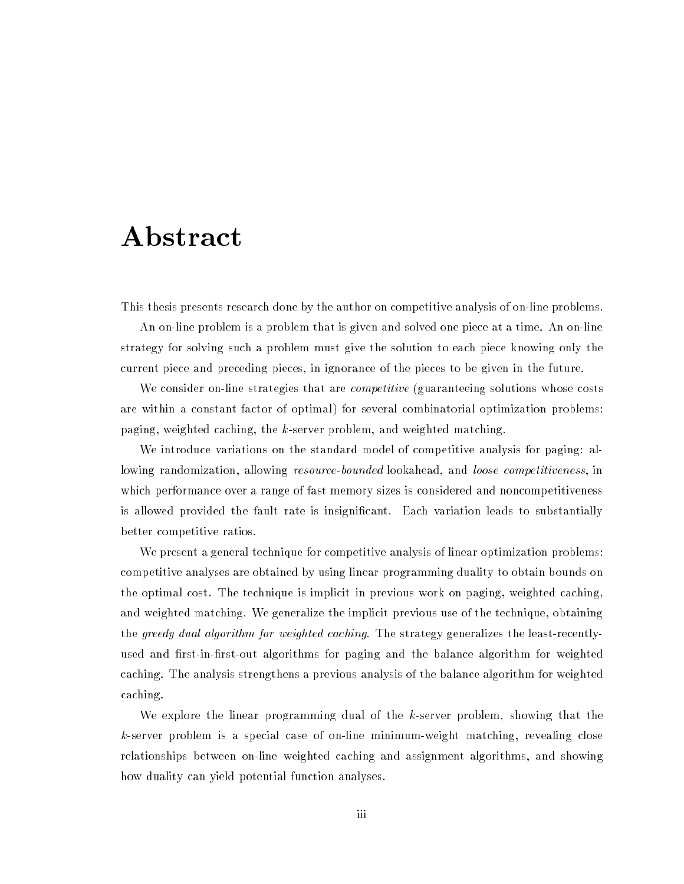# Abstract

This thesis presents research done by the author on competitive analysis of on-line problems.

An on-line problem is a problem that is given and solved one piece at a time. An on-line strategy for solving such a problem must give the solution to each piece knowing only the current piece and preceding pieces, in ignorance of the pieces to be given in the future.

We consider on-line strategies that are *competitive* (guaranteeing solutions whose costs are within a constant factor of optimal) for several combinatorial optimization problems: paging, weighted caching, the $k$-server problem, and weighted matching.

We introduce variations on the standard model of competitive analysis for paging: allowing randomization, allowing *resource-bounded* lookahead, and *loose competitiveness*, in which performance over a range of fast memory sizes is considered and noncompetitiveness is allowed provided the fault rate is insignificant. Each variation leads to substantially better competitive ratios.

We present a general technique for competitive analysis of linear optimization problems: competitive analyses are obtained by using linear programming duality to obtain bounds on the optimal cost. The technique is implicit in previous work on paging, weighted caching, and weighted matching. We generalize the implicit previous use of the technique, obtaining the *greedy dual algorithm for weighted caching*. The strategy generalizes the least-recently-used and first-in-first-out algorithms for paging and the balance algorithm for weighted caching. The analysis strengthens a previous analysis of the balance algorithm for weighted caching.

We explore the linear programming dual of the $k$-server problem, showing that the $k$-server problem is a special case of on-line minimum-weight matching, revealing close relationships between on-line weighted caching and assignment algorithms, and showing how duality can yield potential function analyses.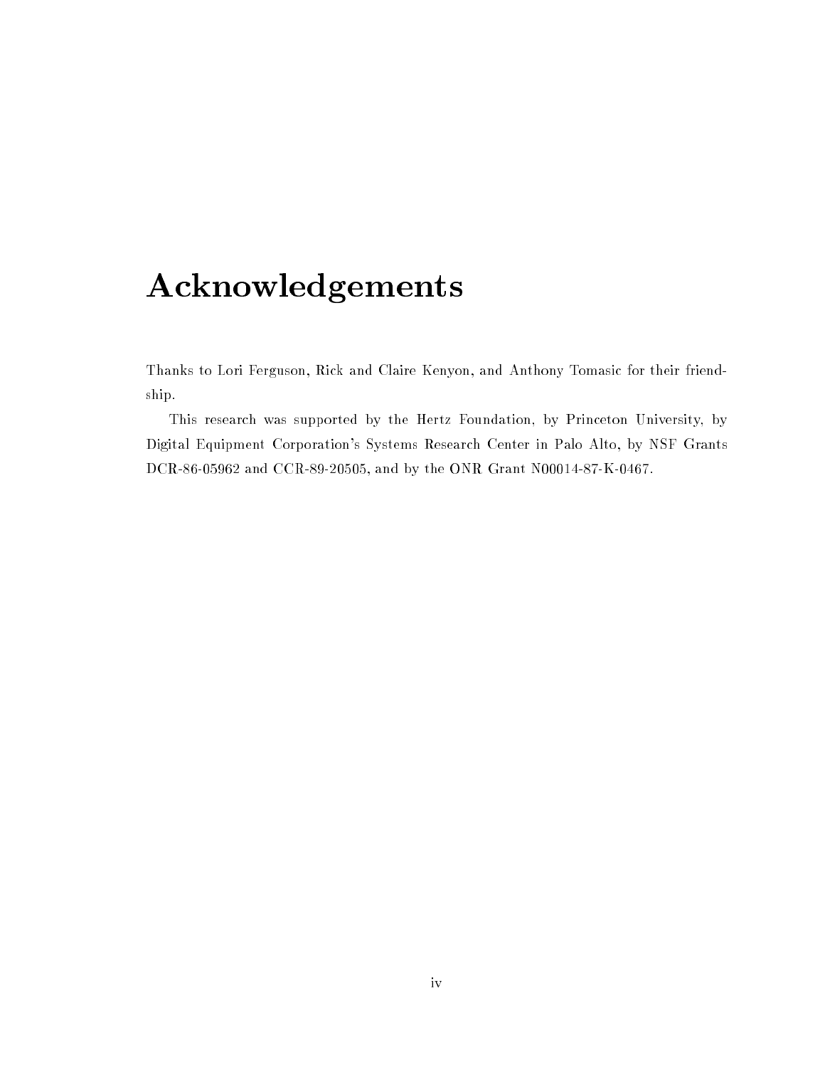# Acknowledgements

Thanks to Lori Ferguson, Rick and Claire Kenyon, and Anthony Tomasic for their friendship.

This research was supported by the Hertz Foundation, by Princeton University, by Digital Equipment Corporation's Systems Research Center in Palo Alto, by NSF Grants DCR-86-05962 and CCR-89-20505, and by the ONR Grant N00014-87-K-0467.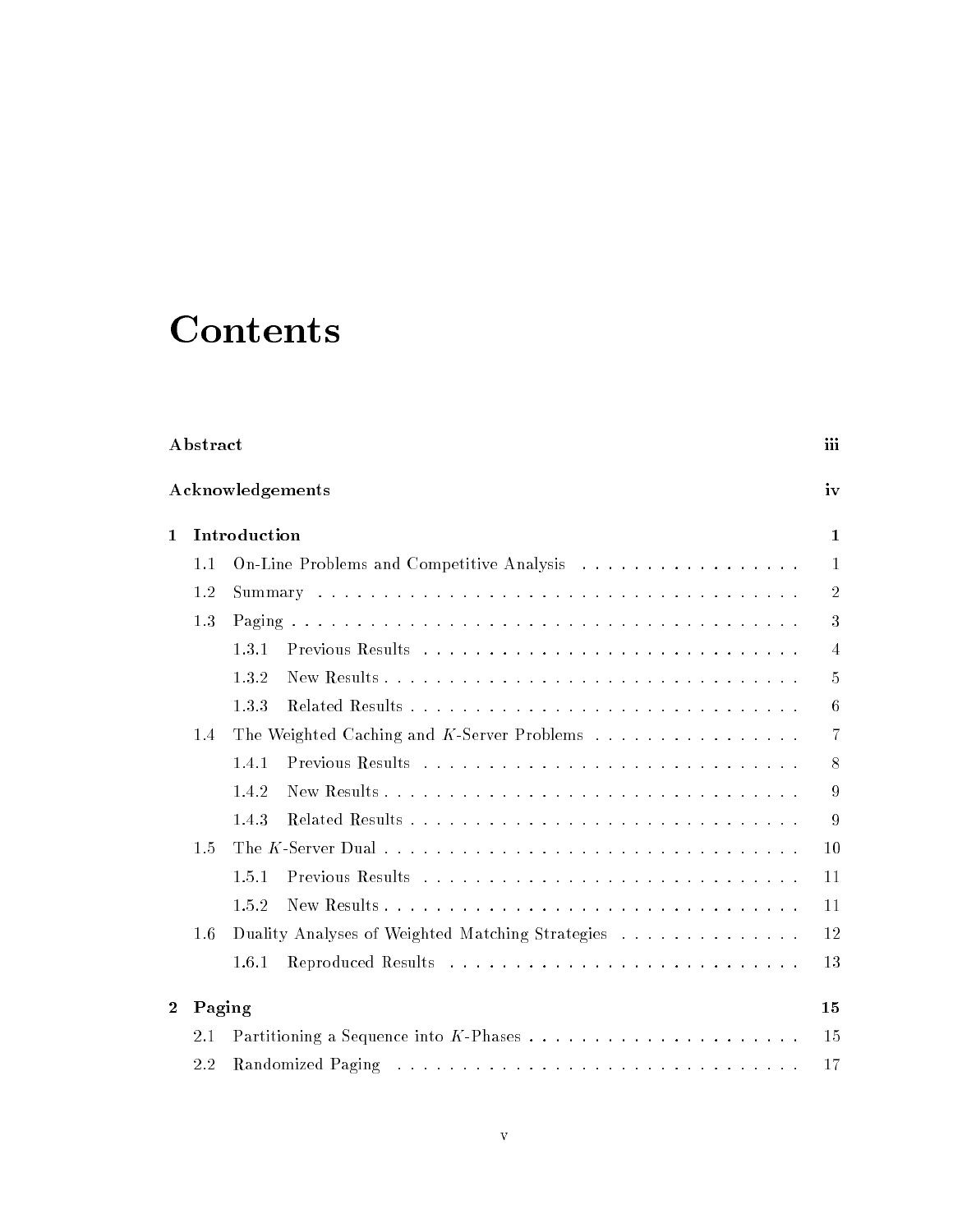# Contents

**Abstract** iii

**Acknowledgements** iv

**1 Introduction** 1

- 1.1 On-Line Problems and Competitive Analysis . . . 1
- 1.2 Summary . . . 2
- 1.3 Paging . . . 3
  - 1.3.1 Previous Results . . . 4
  - 1.3.2 New Results . . . 5
  - 1.3.3 Related Results . . . 6
- 1.4 The Weighted Caching and $K$-Server Problems . . . 7
  - 1.4.1 Previous Results . . . 8
  - 1.4.2 New Results . . . 9
  - 1.4.3 Related Results . . . 9
- 1.5 The $K$-Server Dual . . . 10
  - 1.5.1 Previous Results . . . 11
  - 1.5.2 New Results . . . 11
- 1.6 Duality Analyses of Weighted Matching Strategies . . . 12
  - 1.6.1 Reproduced Results . . . 13

**2 Paging** 15

- 2.1 Partitioning a Sequence into $K$-Phases . . . 15
- 2.2 Randomized Paging . . . 17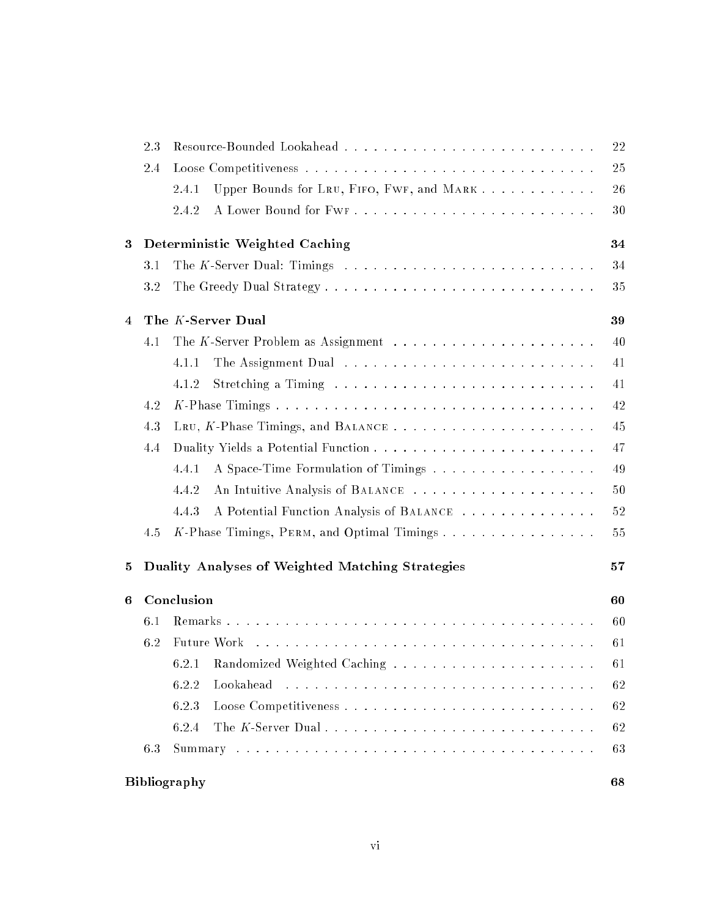| | | |
|---|---|---|
| 2.3 | Resource-Bounded Lookahead | 22 |
| 2.4 | Loose Competitiveness | 25 |
| 2.4.1 | Upper Bounds for LRU, FIFO, FWF, and MARK | 26 |
| 2.4.2 | A Lower Bound for FWF | 30 |
| **3** | **Deterministic Weighted Caching** | **34** |
| 3.1 | The $K$-Server Dual: Timings | 34 |
| 3.2 | The Greedy Dual Strategy | 35 |
| **4** | **The $K$-Server Dual** | **39** |
| 4.1 | The $K$-Server Problem as Assignment | 40 |
| 4.1.1 | The Assignment Dual | 41 |
| 4.1.2 | Stretching a Timing | 41 |
| 4.2 | $K$-Phase Timings | 42 |
| 4.3 | LRU, $K$-Phase Timings, and BALANCE | 45 |
| 4.4 | Duality Yields a Potential Function | 47 |
| 4.4.1 | A Space-Time Formulation of Timings | 49 |
| 4.4.2 | An Intuitive Analysis of BALANCE | 50 |
| 4.4.3 | A Potential Function Analysis of BALANCE | 52 |
| 4.5 | $K$-Phase Timings, PERM, and Optimal Timings | 55 |
| **5** | **Duality Analyses of Weighted Matching Strategies** | **57** |
| **6** | **Conclusion** | **60** |
| 6.1 | Remarks | 60 |
| 6.2 | Future Work | 61 |
| 6.2.1 | Randomized Weighted Caching | 61 |
| 6.2.2 | Lookahead | 62 |
| 6.2.3 | Loose Competitiveness | 62 |
| 6.2.4 | The $K$-Server Dual | 62 |
| 6.3 | Summary | 63 |
| | **Bibliography** | **68** |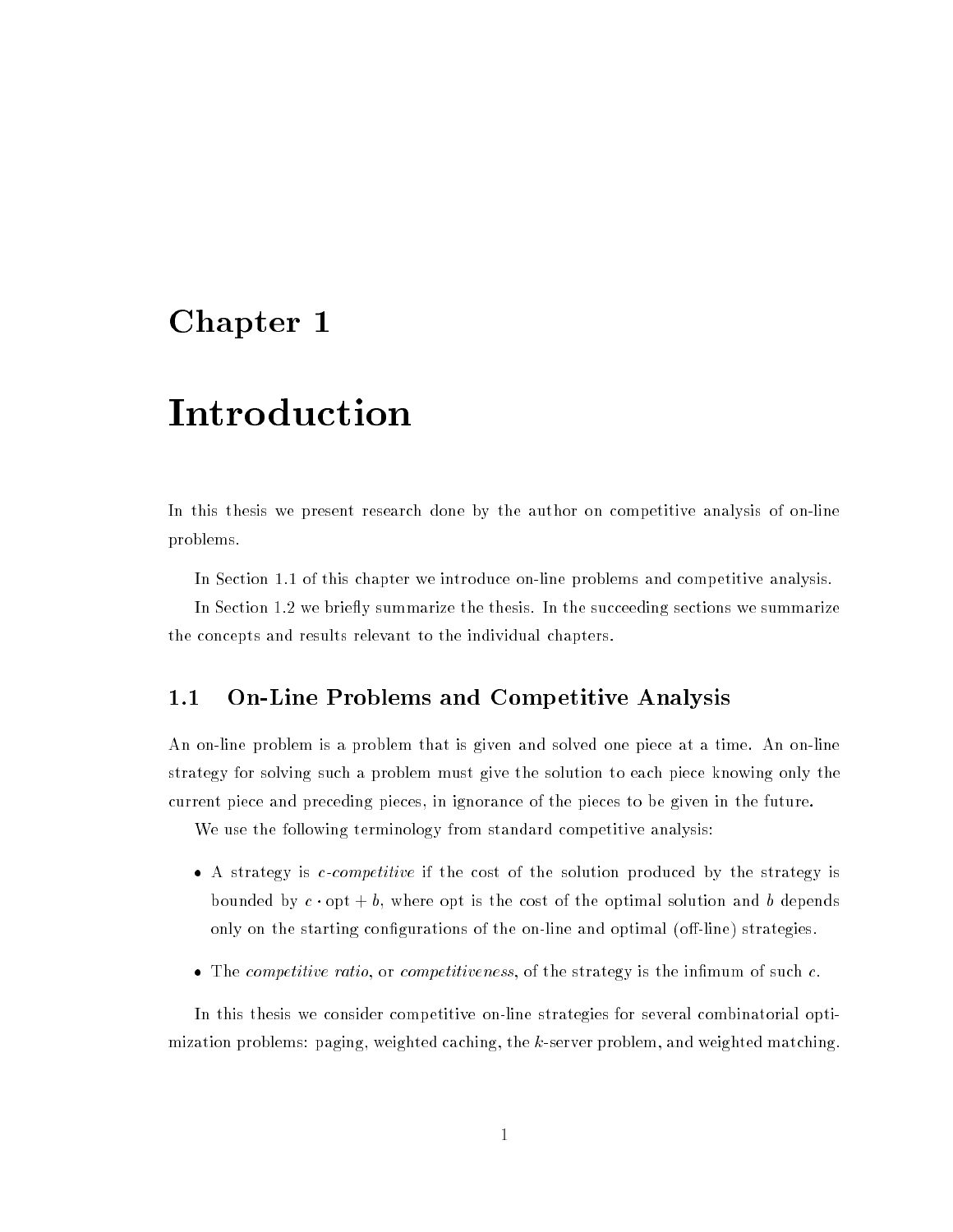# Chapter 1

# Introduction

In this thesis we present research done by the author on competitive analysis of on-line problems.

In Section 1.1 of this chapter we introduce on-line problems and competitive analysis.

In Section 1.2 we briefly summarize the thesis. In the succeeding sections we summarize the concepts and results relevant to the individual chapters.

## 1.1 On-Line Problems and Competitive Analysis

An on-line problem is a problem that is given and solved one piece at a time. An on-line strategy for solving such a problem must give the solution to each piece knowing only the current piece and preceding pieces, in ignorance of the pieces to be given in the future.

We use the following terminology from standard competitive analysis:

- A strategy is *$c$-competitive* if the cost of the solution produced by the strategy is bounded by $c \cdot \mathrm{opt} + b$, where opt is the cost of the optimal solution and $b$ depends only on the starting configurations of the on-line and optimal (off-line) strategies.
- The *competitive ratio*, or *competitiveness*, of the strategy is the infimum of such $c$.

In this thesis we consider competitive on-line strategies for several combinatorial optimization problems: paging, weighted caching, the $k$-server problem, and weighted matching.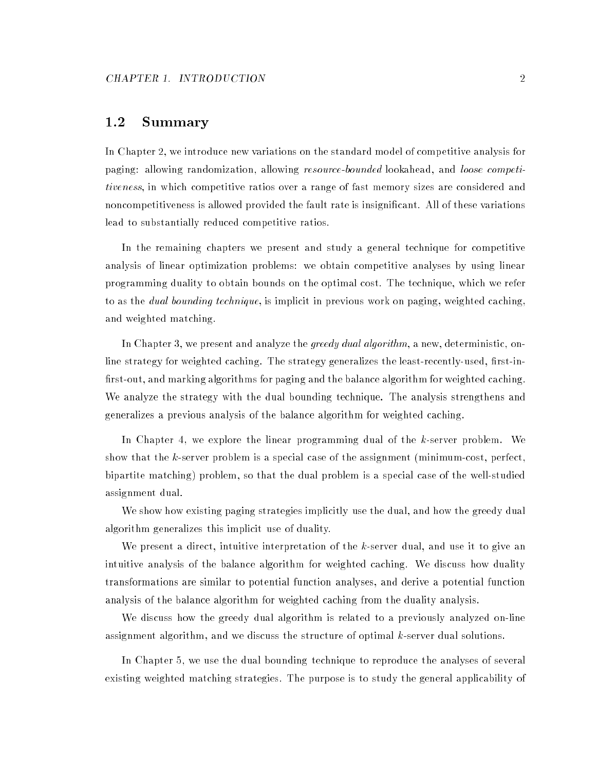## 1.2 Summary

In Chapter 2, we introduce new variations on the standard model of competitive analysis for paging: allowing randomization, allowing *resource-bounded* lookahead, and *loose competitiveness*, in which competitive ratios over a range of fast memory sizes are considered and noncompetitiveness is allowed provided the fault rate is insignificant. All of these variations lead to substantially reduced competitive ratios.

In the remaining chapters we present and study a general technique for competitive analysis of linear optimization problems: we obtain competitive analyses by using linear programming duality to obtain bounds on the optimal cost. The technique, which we refer to as the *dual bounding technique*, is implicit in previous work on paging, weighted caching, and weighted matching.

In Chapter 3, we present and analyze the *greedy dual algorithm*, a new, deterministic, on-line strategy for weighted caching. The strategy generalizes the least-recently-used, first-in-first-out, and marking algorithms for paging and the balance algorithm for weighted caching. We analyze the strategy with the dual bounding technique. The analysis strengthens and generalizes a previous analysis of the balance algorithm for weighted caching.

In Chapter 4, we explore the linear programming dual of the $k$-server problem. We show that the $k$-server problem is a special case of the assignment (minimum-cost, perfect, bipartite matching) problem, so that the dual problem is a special case of the well-studied assignment dual.

We show how existing paging strategies implicitly use the dual, and how the greedy dual algorithm generalizes this implicit use of duality.

We present a direct, intuitive interpretation of the $k$-server dual, and use it to give an intuitive analysis of the balance algorithm for weighted caching. We discuss how duality transformations are similar to potential function analyses, and derive a potential function analysis of the balance algorithm for weighted caching from the duality analysis.

We discuss how the greedy dual algorithm is related to a previously analyzed on-line assignment algorithm, and we discuss the structure of optimal $k$-server dual solutions.

In Chapter 5, we use the dual bounding technique to reproduce the analyses of several existing weighted matching strategies. The purpose is to study the general applicability of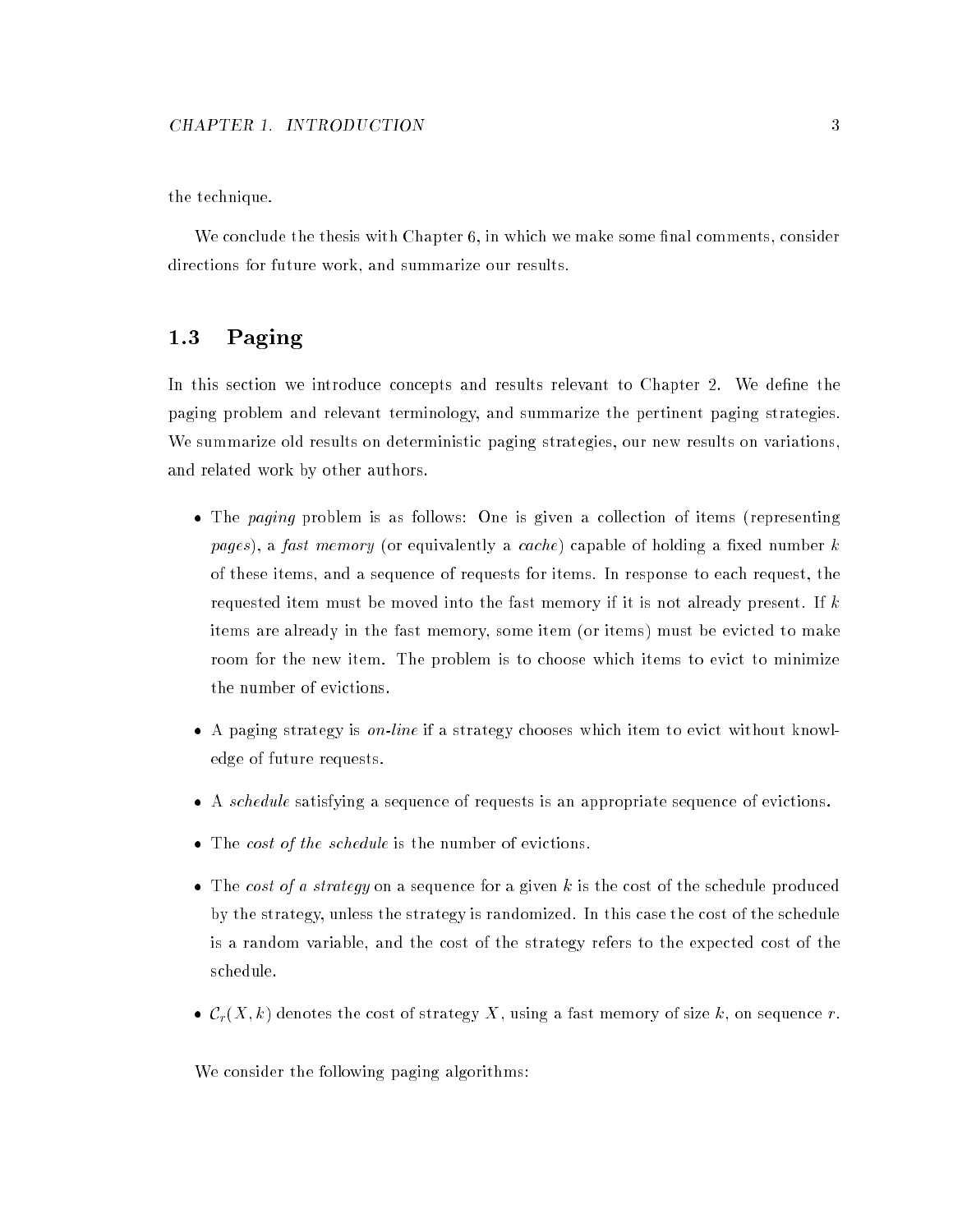the technique.

We conclude the thesis with Chapter 6, in which we make some final comments, consider directions for future work, and summarize our results.

## 1.3 Paging

In this section we introduce concepts and results relevant to Chapter 2. We define the paging problem and relevant terminology, and summarize the pertinent paging strategies. We summarize old results on deterministic paging strategies, our new results on variations, and related work by other authors.

- The *paging* problem is as follows: One is given a collection of items (representing *pages*), a *fast memory* (or equivalently a *cache*) capable of holding a fixed number $k$ of these items, and a sequence of requests for items. In response to each request, the requested item must be moved into the fast memory if it is not already present. If $k$ items are already in the fast memory, some item (or items) must be evicted to make room for the new item. The problem is to choose which items to evict to minimize the number of evictions.
- A paging strategy is *on-line* if a strategy chooses which item to evict without knowledge of future requests.
- A *schedule* satisfying a sequence of requests is an appropriate sequence of evictions.
- The *cost of the schedule* is the number of evictions.
- The *cost of a strategy* on a sequence for a given $k$ is the cost of the schedule produced by the strategy, unless the strategy is randomized. In this case the cost of the schedule is a random variable, and the cost of the strategy refers to the expected cost of the schedule.
- $\mathcal{C}_r(X, k)$ denotes the cost of strategy $X$, using a fast memory of size $k$, on sequence $r$.

We consider the following paging algorithms: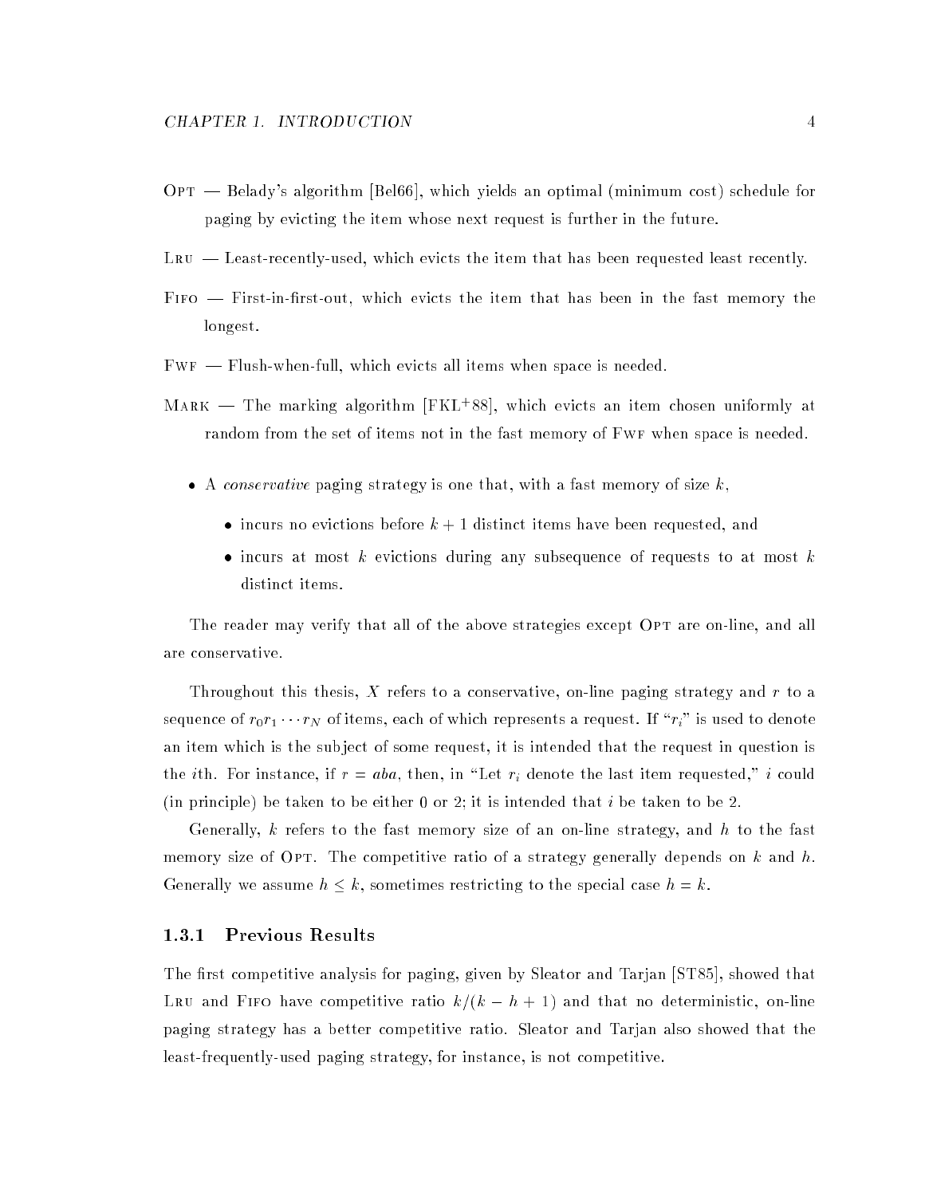Opt — Belady's algorithm [Bel66], which yields an optimal (minimum cost) schedule for paging by evicting the item whose next request is further in the future.

Lru — Least-recently-used, which evicts the item that has been requested least recently.

Fifo — First-in-first-out, which evicts the item that has been in the fast memory the longest.

Fwf — Flush-when-full, which evicts all items when space is needed.

Mark — The marking algorithm [FKL+88], which evicts an item chosen uniformly at random from the set of items not in the fast memory of Fwf when space is needed.

- A *conservative* paging strategy is one that, with a fast memory of size $k$,
  - incurs no evictions before $k+1$ distinct items have been requested, and
  - incurs at most $k$ evictions during any subsequence of requests to at most $k$ distinct items.

The reader may verify that all of the above strategies except Opt are on-line, and all are conservative.

Throughout this thesis, $X$ refers to a conservative, on-line paging strategy and $r$ to a sequence of $r_0 r_1 \cdots r_N$ of items, each of which represents a request. If "$r_i$" is used to denote an item which is the subject of some request, it is intended that the request in question is the $i$th. For instance, if $r = aba$, then, in "Let $r_i$ denote the last item requested," $i$ could (in principle) be taken to be either 0 or 2; it is intended that $i$ be taken to be 2.

Generally, $k$ refers to the fast memory size of an on-line strategy, and $h$ to the fast memory size of Opt. The competitive ratio of a strategy generally depends on $k$ and $h$. Generally we assume $h \leq k$, sometimes restricting to the special case $h = k$.

### 1.3.1 Previous Results

The first competitive analysis for paging, given by Sleator and Tarjan [ST85], showed that Lru and Fifo have competitive ratio $k/(k-h+1)$ and that no deterministic, on-line paging strategy has a better competitive ratio. Sleator and Tarjan also showed that the least-frequently-used paging strategy, for instance, is not competitive.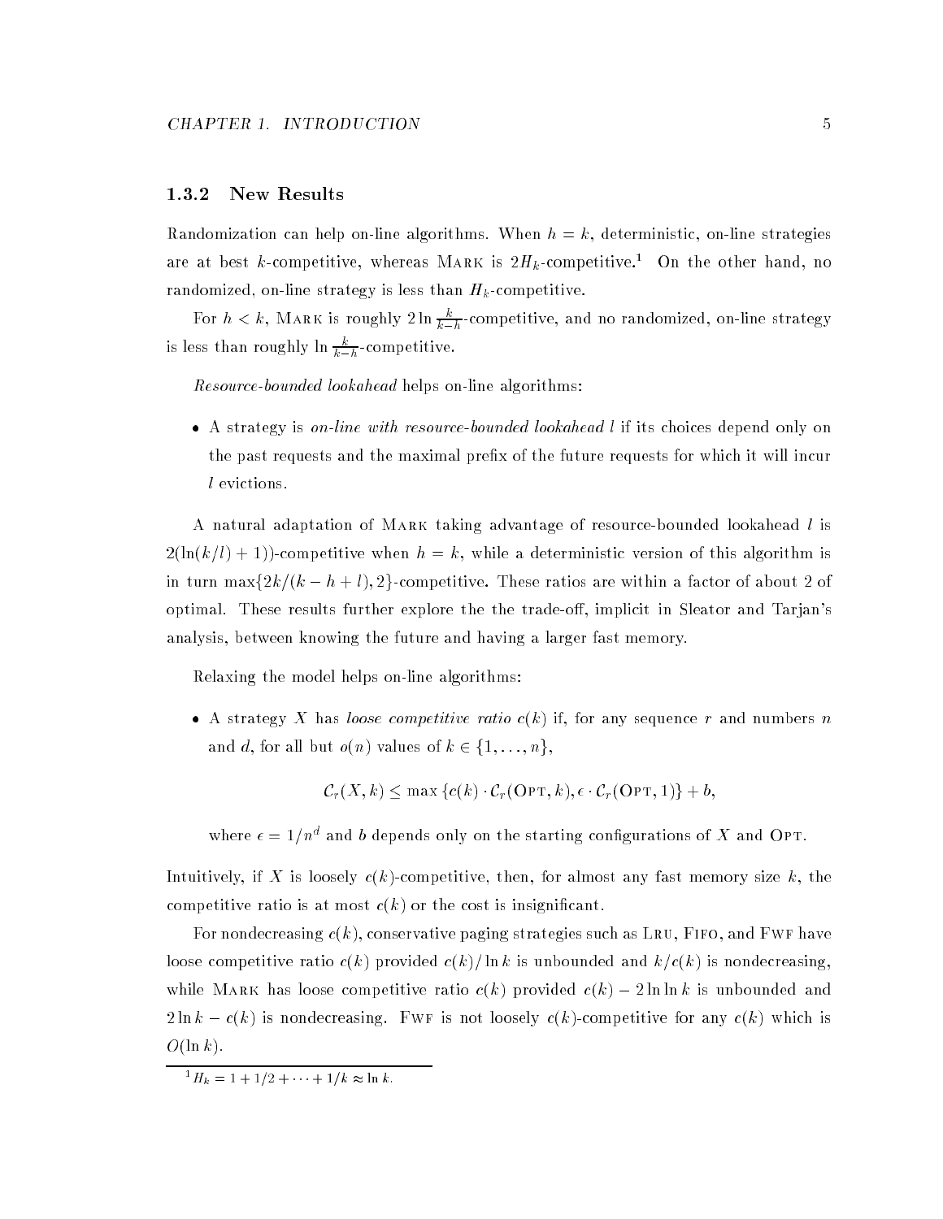### 1.3.2 New Results

Randomization can help on-line algorithms. When $h = k$, deterministic, on-line strategies are at best $k$-competitive, whereas Mark is $2H_k$-competitive.[1] On the other hand, no randomized, on-line strategy is less than $H_k$-competitive.

For $h < k$, Mark is roughly $2 \ln \frac{k}{k-h}$-competitive, and no randomized, on-line strategy is less than roughly $\ln \frac{k}{k-h}$-competitive.

*Resource-bounded lookahead* helps on-line algorithms:

- A strategy is *on-line with resource-bounded lookahead* $l$ if its choices depend only on the past requests and the maximal prefix of the future requests for which it will incur $l$ evictions.

A natural adaptation of Mark taking advantage of resource-bounded lookahead $l$ is $2(\ln(k/l) + 1))$-competitive when $h = k$, while a deterministic version of this algorithm is in turn $\max\{2k/(k-h+l), 2\}$-competitive. These ratios are within a factor of about 2 of optimal. These results further explore the the trade-off, implicit in Sleator and Tarjan's analysis, between knowing the future and having a larger fast memory.

Relaxing the model helps on-line algorithms:

- A strategy $X$ has *loose competitive ratio* $c(k)$ if, for any sequence $r$ and numbers $n$ and $d$, for all but $o(n)$ values of $k \in \{1, \ldots, n\}$,

$$\mathcal{C}_r(X, k) \leq \max\{c(k) \cdot \mathcal{C}_r(\text{Opt}, k), \epsilon \cdot \mathcal{C}_r(\text{Opt}, 1)\} + b,$$

where $\epsilon = 1/n^d$ and $b$ depends only on the starting configurations of $X$ and Opt.

Intuitively, if $X$ is loosely $c(k)$-competitive, then, for almost any fast memory size $k$, the competitive ratio is at most $c(k)$ or the cost is insignificant.

For nondecreasing $c(k)$, conservative paging strategies such as Lru, Fifo, and Fwf have loose competitive ratio $c(k)$ provided $c(k)/\ln k$ is unbounded and $k/c(k)$ is nondecreasing, while Mark has loose competitive ratio $c(k)$ provided $c(k) - 2 \ln \ln k$ is unbounded and $2 \ln k - c(k)$ is nondecreasing. Fwf is not loosely $c(k)$-competitive for any $c(k)$ which is $O(\ln k)$.

[1] $H_k = 1 + 1/2 + \cdots + 1/k \approx \ln k$.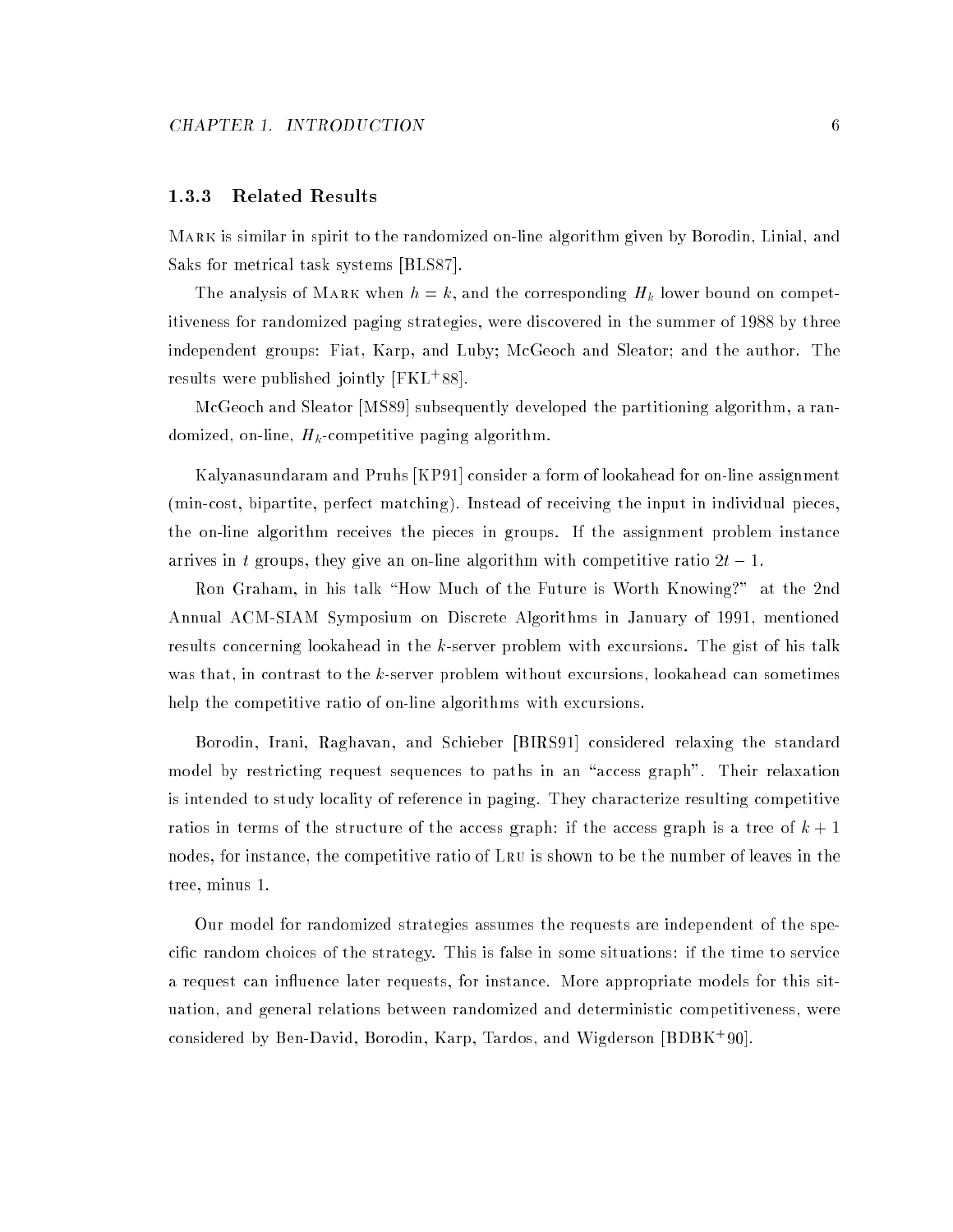### 1.3.3 Related Results

Mark is similar in spirit to the randomized on-line algorithm given by Borodin, Linial, and Saks for metrical task systems [BLS87].

The analysis of Mark when $h = k$, and the corresponding $H_k$ lower bound on competitiveness for randomized paging strategies, were discovered in the summer of 1988 by three independent groups: Fiat, Karp, and Luby; McGeoch and Sleator; and the author. The results were published jointly [FKL+88].

McGeoch and Sleator [MS89] subsequently developed the partitioning algorithm, a randomized, on-line, $H_k$-competitive paging algorithm.

Kalyanasundaram and Pruhs [KP91] consider a form of lookahead for on-line assignment (min-cost, bipartite, perfect matching). Instead of receiving the input in individual pieces, the on-line algorithm receives the pieces in groups. If the assignment problem instance arrives in $t$ groups, they give an on-line algorithm with competitive ratio $2t - 1$.

Ron Graham, in his talk "How Much of the Future is Worth Knowing?" at the 2nd Annual ACM-SIAM Symposium on Discrete Algorithms in January of 1991, mentioned results concerning lookahead in the $k$-server problem with excursions. The gist of his talk was that, in contrast to the $k$-server problem without excursions, lookahead can sometimes help the competitive ratio of on-line algorithms with excursions.

Borodin, Irani, Raghavan, and Schieber [BIRS91] considered relaxing the standard model by restricting request sequences to paths in an "access graph". Their relaxation is intended to study locality of reference in paging. They characterize resulting competitive ratios in terms of the structure of the access graph: if the access graph is a tree of $k + 1$ nodes, for instance, the competitive ratio of Lru is shown to be the number of leaves in the tree, minus 1.

Our model for randomized strategies assumes the requests are independent of the specific random choices of the strategy. This is false in some situations: if the time to service a request can influence later requests, for instance. More appropriate models for this situation, and general relations between randomized and deterministic competitiveness, were considered by Ben-David, Borodin, Karp, Tardos, and Wigderson [BDBK+90].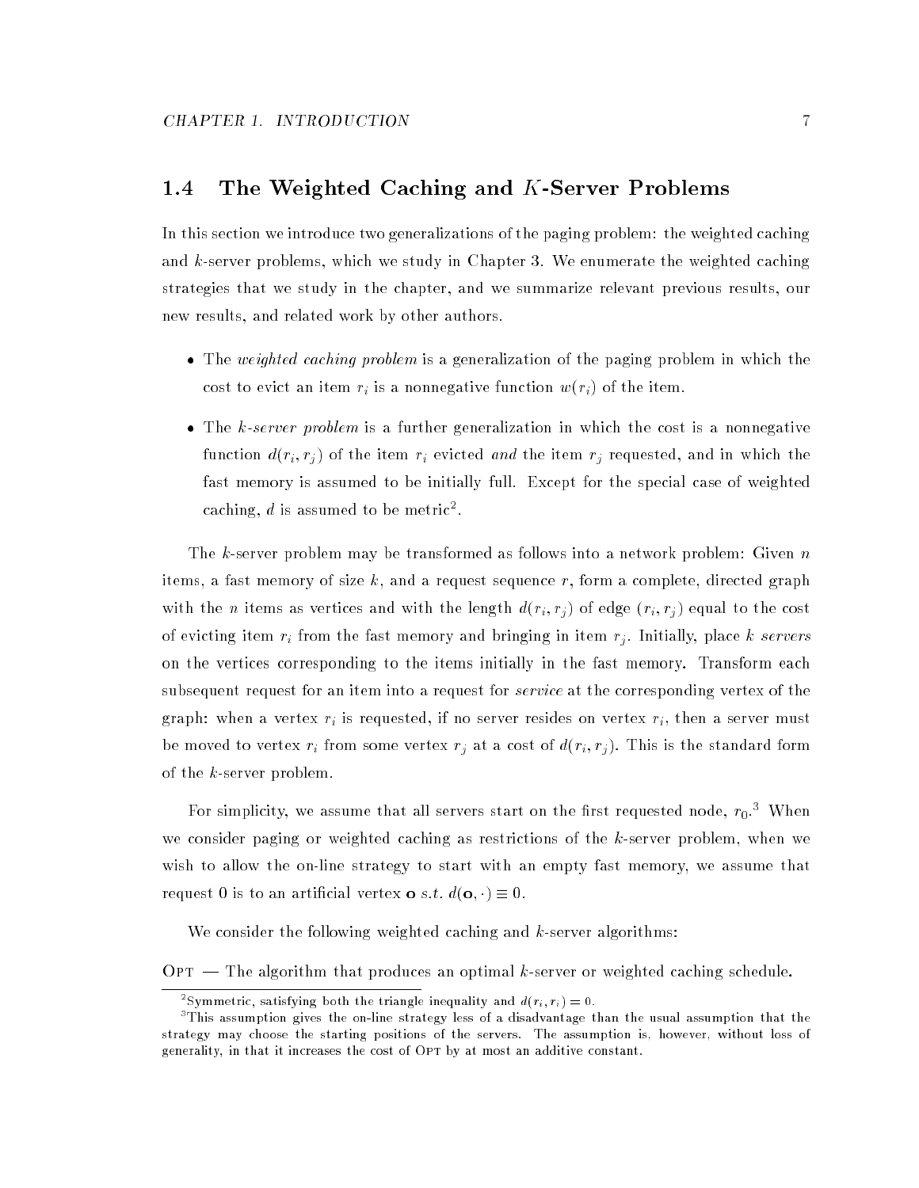## 1.4 The Weighted Caching and $K$-Server Problems

In this section we introduce two generalizations of the paging problem: the weighted caching and $k$-server problems, which we study in Chapter 3. We enumerate the weighted caching strategies that we study in the chapter, and we summarize relevant previous results, our new results, and related work by other authors.

- The *weighted caching problem* is a generalization of the paging problem in which the cost to evict an item $r_i$ is a nonnegative function $w(r_i)$ of the item.
- The *k-server problem* is a further generalization in which the cost is a nonnegative function $d(r_i, r_j)$ of the item $r_i$ evicted *and* the item $r_j$ requested, and in which the fast memory is assumed to be initially full. Except for the special case of weighted caching, $d$ is assumed to be metric[2].

The $k$-server problem may be transformed as follows into a network problem: Given $n$ items, a fast memory of size $k$, and a request sequence $r$, form a complete, directed graph with the $n$ items as vertices and with the length $d(r_i, r_j)$ of edge $(r_i, r_j)$ equal to the cost of evicting item $r_i$ from the fast memory and bringing in item $r_j$. Initially, place $k$ *servers* on the vertices corresponding to the items initially in the fast memory. Transform each subsequent request for an item into a request for *service* at the corresponding vertex of the graph: when a vertex $r_i$ is requested, if no server resides on vertex $r_i$, then a server must be moved to vertex $r_i$ from some vertex $r_j$ at a cost of $d(r_i, r_j)$. This is the standard form of the $k$-server problem.

For simplicity, we assume that all servers start on the first requested node, $r_0$.[3] When we consider paging or weighted caching as restrictions of the $k$-server problem, when we wish to allow the on-line strategy to start with an empty fast memory, we assume that request 0 is to an artificial vertex $\mathbf{o}$ *s.t.* $d(\mathbf{o}, \cdot) \equiv 0$.

We consider the following weighted caching and $k$-server algorithms:

Opt — The algorithm that produces an optimal $k$-server or weighted caching schedule.

---

[2] Symmetric, satisfying both the triangle inequality and $d(r_i, r_i) = 0$.

[3] This assumption gives the on-line strategy less of a disadvantage than the usual assumption that the strategy may choose the starting positions of the servers. The assumption is, however, without loss of generality, in that it increases the cost of Opt by at most an additive constant.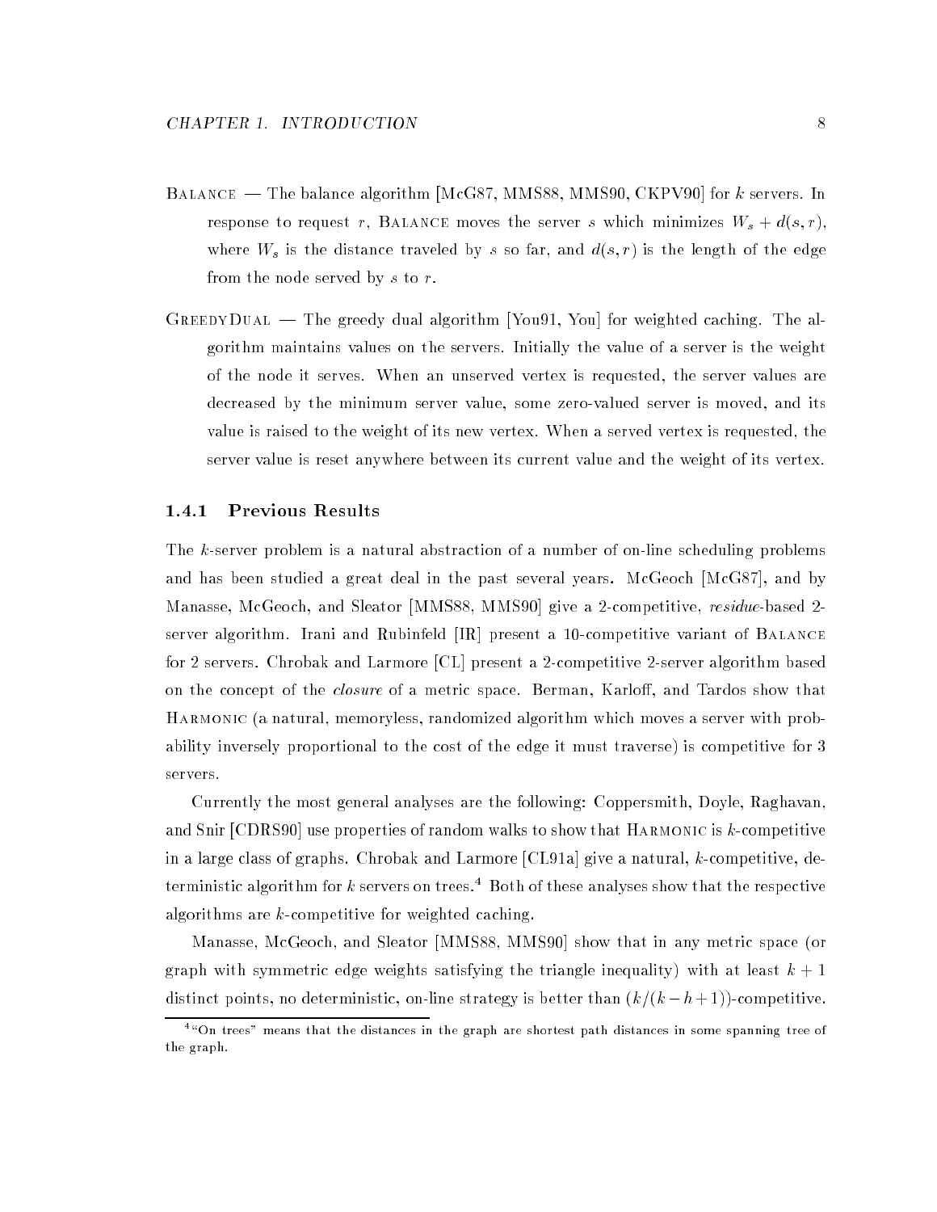Balance — The balance algorithm [McG87, MMS88, MMS90, CKPV90] for $k$ servers. In response to request $r$, Balance moves the server $s$ which minimizes $W_s + d(s, r)$, where $W_s$ is the distance traveled by $s$ so far, and $d(s, r)$ is the length of the edge from the node served by $s$ to $r$.

GreedyDual — The greedy dual algorithm [You91, You] for weighted caching. The algorithm maintains values on the servers. Initially the value of a server is the weight of the node it serves. When an unserved vertex is requested, the server values are decreased by the minimum server value, some zero-valued server is moved, and its value is raised to the weight of its new vertex. When a served vertex is requested, the server value is reset anywhere between its current value and the weight of its vertex.

### 1.4.1 Previous Results

The $k$-server problem is a natural abstraction of a number of on-line scheduling problems and has been studied a great deal in the past several years. McGeoch [McG87], and by Manasse, McGeoch, and Sleator [MMS88, MMS90] give a 2-competitive, *residue*-based 2-server algorithm. Irani and Rubinfeld [IR] present a 10-competitive variant of Balance for 2 servers. Chrobak and Larmore [CL] present a 2-competitive 2-server algorithm based on the concept of the *closure* of a metric space. Berman, Karloff, and Tardos show that Harmonic (a natural, memoryless, randomized algorithm which moves a server with probability inversely proportional to the cost of the edge it must traverse) is competitive for 3 servers.

Currently the most general analyses are the following: Coppersmith, Doyle, Raghavan, and Snir [CDRS90] use properties of random walks to show that Harmonic is $k$-competitive in a large class of graphs. Chrobak and Larmore [CL91a] give a natural, $k$-competitive, deterministic algorithm for $k$ servers on trees.[4] Both of these analyses show that the respective algorithms are $k$-competitive for weighted caching.

Manasse, McGeoch, and Sleator [MMS88, MMS90] show that in any metric space (or graph with symmetric edge weights satisfying the triangle inequality) with at least $k + 1$ distinct points, no deterministic, on-line strategy is better than $(k/(k - h + 1))$-competitive.

[4] "On trees" means that the distances in the graph are shortest path distances in some spanning tree of the graph.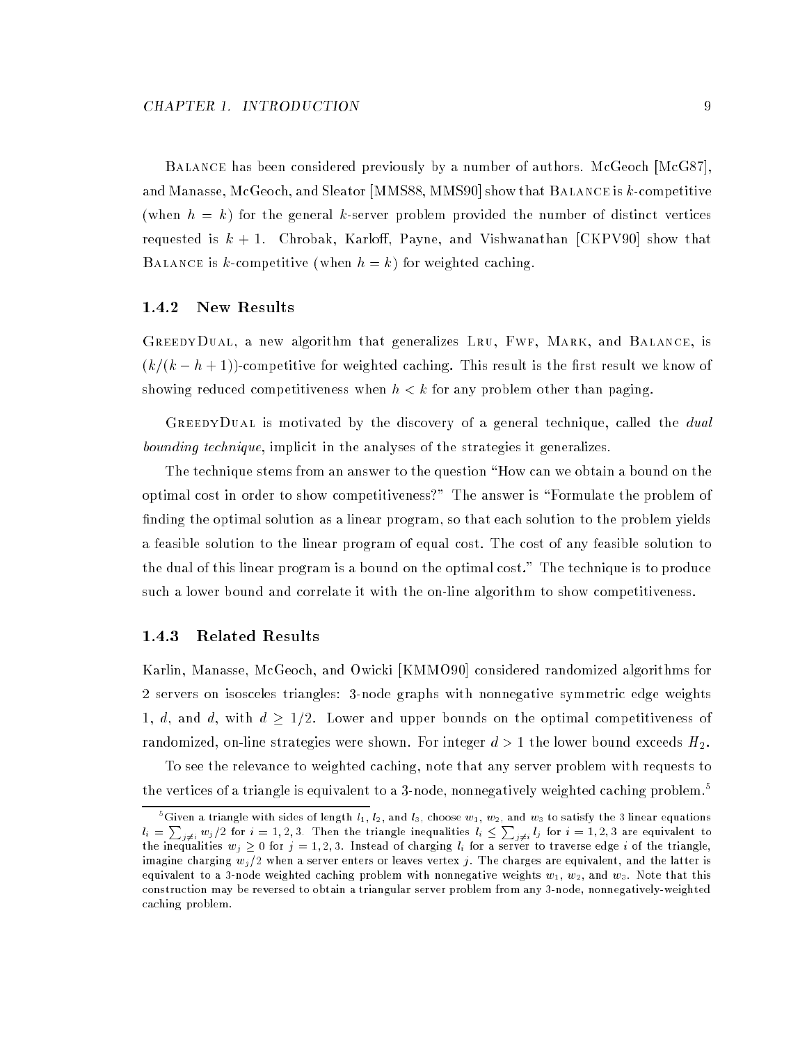Balance has been considered previously by a number of authors. McGeoch [McG87], and Manasse, McGeoch, and Sleator [MMS88, MMS90] show that Balance is $k$-competitive (when $h = k$) for the general $k$-server problem provided the number of distinct vertices requested is $k+1$. Chrobak, Karloff, Payne, and Vishwanathan [CKPV90] show that Balance is $k$-competitive (when $h = k$) for weighted caching.

### 1.4.2 New Results

GreedyDual, a new algorithm that generalizes Lru, Fwf, Mark, and Balance, is $(k/(k-h+1))$-competitive for weighted caching. This result is the first result we know of showing reduced competitiveness when $h < k$ for any problem other than paging.

GreedyDual is motivated by the discovery of a general technique, called the *dual bounding technique*, implicit in the analyses of the strategies it generalizes.

The technique stems from an answer to the question "How can we obtain a bound on the optimal cost in order to show competitiveness?" The answer is "Formulate the problem of finding the optimal solution as a linear program, so that each solution to the problem yields a feasible solution to the linear program of equal cost. The cost of any feasible solution to the dual of this linear program is a bound on the optimal cost." The technique is to produce such a lower bound and correlate it with the on-line algorithm to show competitiveness.

### 1.4.3 Related Results

Karlin, Manasse, McGeoch, and Owicki [KMMO90] considered randomized algorithms for 2 servers on isosceles triangles: 3-node graphs with nonnegative symmetric edge weights 1, $d$, and $d$, with $d \geq 1/2$. Lower and upper bounds on the optimal competitiveness of randomized, on-line strategies were shown. For integer $d > 1$ the lower bound exceeds $H_2$.

To see the relevance to weighted caching, note that any server problem with requests to the vertices of a triangle is equivalent to a 3-node, nonnegatively weighted caching problem.[5]

[5] Given a triangle with sides of length $l_1$, $l_2$, and $l_3$, choose $w_1$, $w_2$, and $w_3$ to satisfy the 3 linear equations $l_i = \sum_{j \neq i} w_j/2$ for $i = 1, 2, 3$. Then the triangle inequalities $l_i \leq \sum_{j \neq i} l_j$ for $i = 1, 2, 3$ are equivalent to the inequalities $w_j \geq 0$ for $j = 1, 2, 3$. Instead of charging $l_i$ for a server to traverse edge $i$ of the triangle, imagine charging $w_j/2$ when a server enters or leaves vertex $j$. The charges are equivalent, and the latter is equivalent to a 3-node weighted caching problem with nonnegative weights $w_1$, $w_2$, and $w_3$. Note that this construction may be reversed to obtain a triangular server problem from any 3-node, nonnegatively-weighted caching problem.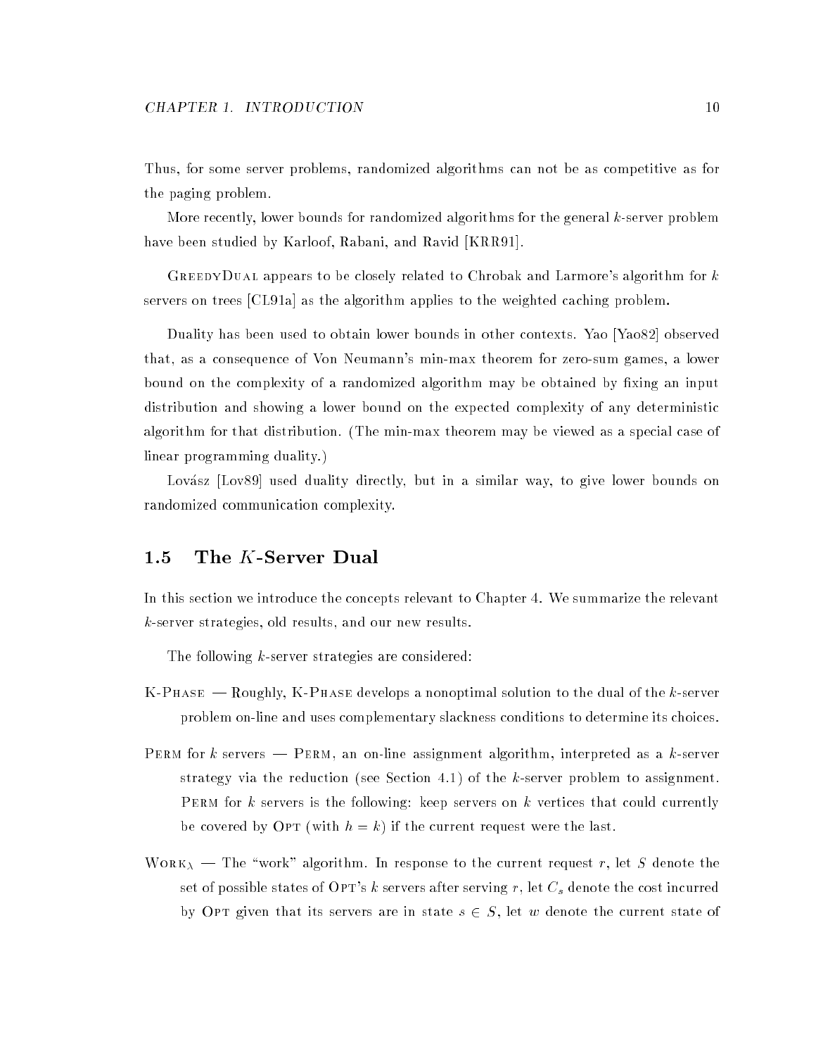Thus, for some server problems, randomized algorithms can not be as competitive as for the paging problem.

More recently, lower bounds for randomized algorithms for the general $k$-server problem have been studied by Karloof, Rabani, and Ravid [KRR91].

GreedyDual appears to be closely related to Chrobak and Larmore's algorithm for $k$ servers on trees [CL91a] as the algorithm applies to the weighted caching problem.

Duality has been used to obtain lower bounds in other contexts. Yao [Yao82] observed that, as a consequence of Von Neumann's min-max theorem for zero-sum games, a lower bound on the complexity of a randomized algorithm may be obtained by fixing an input distribution and showing a lower bound on the expected complexity of any deterministic algorithm for that distribution. (The min-max theorem may be viewed as a special case of linear programming duality.)

Lovász [Lov89] used duality directly, but in a similar way, to give lower bounds on randomized communication complexity.

## 1.5 The $K$-Server Dual

In this section we introduce the concepts relevant to Chapter 4. We summarize the relevant $k$-server strategies, old results, and our new results.

The following $k$-server strategies are considered:

K-Phase — Roughly, K-Phase develops a nonoptimal solution to the dual of the $k$-server problem on-line and uses complementary slackness conditions to determine its choices.

Perm for $k$ servers — Perm, an on-line assignment algorithm, interpreted as a $k$-server strategy via the reduction (see Section 4.1) of the $k$-server problem to assignment. Perm for $k$ servers is the following: keep servers on $k$ vertices that could currently be covered by Opt (with $h = k$) if the current request were the last.

Work$_\lambda$ — The "work" algorithm. In response to the current request $r$, let $S$ denote the set of possible states of Opt's $k$ servers after serving $r$, let $C_s$ denote the cost incurred by Opt given that its servers are in state $s \in S$, let $w$ denote the current state of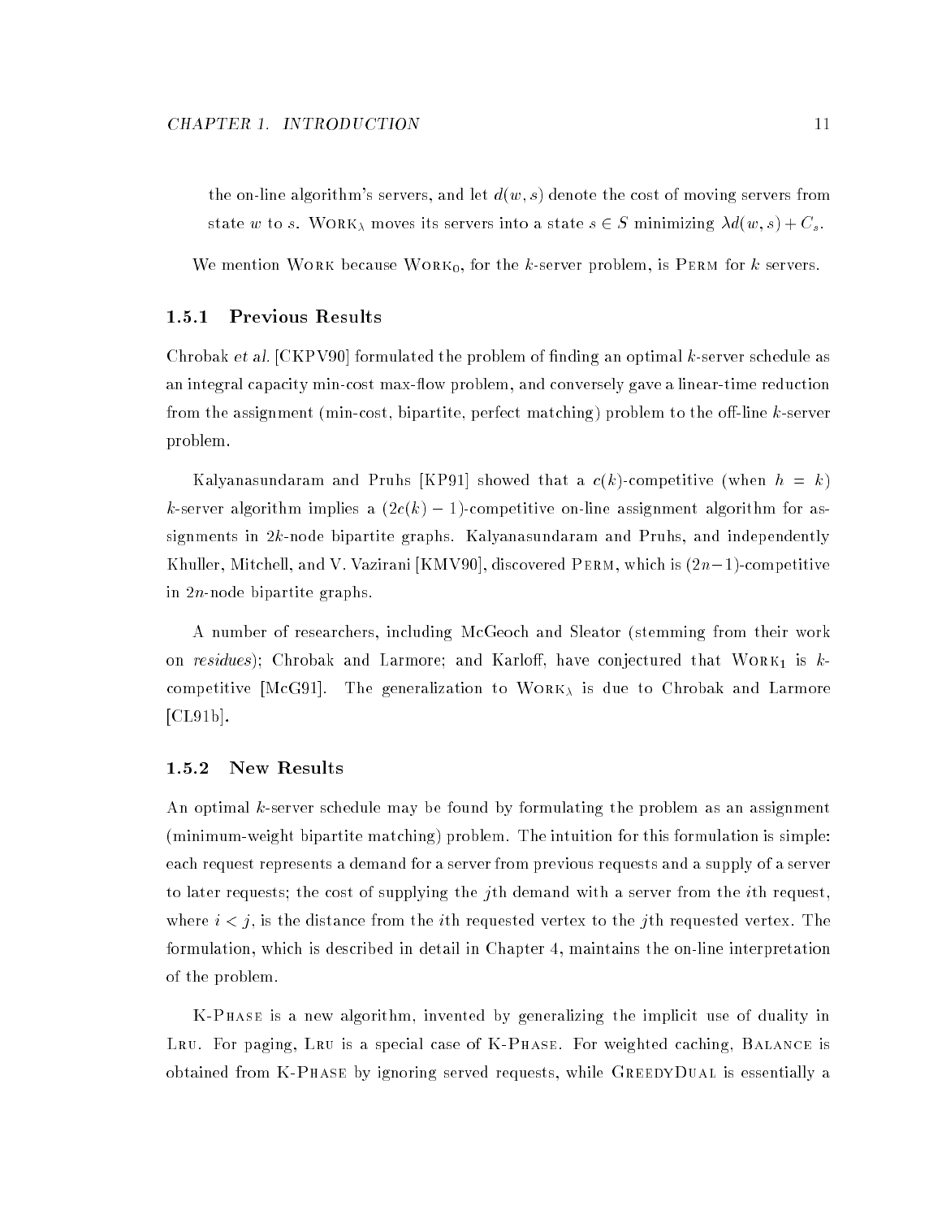the on-line algorithm's servers, and let $d(w, s)$ denote the cost of moving servers from state $w$ to $s$. Work$_\lambda$ moves its servers into a state $s \in S$ minimizing $\lambda d(w, s) + C_s$.

We mention Work because Work$_0$, for the $k$-server problem, is Perm for $k$ servers.

### 1.5.1 Previous Results

Chrobak *et al.* [CKPV90] formulated the problem of finding an optimal $k$-server schedule as an integral capacity min-cost max-flow problem, and conversely gave a linear-time reduction from the assignment (min-cost, bipartite, perfect matching) problem to the off-line $k$-server problem.

Kalyanasundaram and Pruhs [KP91] showed that a $c(k)$-competitive (when $h = k$) $k$-server algorithm implies a $(2c(k) - 1)$-competitive on-line assignment algorithm for assignments in $2k$-node bipartite graphs. Kalyanasundaram and Pruhs, and independently Khuller, Mitchell, and V. Vazirani [KMV90], discovered Perm, which is $(2n-1)$-competitive in $2n$-node bipartite graphs.

A number of researchers, including McGeoch and Sleator (stemming from their work on *residues*); Chrobak and Larmore; and Karloff, have conjectured that Work$_1$ is $k$-competitive [McG91]. The generalization to Work$_\lambda$ is due to Chrobak and Larmore [CL91b].

### 1.5.2 New Results

An optimal $k$-server schedule may be found by formulating the problem as an assignment (minimum-weight bipartite matching) problem. The intuition for this formulation is simple: each request represents a demand for a server from previous requests and a supply of a server to later requests; the cost of supplying the $j$th demand with a server from the $i$th request, where $i < j$, is the distance from the $i$th requested vertex to the $j$th requested vertex. The formulation, which is described in detail in Chapter 4, maintains the on-line interpretation of the problem.

K-Phase is a new algorithm, invented by generalizing the implicit use of duality in Lru. For paging, Lru is a special case of K-Phase. For weighted caching, Balance is obtained from K-Phase by ignoring served requests, while GreedyDual is essentially a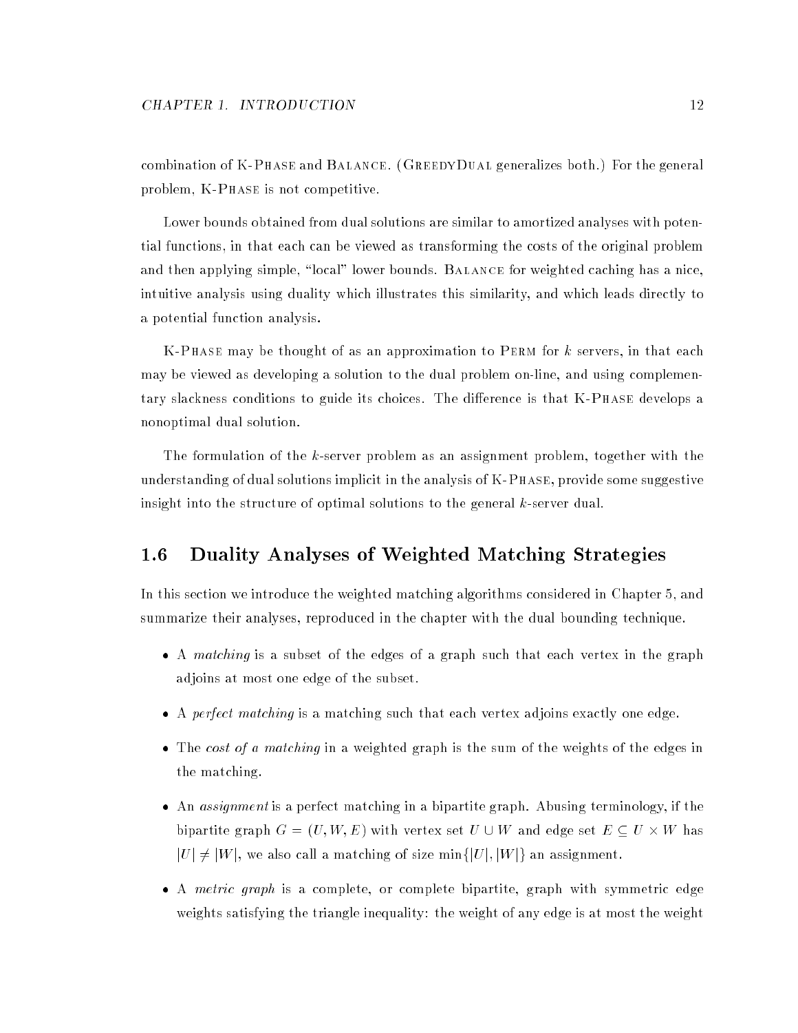combination of K-Phase and Balance. (GreedyDual generalizes both.) For the general problem, K-Phase is not competitive.

Lower bounds obtained from dual solutions are similar to amortized analyses with potential functions, in that each can be viewed as transforming the costs of the original problem and then applying simple, "local" lower bounds. Balance for weighted caching has a nice, intuitive analysis using duality which illustrates this similarity, and which leads directly to a potential function analysis.

K-Phase may be thought of as an approximation to Perm for $k$ servers, in that each may be viewed as developing a solution to the dual problem on-line, and using complementary slackness conditions to guide its choices. The difference is that K-Phase develops a nonoptimal dual solution.

The formulation of the $k$-server problem as an assignment problem, together with the understanding of dual solutions implicit in the analysis of K-Phase, provide some suggestive insight into the structure of optimal solutions to the general $k$-server dual.

## 1.6 Duality Analyses of Weighted Matching Strategies

In this section we introduce the weighted matching algorithms considered in Chapter 5, and summarize their analyses, reproduced in the chapter with the dual bounding technique.

- A *matching* is a subset of the edges of a graph such that each vertex in the graph adjoins at most one edge of the subset.
- A *perfect matching* is a matching such that each vertex adjoins exactly one edge.
- The *cost of a matching* in a weighted graph is the sum of the weights of the edges in the matching.
- An *assignment* is a perfect matching in a bipartite graph. Abusing terminology, if the bipartite graph $G = (U, W, E)$ with vertex set $U \cup W$ and edge set $E \subseteq U \times W$ has $|U| \neq |W|$, we also call a matching of size $\min\{|U|, |W|\}$ an assignment.
- A *metric graph* is a complete, or complete bipartite, graph with symmetric edge weights satisfying the triangle inequality: the weight of any edge is at most the weight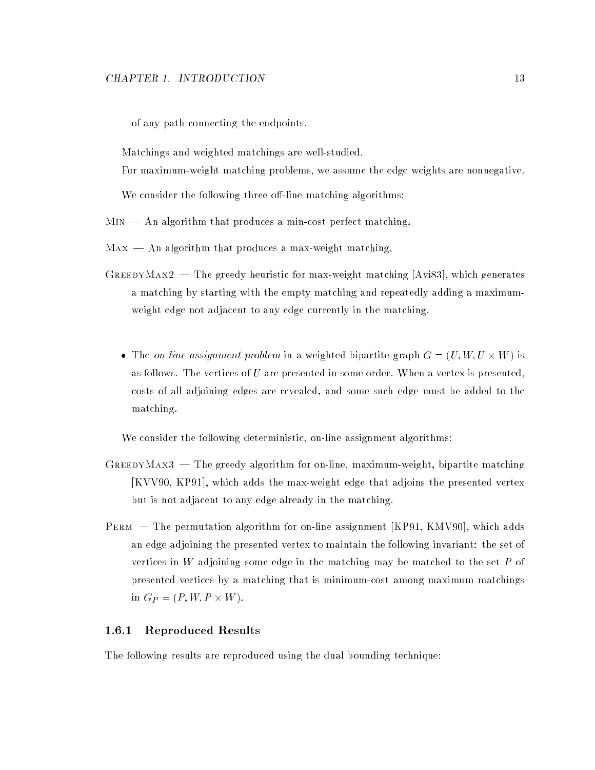of any path connecting the endpoints.

Matchings and weighted matchings are well-studied.

For maximum-weight matching problems, we assume the edge weights are nonnegative.

We consider the following three off-line matching algorithms:

Min — An algorithm that produces a min-cost perfect matching.

Max — An algorithm that produces a max-weight matching.

GreedyMax2 — The greedy heuristic for max-weight matching [Avi83], which generates a matching by starting with the empty matching and repeatedly adding a maximum-weight edge not adjacent to any edge currently in the matching.

- The *on-line assignment problem* in a weighted bipartite graph $G = (U, W, U \times W)$ is as follows. The vertices of $U$ are presented in some order. When a vertex is presented, costs of all adjoining edges are revealed, and some such edge must be added to the matching.

We consider the following deterministic, on-line assignment algorithms:

GreedyMax3 — The greedy algorithm for on-line, maximum-weight, bipartite matching [KVV90, KP91], which adds the max-weight edge that adjoins the presented vertex but is not adjacent to any edge already in the matching.

Perm — The permutation algorithm for on-line assignment [KP91, KMV90], which adds an edge adjoining the presented vertex to maintain the following invariant: the set of vertices in $W$ adjoining some edge in the matching may be matched to the set $P$ of presented vertices by a matching that is minimum-cost among maximum matchings in $G_P = (P, W, P \times W)$.

### 1.6.1 Reproduced Results

The following results are reproduced using the dual bounding technique: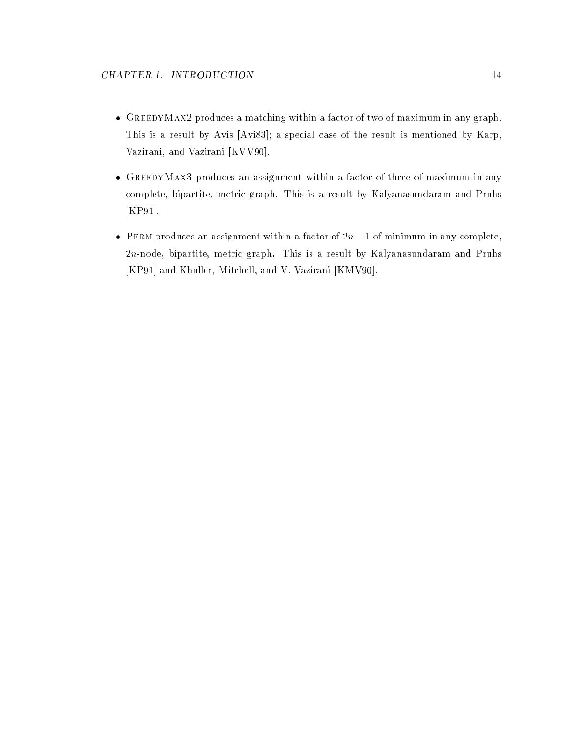- GreedyMax2 produces a matching within a factor of two of maximum in any graph. This is a result by Avis [Avi83]; a special case of the result is mentioned by Karp, Vazirani, and Vazirani [KVV90].

- GreedyMax3 produces an assignment within a factor of three of maximum in any complete, bipartite, metric graph. This is a result by Kalyanasundaram and Pruhs [KP91].

- Perm produces an assignment within a factor of $2n - 1$ of minimum in any complete, $2n$-node, bipartite, metric graph. This is a result by Kalyanasundaram and Pruhs [KP91] and Khuller, Mitchell, and V. Vazirani [KMV90].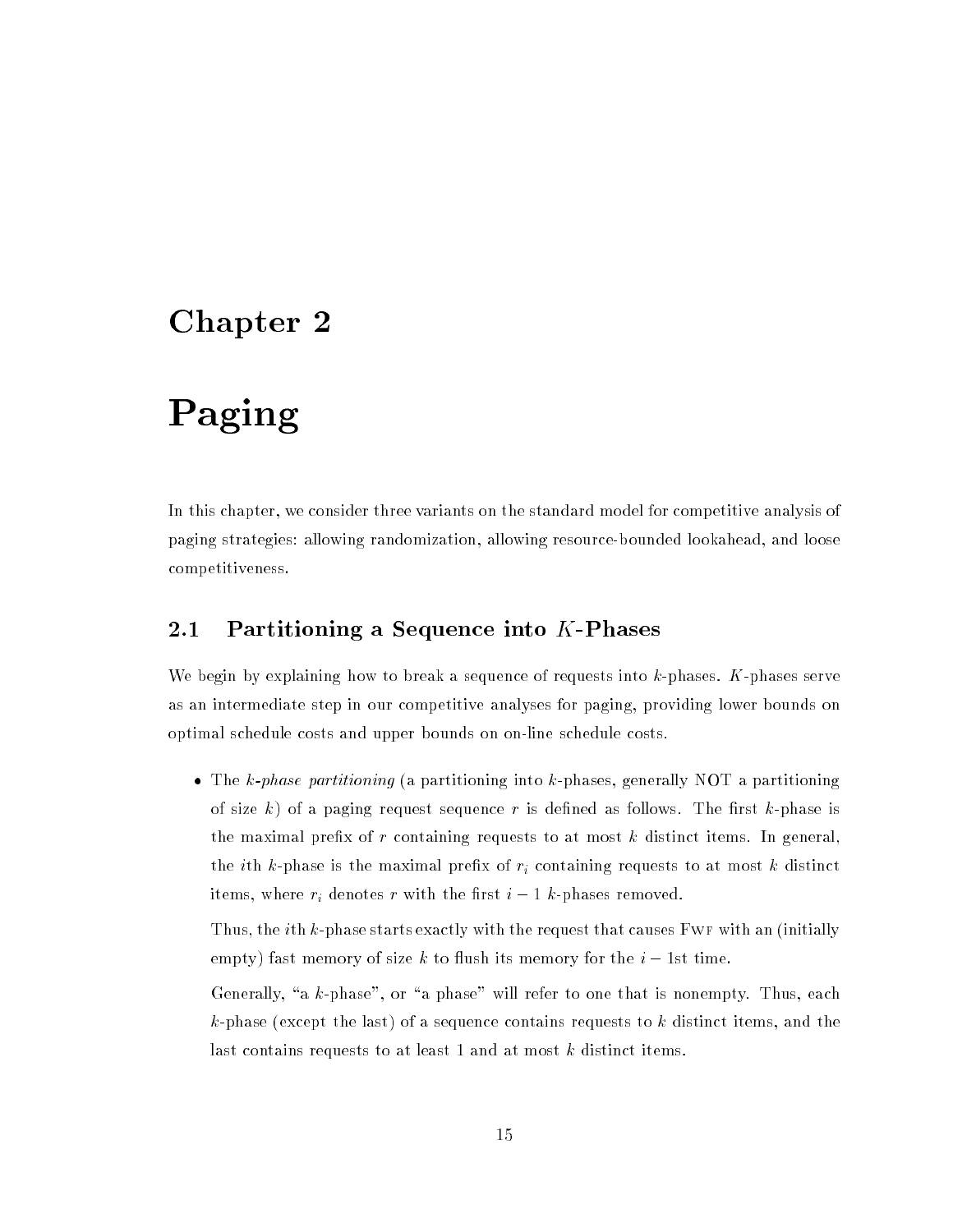# Chapter 2

# Paging

In this chapter, we consider three variants on the standard model for competitive analysis of paging strategies: allowing randomization, allowing resource-bounded lookahead, and loose competitiveness.

## 2.1 Partitioning a Sequence into $K$-Phases

We begin by explaining how to break a sequence of requests into $k$-phases. $K$-phases serve as an intermediate step in our competitive analyses for paging, providing lower bounds on optimal schedule costs and upper bounds on on-line schedule costs.

- The *$k$-phase partitioning* (a partitioning into $k$-phases, generally NOT a partitioning of size $k$) of a paging request sequence $r$ is defined as follows. The first $k$-phase is the maximal prefix of $r$ containing requests to at most $k$ distinct items. In general, the $i$th $k$-phase is the maximal prefix of $r_i$ containing requests to at most $k$ distinct items, where $r_i$ denotes $r$ with the first $i-1$ $k$-phases removed.

  Thus, the $i$th $k$-phase starts exactly with the request that causes FWF with an (initially empty) fast memory of size $k$ to flush its memory for the $i-1$st time.

  Generally, "a $k$-phase", or "a phase" will refer to one that is nonempty. Thus, each $k$-phase (except the last) of a sequence contains requests to $k$ distinct items, and the last contains requests to at least 1 and at most $k$ distinct items.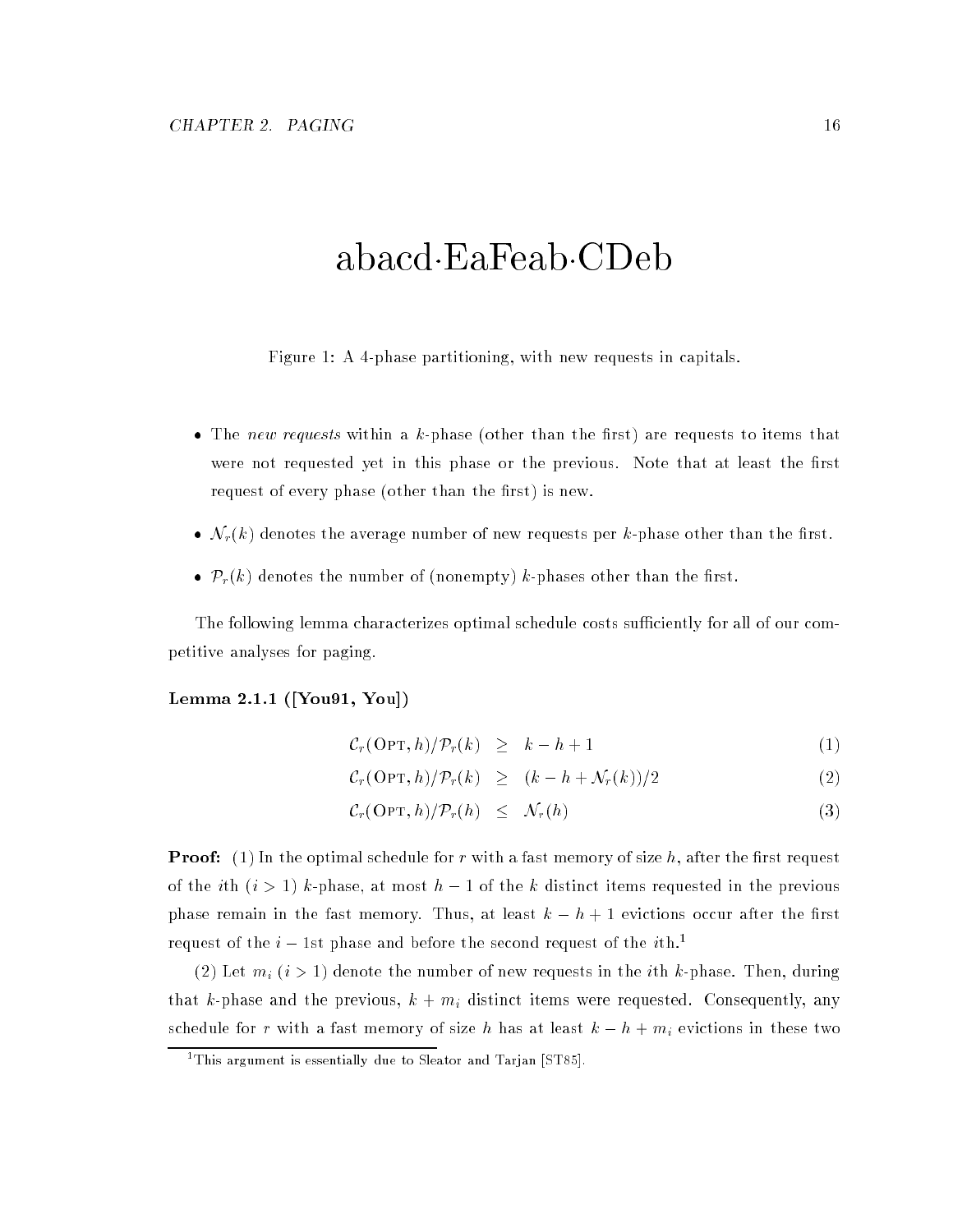$$\text{abacd}\cdot\text{EaFeab}\cdot\text{CDeb}$$

Figure 1: A 4-phase partitioning, with new requests in capitals.

- The *new requests* within a $k$-phase (other than the first) are requests to items that were not requested yet in this phase or the previous. Note that at least the first request of every phase (other than the first) is new.
- $\mathcal{N}_r(k)$ denotes the average number of new requests per $k$-phase other than the first.
- $\mathcal{P}_r(k)$ denotes the number of (nonempty) $k$-phases other than the first.

The following lemma characterizes optimal schedule costs sufficiently for all of our competitive analyses for paging.

**Lemma 2.1.1 ([You91, You])**

$$\mathcal{C}_r(\text{Opt}, h)/\mathcal{P}_r(k) \geq k - h + 1 \tag{1}$$

$$\mathcal{C}_r(\text{Opt}, h)/\mathcal{P}_r(k) \geq (k - h + \mathcal{N}_r(k))/2 \tag{2}$$

$$\mathcal{C}_r(\text{Opt}, h)/\mathcal{P}_r(h) \leq \mathcal{N}_r(h) \tag{3}$$

**Proof:** (1) In the optimal schedule for $r$ with a fast memory of size $h$, after the first request of the $i$th ($i > 1$) $k$-phase, at most $h - 1$ of the $k$ distinct items requested in the previous phase remain in the fast memory. Thus, at least $k - h + 1$ evictions occur after the first request of the $i - 1$st phase and before the second request of the $i$th.[1]

(2) Let $m_i$ ($i > 1$) denote the number of new requests in the $i$th $k$-phase. Then, during that $k$-phase and the previous, $k + m_i$ distinct items were requested. Consequently, any schedule for $r$ with a fast memory of size $h$ has at least $k - h + m_i$ evictions in these two

[1] This argument is essentially due to Sleator and Tarjan [ST85].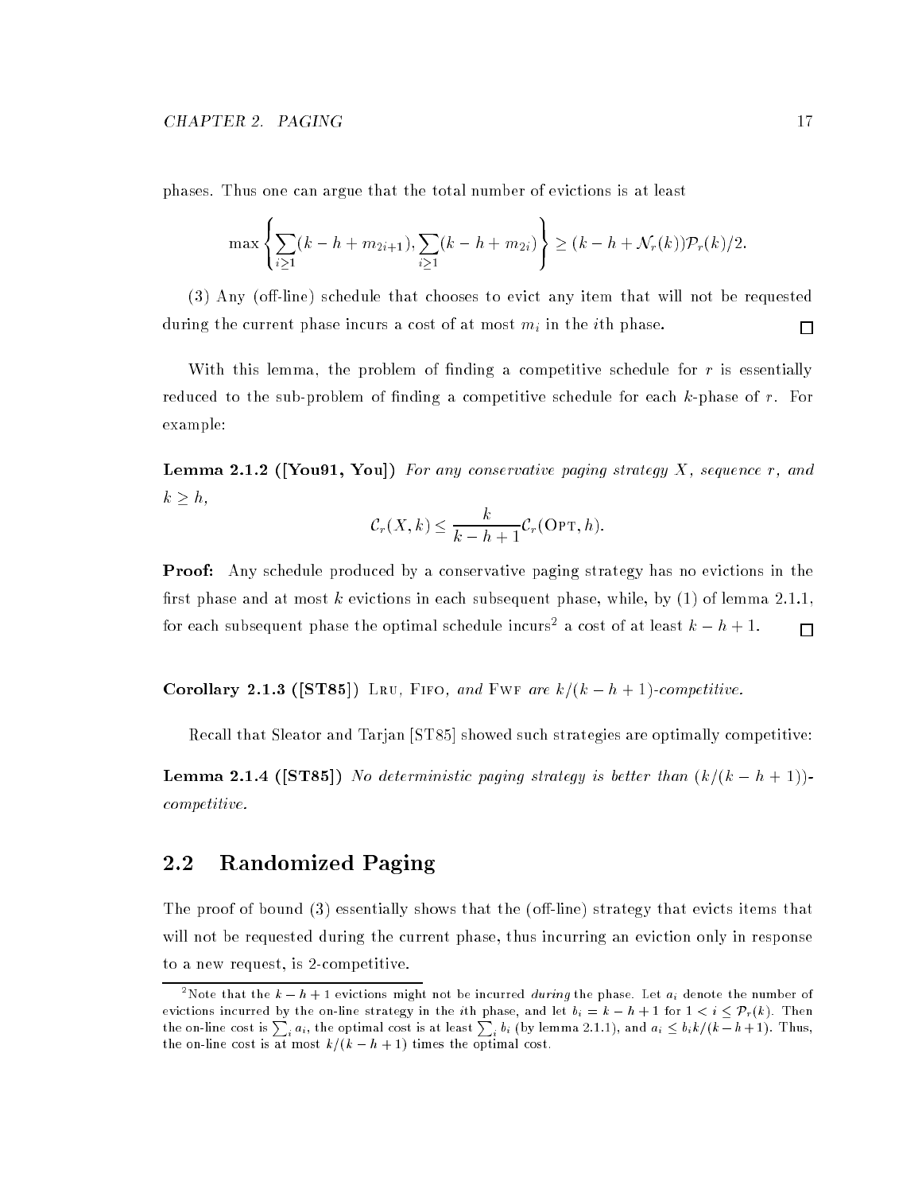phases. Thus one can argue that the total number of evictions is at least

$$\max\left\{\sum_{i\geq 1}(k-h+m_{2i+1}), \sum_{i\geq 1}(k-h+m_{2i})\right\} \geq (k-h+\mathcal{N}_r(k))\mathcal{P}_r(k)/2.$$

(3) Any (off-line) schedule that chooses to evict any item that will not be requested during the current phase incurs a cost of at most $m_i$ in the $i$th phase. □

With this lemma, the problem of finding a competitive schedule for $r$ is essentially reduced to the sub-problem of finding a competitive schedule for each $k$-phase of $r$. For example:

**Lemma 2.1.2 ([You91, You])** *For any conservative paging strategy $X$, sequence $r$, and $k \geq h$,*

$$\mathcal{C}_r(X,k) \leq \frac{k}{k-h+1}\mathcal{C}_r(\textsc{Opt},h).$$

**Proof:** Any schedule produced by a conservative paging strategy has no evictions in the first phase and at most $k$ evictions in each subsequent phase, while, by (1) of lemma 2.1.1, for each subsequent phase the optimal schedule incurs[2] a cost of at least $k-h+1$. □

**Corollary 2.1.3 ([ST85])** *Lru, Fifo, and Fwf are $k/(k-h+1)$-competitive.*

Recall that Sleator and Tarjan [ST85] showed such strategies are optimally competitive:

**Lemma 2.1.4 ([ST85])** *No deterministic paging strategy is better than $(k/(k-h+1))$-competitive.*

## 2.2 Randomized Paging

The proof of bound (3) essentially shows that the (off-line) strategy that evicts items that will not be requested during the current phase, thus incurring an eviction only in response to a new request, is 2-competitive.

[2] Note that the $k-h+1$ evictions might not be incurred *during* the phase. Let $a_i$ denote the number of evictions incurred by the on-line strategy in the $i$th phase, and let $b_i = k-h+1$ for $1 < i \leq \mathcal{P}_r(k)$. Then the on-line cost is $\sum_i a_i$, the optimal cost is at least $\sum_i b_i$ (by lemma 2.1.1), and $a_i \leq b_i k/(k-h+1)$. Thus, the on-line cost is at most $k/(k-h+1)$ times the optimal cost.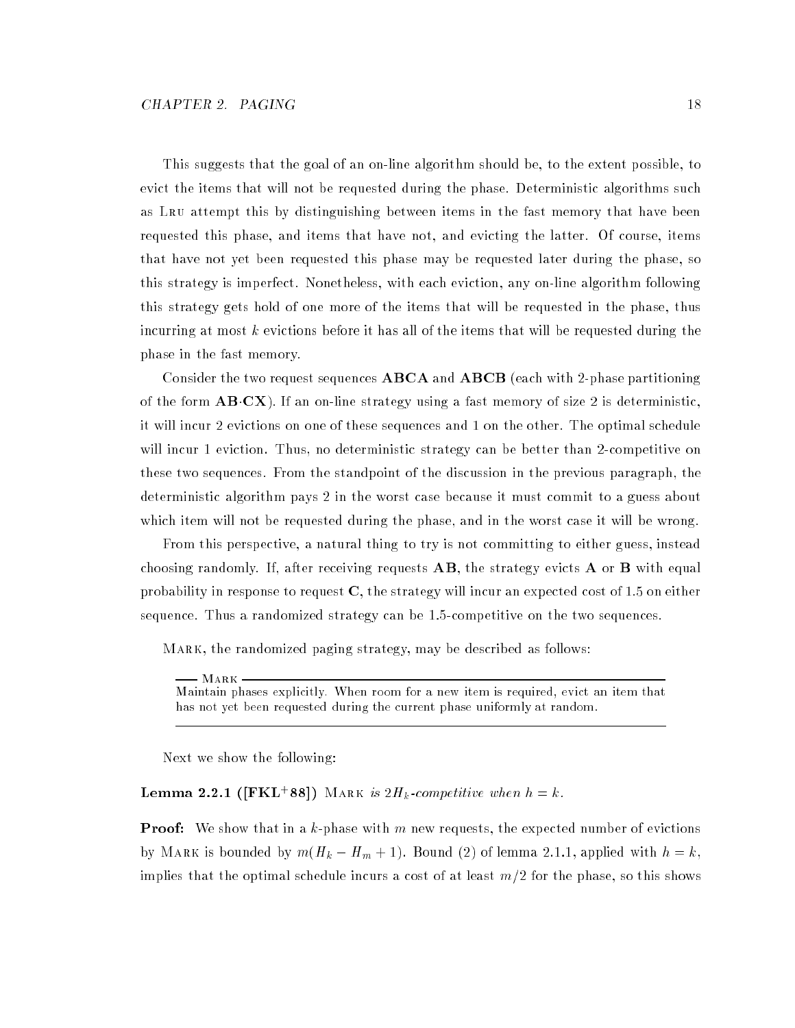This suggests that the goal of an on-line algorithm should be, to the extent possible, to evict the items that will not be requested during the phase. Deterministic algorithms such as LRU attempt this by distinguishing between items in the fast memory that have been requested this phase, and items that have not, and evicting the latter. Of course, items that have not yet been requested this phase may be requested later during the phase, so this strategy is imperfect. Nonetheless, with each eviction, any on-line algorithm following this strategy gets hold of one more of the items that will be requested in the phase, thus incurring at most $k$ evictions before it has all of the items that will be requested during the phase in the fast memory.

Consider the two request sequences **ABCA** and **ABCB** (each with 2-phase partitioning of the form **AB**·**CX**). If an on-line strategy using a fast memory of size 2 is deterministic, it will incur 2 evictions on one of these sequences and 1 on the other. The optimal schedule will incur 1 eviction. Thus, no deterministic strategy can be better than 2-competitive on these two sequences. From the standpoint of the discussion in the previous paragraph, the deterministic algorithm pays 2 in the worst case because it must commit to a guess about which item will not be requested during the phase, and in the worst case it will be wrong.

From this perspective, a natural thing to try is not committing to either guess, instead choosing randomly. If, after receiving requests **AB**, the strategy evicts **A** or **B** with equal probability in response to request **C**, the strategy will incur an expected cost of 1.5 on either sequence. Thus a randomized strategy can be 1.5-competitive on the two sequences.

MARK, the randomized paging strategy, may be described as follows:

---

**MARK**

Maintain phases explicitly. When room for a new item is required, evict an item that has not yet been requested during the current phase uniformly at random.

---

Next we show the following:

**Lemma 2.2.1 ([FKL[+]88])** *MARK is $2H_k$-competitive when $h = k$.*

**Proof:** We show that in a $k$-phase with $m$ new requests, the expected number of evictions by MARK is bounded by $m(H_k - H_m + 1)$. Bound (2) of lemma 2.1.1, applied with $h = k$, implies that the optimal schedule incurs a cost of at least $m/2$ for the phase, so this shows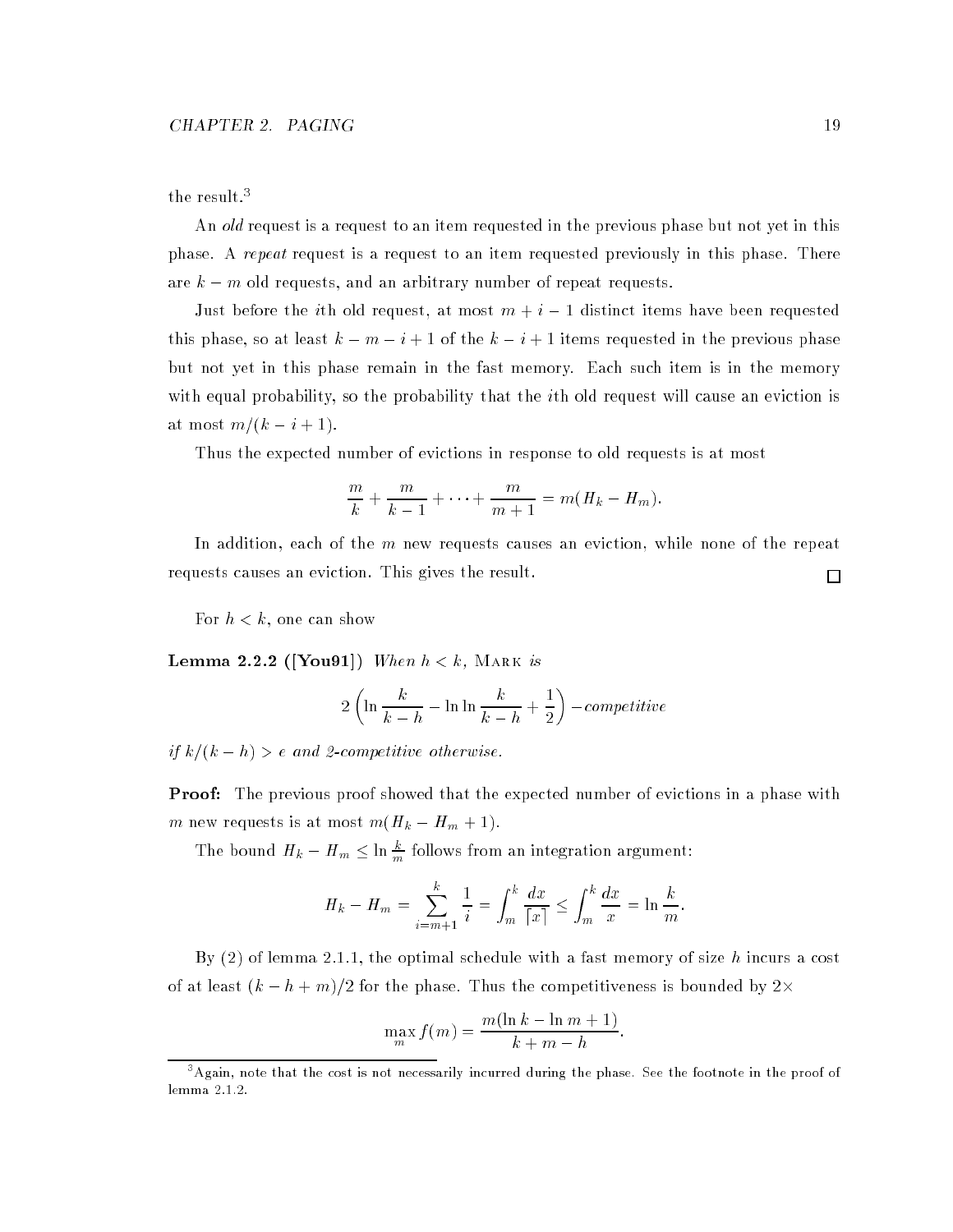the result.[3]

An *old* request is a request to an item requested in the previous phase but not yet in this phase. A *repeat* request is a request to an item requested previously in this phase. There are $k - m$ old requests, and an arbitrary number of repeat requests.

Just before the $i$th old request, at most $m + i - 1$ distinct items have been requested this phase, so at least $k - m - i + 1$ of the $k - i + 1$ items requested in the previous phase but not yet in this phase remain in the fast memory. Each such item is in the memory with equal probability, so the probability that the $i$th old request will cause an eviction is at most $m/(k - i + 1)$.

Thus the expected number of evictions in response to old requests is at most

$$\frac{m}{k} + \frac{m}{k-1} + \cdots + \frac{m}{m+1} = m(H_k - H_m).$$

In addition, each of the $m$ new requests causes an eviction, while none of the repeat requests causes an eviction. This gives the result. □

For $h < k$, one can show

**Lemma 2.2.2 ([You91])** *When $h < k$,* Mark *is*

$$2\left(\ln\frac{k}{k-h} - \ln\ln\frac{k}{k-h} + \frac{1}{2}\right)-\textit{competitive}$$

*if $k/(k-h) > e$ and 2-competitive otherwise.*

**Proof:** The previous proof showed that the expected number of evictions in a phase with $m$ new requests is at most $m(H_k - H_m + 1)$.

The bound $H_k - H_m \le \ln\frac{k}{m}$ follows from an integration argument:

$$H_k - H_m = \sum_{i=m+1}^{k} \frac{1}{i} = \int_m^k \frac{dx}{\lceil x \rceil} \le \int_m^k \frac{dx}{x} = \ln\frac{k}{m}.$$

By (2) of lemma 2.1.1, the optimal schedule with a fast memory of size $h$ incurs a cost of at least $(k - h + m)/2$ for the phase. Thus the competitiveness is bounded by $2\times$

$$\max_m f(m) = \frac{m(\ln k - \ln m + 1)}{k + m - h}.$$

[3] Again, note that the cost is not necessarily incurred during the phase. See the footnote in the proof of lemma 2.1.2.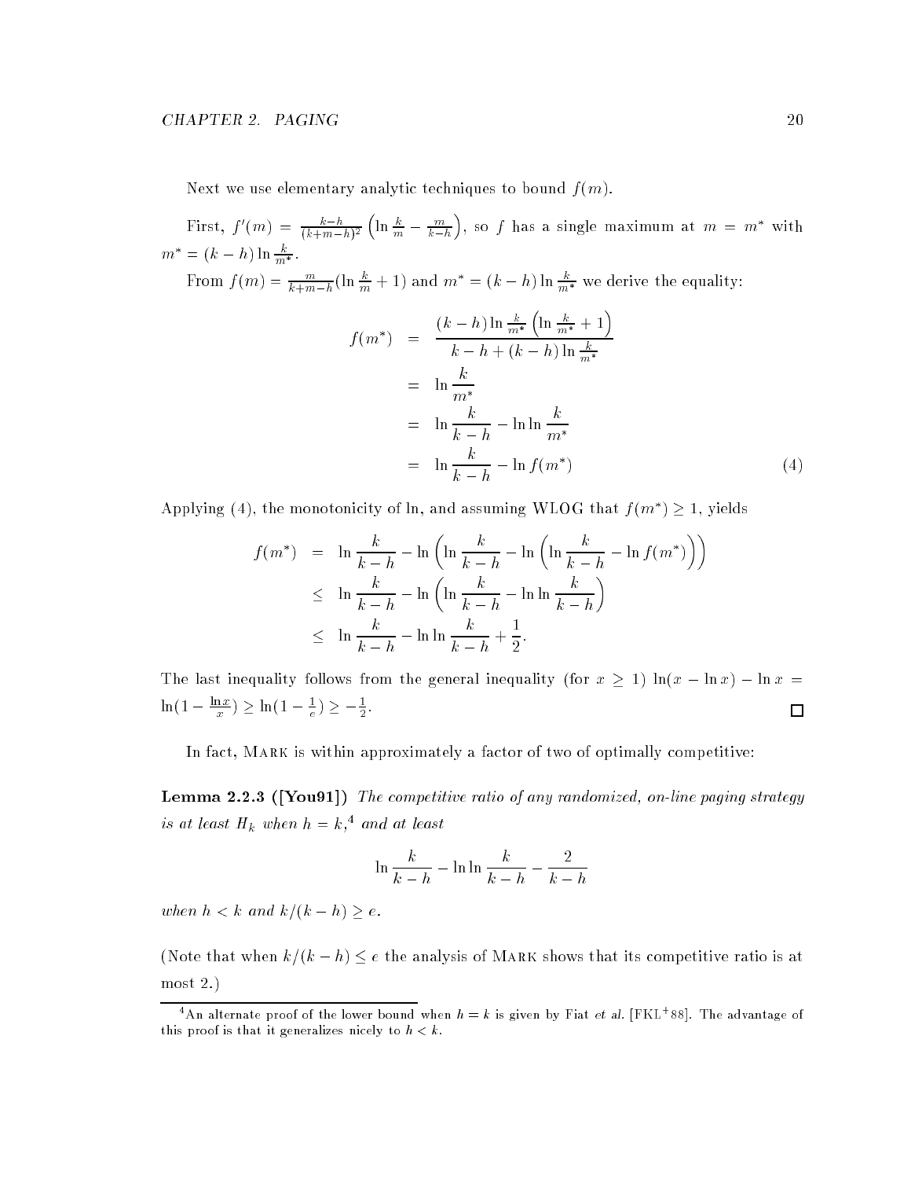Next we use elementary analytic techniques to bound $f(m)$.

First, $f'(m) = \frac{k-h}{(k+m-h)^2}\left(\ln \frac{k}{m} - \frac{m}{k-h}\right)$, so $f$ has a single maximum at $m = m^*$ with $m^* = (k-h)\ln \frac{k}{m^*}$.

From $f(m) = \frac{m}{k+m-h}(\ln \frac{k}{m} + 1)$ and $m^* = (k-h)\ln \frac{k}{m^*}$ we derive the equality:

$$
\begin{aligned}
f(m^*) &= \frac{(k-h)\ln \frac{k}{m^*}\left(\ln \frac{k}{m^*} + 1\right)}{k-h+(k-h)\ln \frac{k}{m^*}} \\
&= \ln \frac{k}{m^*} \\
&= \ln \frac{k}{k-h} - \ln\ln \frac{k}{m^*} \\
&= \ln \frac{k}{k-h} - \ln f(m^*) \qquad (4)
\end{aligned}
$$

Applying (4), the monotonicity of ln, and assuming WLOG that $f(m^*) \geq 1$, yields

$$
\begin{aligned}
f(m^*) &= \ln \frac{k}{k-h} - \ln\left(\ln \frac{k}{k-h} - \ln\left(\ln \frac{k}{k-h} - \ln f(m^*)\right)\right) \\
&\leq \ln \frac{k}{k-h} - \ln\left(\ln \frac{k}{k-h} - \ln\ln \frac{k}{k-h}\right) \\
&\leq \ln \frac{k}{k-h} - \ln\ln \frac{k}{k-h} + \frac{1}{2}.
\end{aligned}
$$

The last inequality follows from the general inequality (for $x \geq 1$) $\ln(x - \ln x) - \ln x = \ln(1 - \frac{\ln x}{x}) \geq \ln(1 - \frac{1}{e}) \geq -\frac{1}{2}$. □

In fact, MARK is within approximately a factor of two of optimally competitive:

**Lemma 2.2.3 ([You91])** *The competitive ratio of any randomized, on-line paging strategy is at least $H_k$ when $h = k$,*[4] *and at least*

$$
\ln \frac{k}{k-h} - \ln\ln \frac{k}{k-h} - \frac{2}{k-h}
$$

*when $h < k$ and $k/(k-h) \geq e$.*

(Note that when $k/(k-h) \leq e$ the analysis of MARK shows that its competitive ratio is at most 2.)

[4] An alternate proof of the lower bound when $h = k$ is given by Fiat *et al.* [FKL+88]. The advantage of this proof is that it generalizes nicely to $h < k$.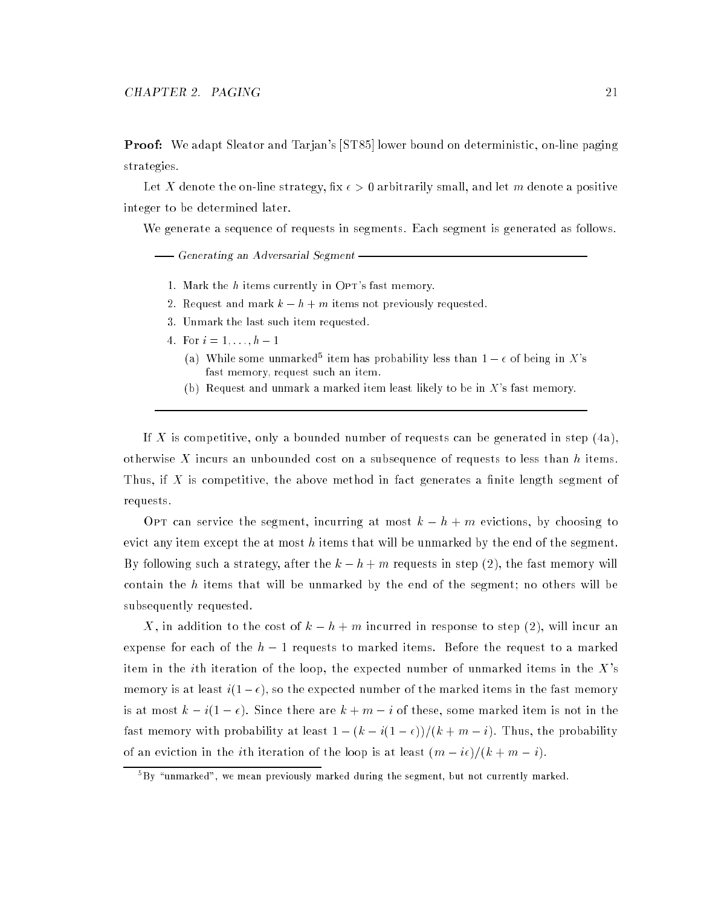**Proof:** We adapt Sleator and Tarjan's [ST85] lower bound on deterministic, on-line paging strategies.

Let $X$ denote the on-line strategy, fix $\epsilon > 0$ arbitrarily small, and let $m$ denote a positive integer to be determined later.

We generate a sequence of requests in segments. Each segment is generated as follows.

---

*Generating an Adversarial Segment*

1. Mark the $h$ items currently in OPT's fast memory.
2. Request and mark $k - h + m$ items not previously requested.
3. Unmark the last such item requested.
4. For $i = 1, \ldots, h - 1$
   (a) While some unmarked[5] item has probability less than $1 - \epsilon$ of being in $X$'s fast memory, request such an item.
   (b) Request and unmark a marked item least likely to be in $X$'s fast memory.

---

If $X$ is competitive, only a bounded number of requests can be generated in step (4a), otherwise $X$ incurs an unbounded cost on a subsequence of requests to less than $h$ items. Thus, if $X$ is competitive, the above method in fact generates a finite length segment of requests.

OPT can service the segment, incurring at most $k - h + m$ evictions, by choosing to evict any item except the at most $h$ items that will be unmarked by the end of the segment. By following such a strategy, after the $k - h + m$ requests in step (2), the fast memory will contain the $h$ items that will be unmarked by the end of the segment; no others will be subsequently requested.

$X$, in addition to the cost of $k - h + m$ incurred in response to step (2), will incur an expense for each of the $h - 1$ requests to marked items. Before the request to a marked item in the $i$th iteration of the loop, the expected number of unmarked items in the $X$'s memory is at least $i(1 - \epsilon)$, so the expected number of the marked items in the fast memory is at most $k - i(1 - \epsilon)$. Since there are $k + m - i$ of these, some marked item is not in the fast memory with probability at least $1 - (k - i(1 - \epsilon))/(k + m - i)$. Thus, the probability of an eviction in the $i$th iteration of the loop is at least $(m - i\epsilon)/(k + m - i)$.

[5] By "unmarked", we mean previously marked during the segment, but not currently marked.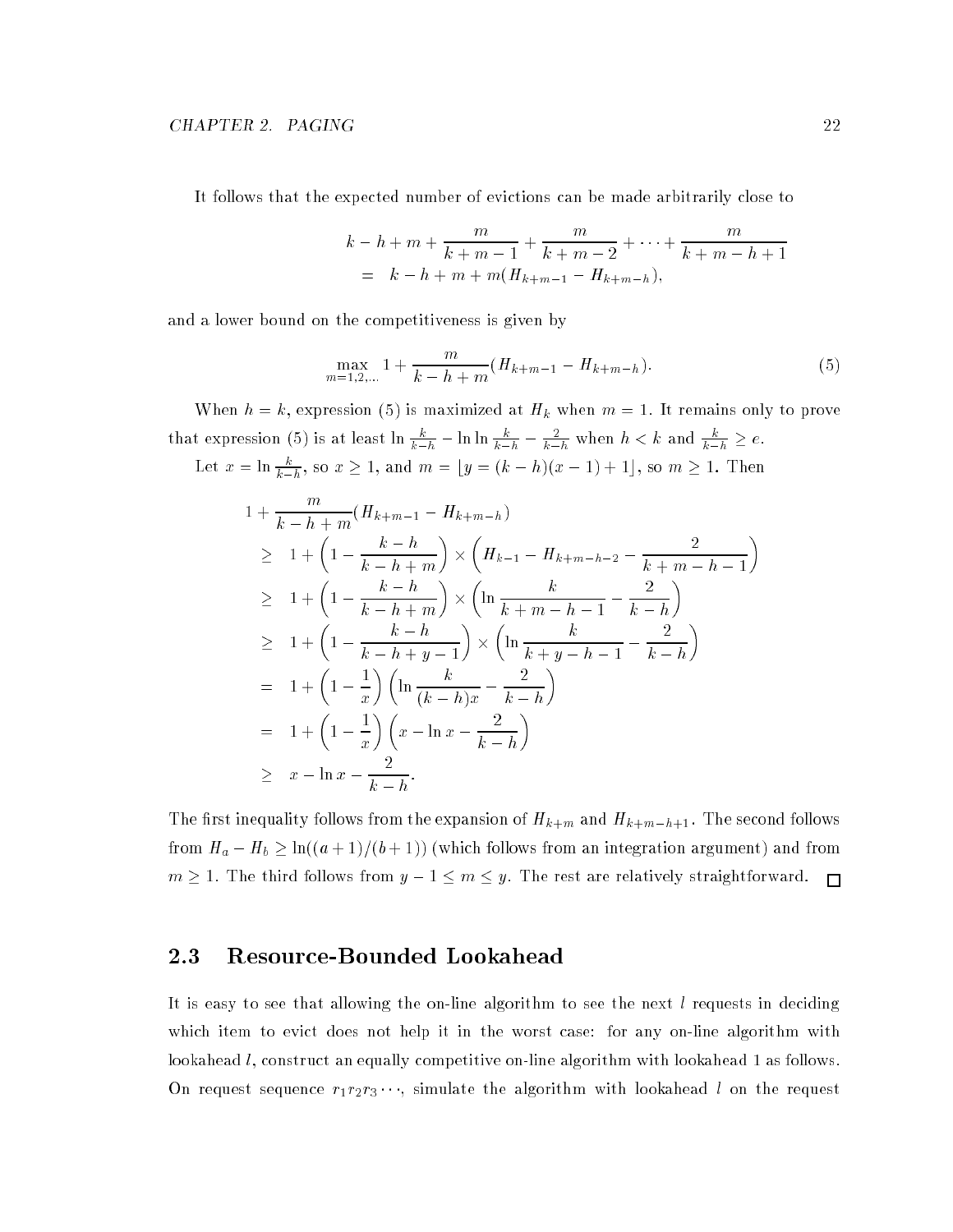It follows that the expected number of evictions can be made arbitrarily close to

$$
\begin{aligned}
& k - h + m + \frac{m}{k+m-1} + \frac{m}{k+m-2} + \cdots + \frac{m}{k+m-h+1} \\
= \quad & k - h + m + m(H_{k+m-1} - H_{k+m-h}),
\end{aligned}
$$

and a lower bound on the competitiveness is given by

$$
\max_{m=1,2,\ldots} 1 + \frac{m}{k-h+m}(H_{k+m-1} - H_{k+m-h}). \tag{5}
$$

When $h = k$, expression (5) is maximized at $H_k$ when $m = 1$. It remains only to prove that expression (5) is at least $\ln \frac{k}{k-h} - \ln \ln \frac{k}{k-h} - \frac{2}{k-h}$ when $h < k$ and $\frac{k}{k-h} \geq e$.

Let $x = \ln \frac{k}{k-h}$, so $x \geq 1$, and $m = \lfloor y = (k-h)(x-1) + 1 \rfloor$, so $m \geq 1$. Then

$$
\begin{aligned}
& 1 + \frac{m}{k-h+m}(H_{k+m-1} - H_{k+m-h}) \\
\geq \quad & 1 + \left(1 - \frac{k-h}{k-h+m}\right) \times \left(H_{k-1} - H_{k+m-h-2} - \frac{2}{k+m-h-1}\right) \\
\geq \quad & 1 + \left(1 - \frac{k-h}{k-h+m}\right) \times \left(\ln \frac{k}{k+m-h-1} - \frac{2}{k-h}\right) \\
\geq \quad & 1 + \left(1 - \frac{k-h}{k-h+y-1}\right) \times \left(\ln \frac{k}{k+y-h-1} - \frac{2}{k-h}\right) \\
= \quad & 1 + \left(1 - \frac{1}{x}\right)\left(\ln \frac{k}{(k-h)x} - \frac{2}{k-h}\right) \\
= \quad & 1 + \left(1 - \frac{1}{x}\right)\left(x - \ln x - \frac{2}{k-h}\right) \\
\geq \quad & x - \ln x - \frac{2}{k-h}.
\end{aligned}
$$

The first inequality follows from the expansion of $H_{k+m}$ and $H_{k+m-h+1}$. The second follows from $H_a - H_b \geq \ln((a+1)/(b+1))$ (which follows from an integration argument) and from $m \geq 1$. The third follows from $y - 1 \leq m \leq y$. The rest are relatively straightforward. □

## 2.3 Resource-Bounded Lookahead

It is easy to see that allowing the on-line algorithm to see the next $l$ requests in deciding which item to evict does not help it in the worst case: for any on-line algorithm with lookahead $l$, construct an equally competitive on-line algorithm with lookahead 1 as follows. On request sequence $r_1 r_2 r_3 \cdots$, simulate the algorithm with lookahead $l$ on the request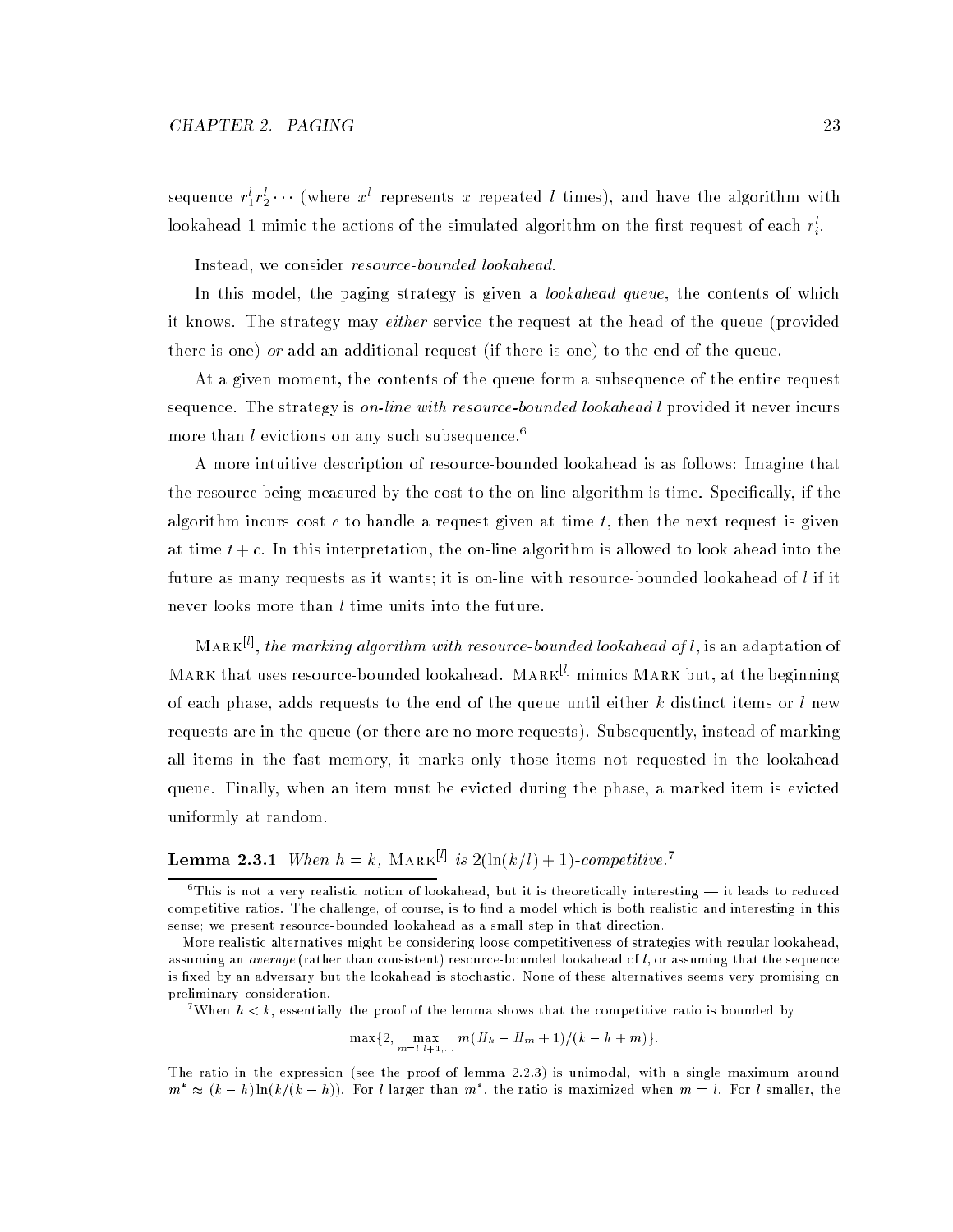sequence $r_1^l r_2^l \cdots$ (where $x^l$ represents $x$ repeated $l$ times), and have the algorithm with lookahead 1 mimic the actions of the simulated algorithm on the first request of each $r_i^l$.

Instead, we consider *resource-bounded lookahead*.

In this model, the paging strategy is given a *lookahead queue*, the contents of which it knows. The strategy may *either* service the request at the head of the queue (provided there is one) *or* add an additional request (if there is one) to the end of the queue.

At a given moment, the contents of the queue form a subsequence of the entire request sequence. The strategy is *on-line with resource-bounded lookahead $l$* provided it never incurs more than $l$ evictions on any such subsequence.[6]

A more intuitive description of resource-bounded lookahead is as follows: Imagine that the resource being measured by the cost to the on-line algorithm is time. Specifically, if the algorithm incurs cost $c$ to handle a request given at time $t$, then the next request is given at time $t + c$. In this interpretation, the on-line algorithm is allowed to look ahead into the future as many requests as it wants; it is on-line with resource-bounded lookahead of $l$ if it never looks more than $l$ time units into the future.

Mark$^{[l]}$, *the marking algorithm with resource-bounded lookahead of $l$*, is an adaptation of Mark that uses resource-bounded lookahead. Mark$^{[l]}$ mimics Mark but, at the beginning of each phase, adds requests to the end of the queue until either $k$ distinct items or $l$ new requests are in the queue (or there are no more requests). Subsequently, instead of marking all items in the fast memory, it marks only those items not requested in the lookahead queue. Finally, when an item must be evicted during the phase, a marked item is evicted uniformly at random.

**Lemma 2.3.1** *When $h = k$, Mark$^{[l]}$ is $2(\ln(k/l) + 1)$-competitive.*[7]

---

[6] This is not a very realistic notion of lookahead, but it is theoretically interesting — it leads to reduced competitive ratios. The challenge, of course, is to find a model which is both realistic and interesting in this sense; we present resource-bounded lookahead as a small step in that direction.

More realistic alternatives might be considering loose competitiveness of strategies with regular lookahead, assuming an *average* (rather than consistent) resource-bounded lookahead of $l$, or assuming that the sequence is fixed by an adversary but the lookahead is stochastic. None of these alternatives seems very promising on preliminary consideration.

[7] When $h < k$, essentially the proof of the lemma shows that the competitive ratio is bounded by

$$\max\{2, \max_{m=l,l+1,\ldots} m(H_k - H_m + 1)/(k - h + m)\}.$$

The ratio in the expression (see the proof of lemma 2.2.3) is unimodal, with a single maximum around $m^* \approx (k - h)\ln(k/(k - h))$. For $l$ larger than $m^*$, the ratio is maximized when $m = l$. For $l$ smaller, the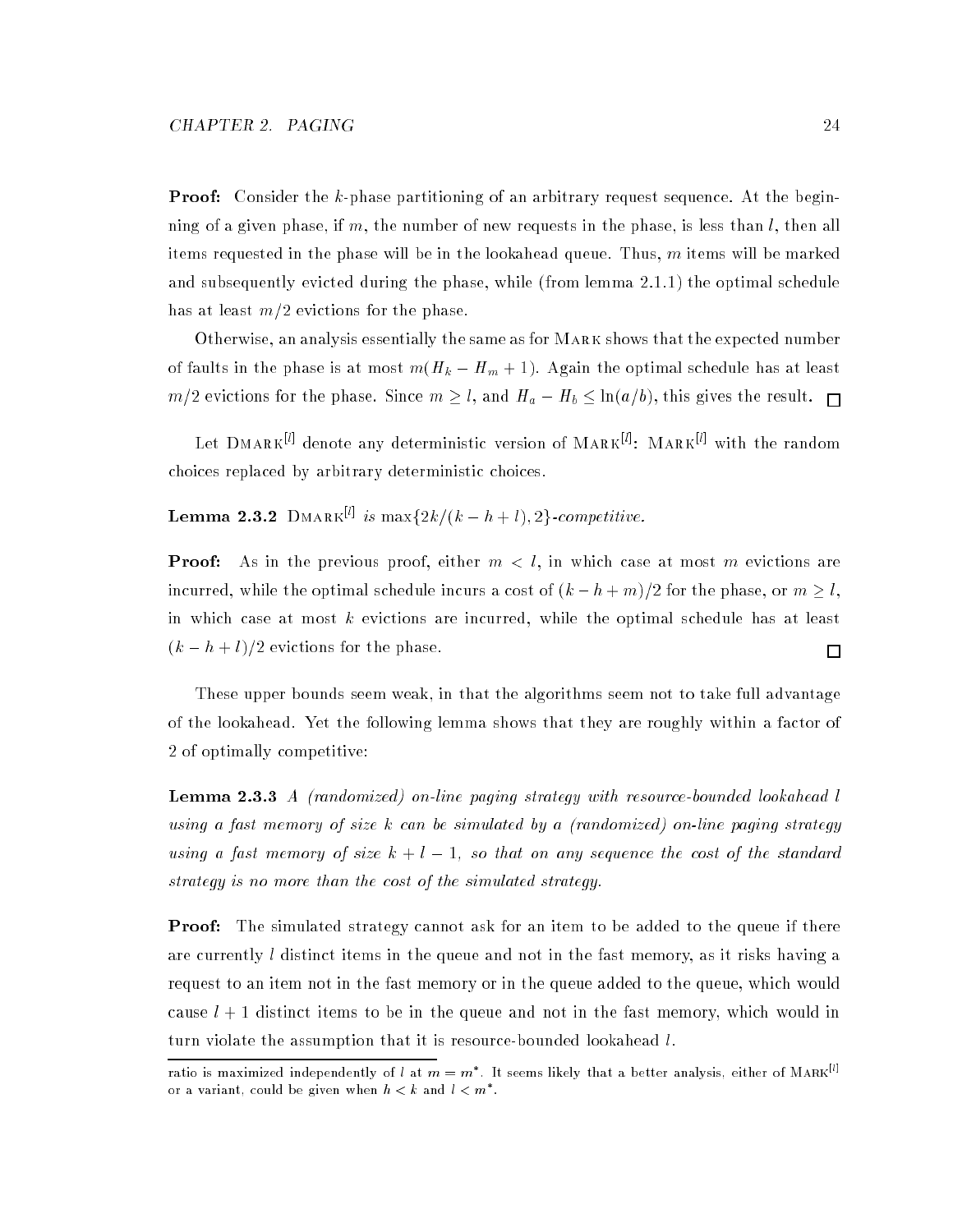**Proof:** Consider the $k$-phase partitioning of an arbitrary request sequence. At the beginning of a given phase, if $m$, the number of new requests in the phase, is less than $l$, then all items requested in the phase will be in the lookahead queue. Thus, $m$ items will be marked and subsequently evicted during the phase, while (from lemma 2.1.1) the optimal schedule has at least $m/2$ evictions for the phase.

Otherwise, an analysis essentially the same as for Mark shows that the expected number of faults in the phase is at most $m(H_k - H_m + 1)$. Again the optimal schedule has at least $m/2$ evictions for the phase. Since $m \geq l$, and $H_a - H_b \leq \ln(a/b)$, this gives the result. □

Let Dmark$^{[l]}$ denote any deterministic version of Mark$^{[l]}$: Mark$^{[l]}$ with the random choices replaced by arbitrary deterministic choices.

**Lemma 2.3.2** *Dmark$^{[l]}$ is $\max\{2k/(k-h+l), 2\}$-competitive.*

**Proof:** As in the previous proof, either $m < l$, in which case at most $m$ evictions are incurred, while the optimal schedule incurs a cost of $(k-h+m)/2$ for the phase, or $m \geq l$, in which case at most $k$ evictions are incurred, while the optimal schedule has at least $(k-h+l)/2$ evictions for the phase. □

These upper bounds seem weak, in that the algorithms seem not to take full advantage of the lookahead. Yet the following lemma shows that they are roughly within a factor of 2 of optimally competitive:

**Lemma 2.3.3** *A (randomized) on-line paging strategy with resource-bounded lookahead $l$ using a fast memory of size $k$ can be simulated by a (randomized) on-line paging strategy using a fast memory of size $k + l - 1$, so that on any sequence the cost of the standard strategy is no more than the cost of the simulated strategy.*

**Proof:** The simulated strategy cannot ask for an item to be added to the queue if there are currently $l$ distinct items in the queue and not in the fast memory, as it risks having a request to an item not in the fast memory or in the queue added to the queue, which would cause $l + 1$ distinct items to be in the queue and not in the fast memory, which would in turn violate the assumption that it is resource-bounded lookahead $l$.

---

ratio is maximized independently of $l$ at $m = m^*$. It seems likely that a better analysis, either of Mark$^{[l]}$ or a variant, could be given when $h < k$ and $l < m^*$.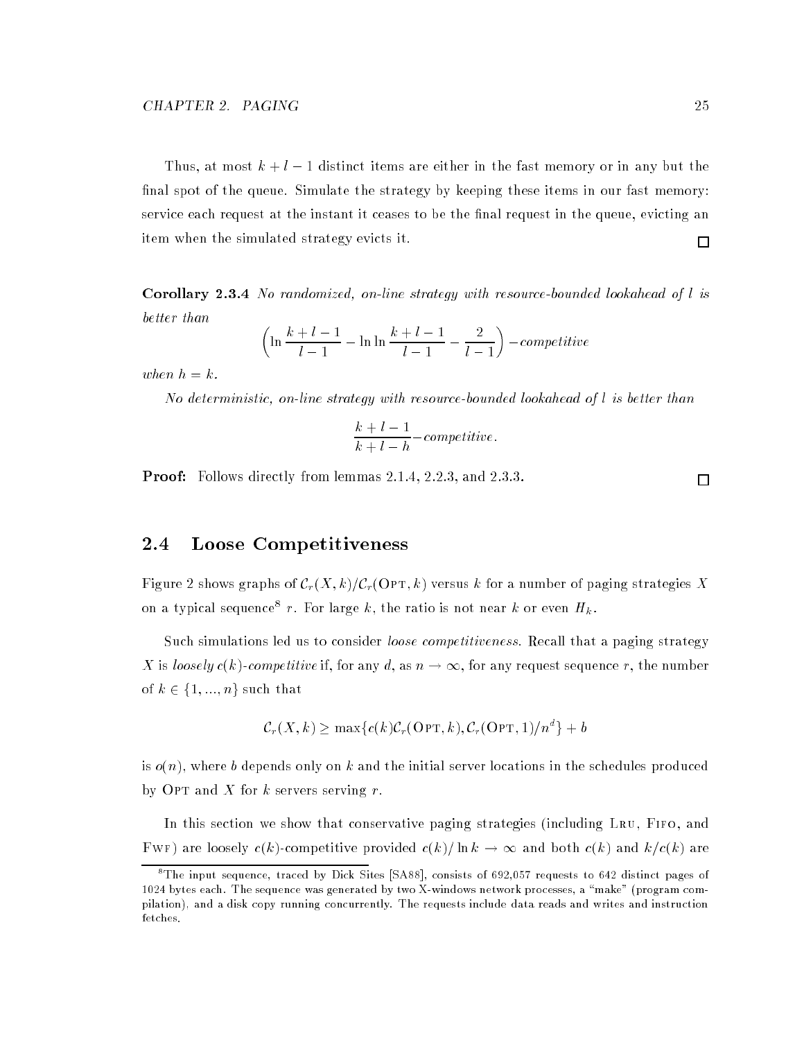Thus, at most $k+l-1$ distinct items are either in the fast memory or in any but the final spot of the queue. Simulate the strategy by keeping these items in our fast memory: service each request at the instant it ceases to be the final request in the queue, evicting an item when the simulated strategy evicts it. ☐

**Corollary 2.3.4** *No randomized, on-line strategy with resource-bounded lookahead of $l$ is better than*

$$\left(\ln \frac{k+l-1}{l-1} - \ln \ln \frac{k+l-1}{l-1} - \frac{2}{l-1}\right) -competitive$$

*when $h = k$.*

*No deterministic, on-line strategy with resource-bounded lookahead of $l$ is better than*

$$\frac{k+l-1}{k+l-h} -competitive.$$

**Proof:** Follows directly from lemmas 2.1.4, 2.2.3, and 2.3.3. ☐

## 2.4 Loose Competitiveness

Figure 2 shows graphs of $\mathcal{C}_r(X,k)/\mathcal{C}_r(\text{OPT},k)$ versus $k$ for a number of paging strategies $X$ on a typical sequence[8] $r$. For large $k$, the ratio is not near $k$ or even $H_k$.

Such simulations led us to consider *loose competitiveness*. Recall that a paging strategy $X$ is *loosely $c(k)$-competitive* if, for any $d$, as $n \to \infty$, for any request sequence $r$, the number of $k \in \{1,...,n\}$ such that

$$\mathcal{C}_r(X,k) \geq \max\{c(k)\mathcal{C}_r(\text{OPT},k), \mathcal{C}_r(\text{OPT},1)/n^d\} + b$$

is $o(n)$, where $b$ depends only on $k$ and the initial server locations in the schedules produced by OPT and $X$ for $k$ servers serving $r$.

In this section we show that conservative paging strategies (including LRU, FIFO, and FWF) are loosely $c(k)$-competitive provided $c(k)/\ln k \to \infty$ and both $c(k)$ and $k/c(k)$ are

[8] The input sequence, traced by Dick Sites [SA88], consists of 692,057 requests to 642 distinct pages of 1024 bytes each. The sequence was generated by two X-windows network processes, a "make" (program compilation), and a disk copy running concurrently. The requests include data reads and writes and instruction fetches.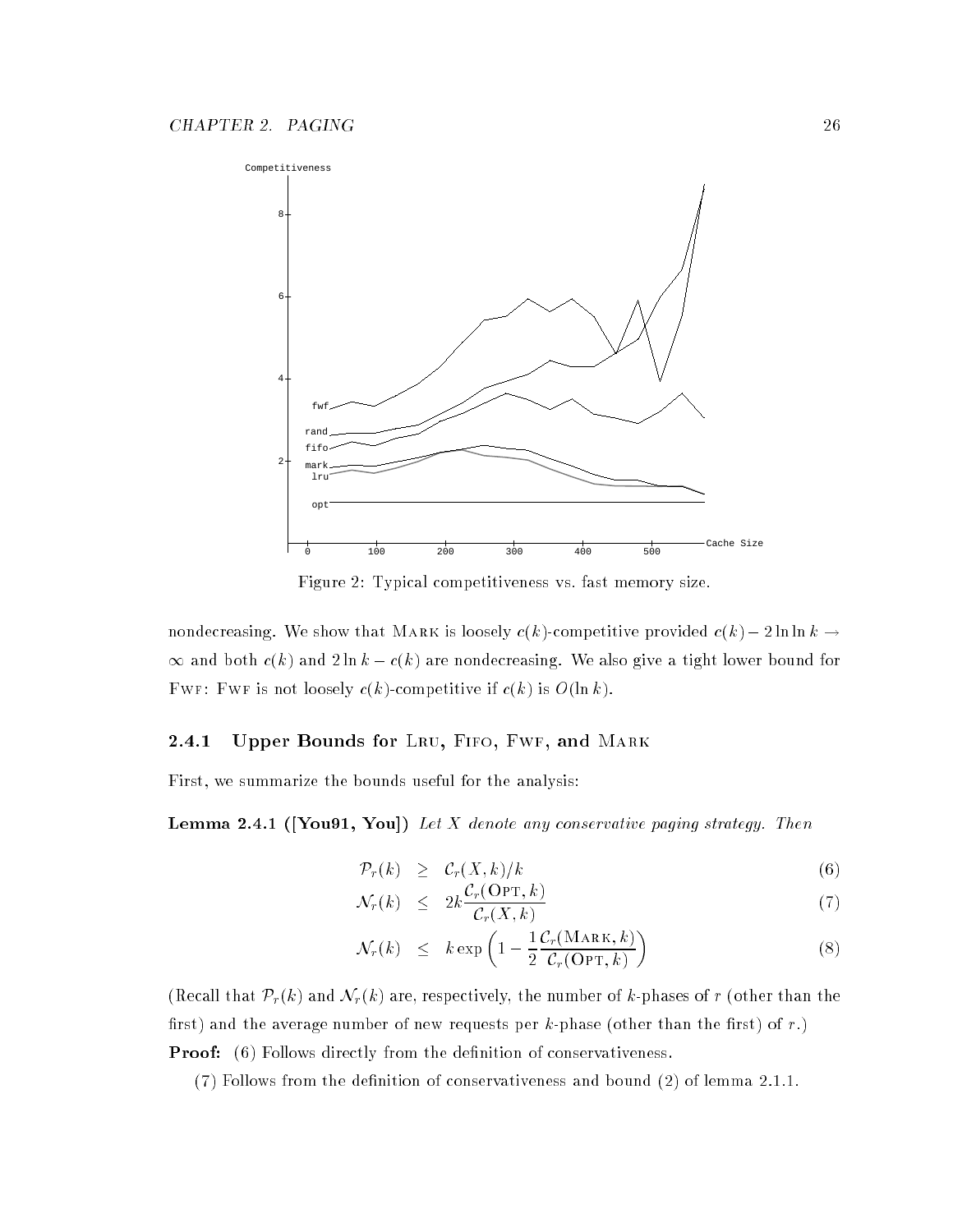Figure 2: Typical competitiveness vs. fast memory size.

nondecreasing. We show that MARK is loosely $c(k)$-competitive provided $c(k) - 2\ln\ln k \to \infty$ and both $c(k)$ and $2\ln k - c(k)$ are nondecreasing. We also give a tight lower bound for FWF: FWF is not loosely $c(k)$-competitive if $c(k)$ is $O(\ln k)$.

### 2.4.1 Upper Bounds for LRU, FIFO, FWF, and MARK

First, we summarize the bounds useful for the analysis:

**Lemma 2.4.1 ([You91, You])** *Let $X$ denote any conservative paging strategy. Then*

$$\mathcal{P}_r(k) \geq \mathcal{C}_r(X,k)/k \tag{6}$$

$$\mathcal{N}_r(k) \leq 2k\frac{\mathcal{C}_r(\text{OPT},k)}{\mathcal{C}_r(X,k)} \tag{7}$$

$$\mathcal{N}_r(k) \leq k\exp\left(1 - \frac{1}{2}\frac{\mathcal{C}_r(\text{MARK},k)}{\mathcal{C}_r(\text{OPT},k)}\right) \tag{8}$$

(Recall that $\mathcal{P}_r(k)$ and $\mathcal{N}_r(k)$ are, respectively, the number of $k$-phases of $r$ (other than the first) and the average number of new requests per $k$-phase (other than the first) of $r$.)

**Proof:** (6) Follows directly from the definition of conservativeness.

(7) Follows from the definition of conservativeness and bound (2) of lemma 2.1.1.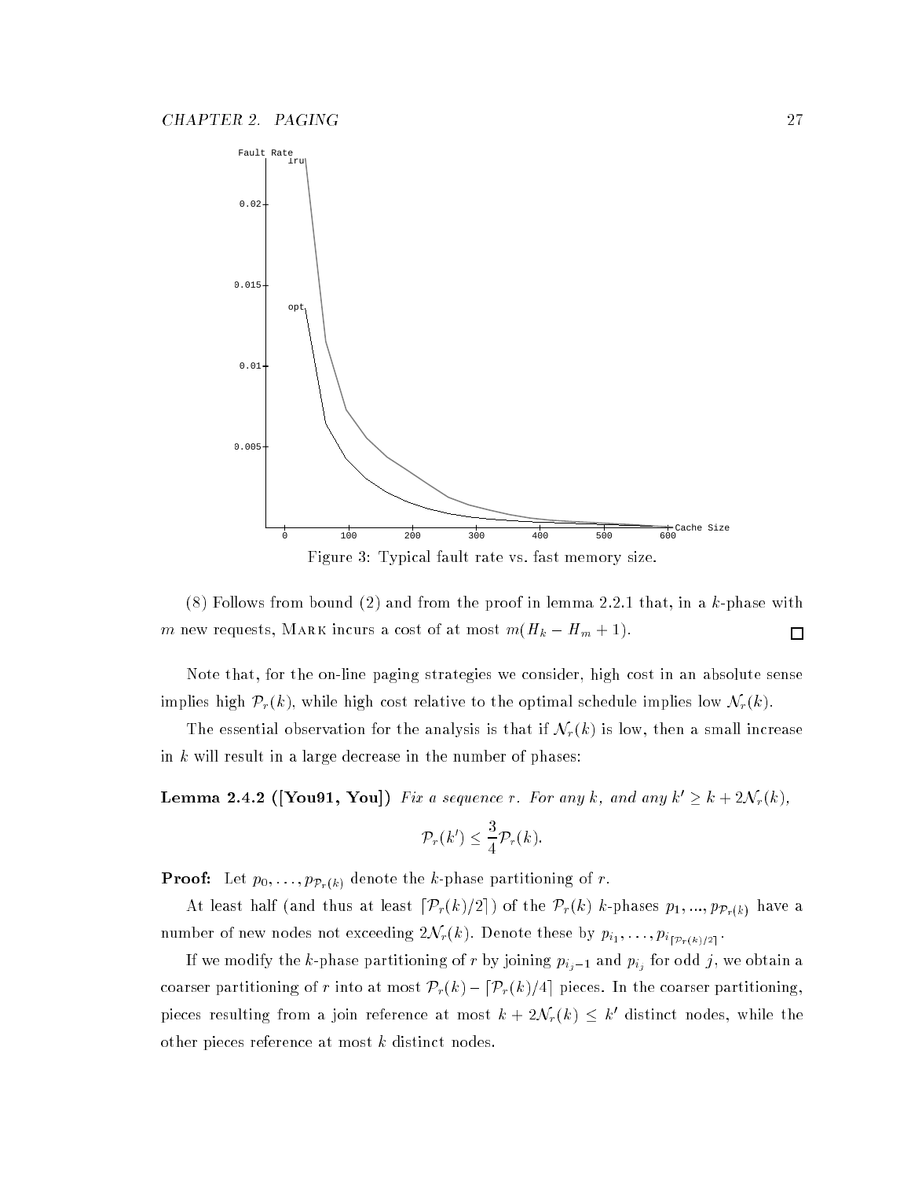Figure 3: Typical fault rate vs. fast memory size.

(8) Follows from bound (2) and from the proof in lemma 2.2.1 that, in a $k$-phase with $m$ new requests, MARK incurs a cost of at most $m(H_k - H_m + 1)$. □

Note that, for the on-line paging strategies we consider, high cost in an absolute sense implies high $\mathcal{P}_r(k)$, while high cost relative to the optimal schedule implies low $\mathcal{N}_r(k)$.

The essential observation for the analysis is that if $\mathcal{N}_r(k)$ is low, then a small increase in $k$ will result in a large decrease in the number of phases:

**Lemma 2.4.2 ([You91, You])** *Fix a sequence $r$. For any $k$, and any $k' \geq k + 2\mathcal{N}_r(k)$,*

$$\mathcal{P}_r(k') \leq \frac{3}{4}\mathcal{P}_r(k).$$

**Proof:** Let $p_0, \ldots, p_{\mathcal{P}_r(k)}$ denote the $k$-phase partitioning of $r$.

At least half (and thus at least $\lceil \mathcal{P}_r(k)/2 \rceil$) of the $\mathcal{P}_r(k)$ $k$-phases $p_1, ..., p_{\mathcal{P}_r(k)}$ have a number of new nodes not exceeding $2\mathcal{N}_r(k)$. Denote these by $p_{i_1}, \ldots, p_{i_{\lceil \mathcal{P}_r(k)/2 \rceil}}$.

If we modify the $k$-phase partitioning of $r$ by joining $p_{i_j - 1}$ and $p_{i_j}$ for odd $j$, we obtain a coarser partitioning of $r$ into at most $\mathcal{P}_r(k) - \lceil \mathcal{P}_r(k)/4 \rceil$ pieces. In the coarser partitioning, pieces resulting from a join reference at most $k + 2\mathcal{N}_r(k) \leq k'$ distinct nodes, while the other pieces reference at most $k$ distinct nodes.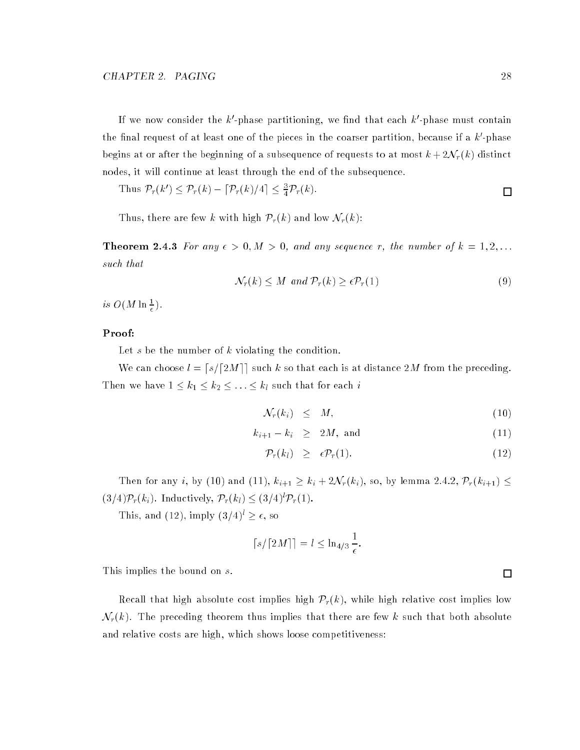If we now consider the $k'$-phase partitioning, we find that each $k'$-phase must contain the final request of at least one of the pieces in the coarser partition, because if a $k'$-phase begins at or after the beginning of a subsequence of requests to at most $k + 2\mathcal{N}_r(k)$ distinct nodes, it will continue at least through the end of the subsequence.

Thus $\mathcal{P}_r(k') \leq \mathcal{P}_r(k) - \lceil \mathcal{P}_r(k)/4 \rceil \leq \frac{3}{4}\mathcal{P}_r(k)$. □

Thus, there are few $k$ with high $\mathcal{P}_r(k)$ and low $\mathcal{N}_r(k)$:

**Theorem 2.4.3** *For any $\epsilon > 0, M > 0$, and any sequence $r$, the number of $k = 1, 2, \ldots$ such that*

$$\mathcal{N}_r(k) \leq M \text{ and } \mathcal{P}_r(k) \geq \epsilon \mathcal{P}_r(1) \tag{9}$$

*is $O(M \ln \frac{1}{\epsilon})$.*

**Proof:**

Let $s$ be the number of $k$ violating the condition.

We can choose $l = \lceil s/\lceil 2M \rceil \rceil$ such $k$ so that each is at distance $2M$ from the preceding. Then we have $1 \leq k_1 \leq k_2 \leq \ldots \leq k_l$ such that for each $i$

$$\mathcal{N}_r(k_i) \leq M, \tag{10}$$

$$k_{i+1} - k_i \geq 2M, \text{ and} \tag{11}$$

$$\mathcal{P}_r(k_l) \geq \epsilon \mathcal{P}_r(1). \tag{12}$$

Then for any $i$, by (10) and (11), $k_{i+1} \geq k_i + 2\mathcal{N}_r(k_i)$, so, by lemma 2.4.2, $\mathcal{P}_r(k_{i+1}) \leq (3/4)\mathcal{P}_r(k_i)$. Inductively, $\mathcal{P}_r(k_l) \leq (3/4)^l \mathcal{P}_r(1)$.

This, and (12), imply $(3/4)^l \geq \epsilon$, so

$$\lceil s/\lceil 2M \rceil \rceil = l \leq \ln_{4/3} \frac{1}{\epsilon}.$$

This implies the bound on $s$. □

Recall that high absolute cost implies high $\mathcal{P}_r(k)$, while high relative cost implies low $\mathcal{N}_r(k)$. The preceding theorem thus implies that there are few $k$ such that both absolute and relative costs are high, which shows loose competitiveness: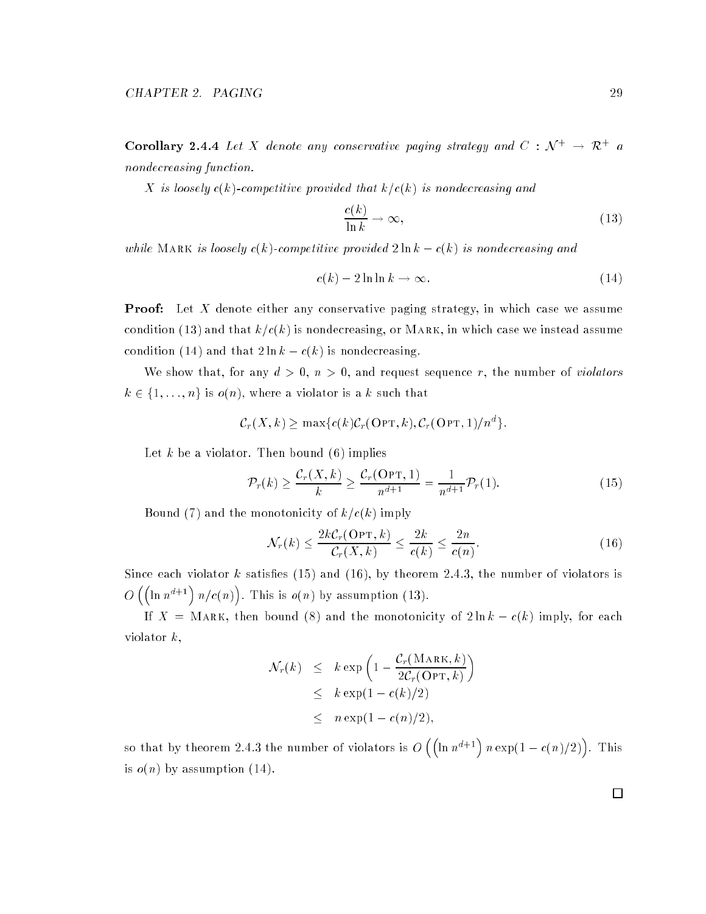**Corollary 2.4.4** *Let $X$ denote any conservative paging strategy and $C : \mathcal{N}^+ \rightarrow \mathcal{R}^+$ a nondecreasing function.*

*$X$ is loosely $c(k)$-competitive provided that $k/c(k)$ is nondecreasing and*

$$\frac{c(k)}{\ln k} \rightarrow \infty, \tag{13}$$

*while* Mark *is loosely $c(k)$-competitive provided $2 \ln k - c(k)$ is nondecreasing and*

$$c(k) - 2 \ln \ln k \rightarrow \infty. \tag{14}$$

**Proof:** Let $X$ denote either any conservative paging strategy, in which case we assume condition (13) and that $k/c(k)$ is nondecreasing, or Mark, in which case we instead assume condition (14) and that $2 \ln k - c(k)$ is nondecreasing.

We show that, for any $d > 0$, $n > 0$, and request sequence $r$, the number of *violators* $k \in \{1, \ldots, n\}$ is $o(n)$, where a violator is a $k$ such that

$$\mathcal{C}_r(X, k) \geq \max\{c(k)\mathcal{C}_r(\text{Opt}, k), \mathcal{C}_r(\text{Opt}, 1)/n^d\}.$$

Let $k$ be a violator. Then bound (6) implies

$$\mathcal{P}_r(k) \geq \frac{\mathcal{C}_r(X, k)}{k} \geq \frac{\mathcal{C}_r(\text{Opt}, 1)}{n^{d+1}} = \frac{1}{n^{d+1}} \mathcal{P}_r(1). \tag{15}$$

Bound (7) and the monotonicity of $k/c(k)$ imply

$$\mathcal{N}_r(k) \leq \frac{2k\mathcal{C}_r(\text{Opt}, k)}{\mathcal{C}_r(X, k)} \leq \frac{2k}{c(k)} \leq \frac{2n}{c(n)}. \tag{16}$$

Since each violator $k$ satisfies (15) and (16), by theorem 2.4.3, the number of violators is $O\left(\left(\ln n^{d+1}\right) n/c(n)\right)$. This is $o(n)$ by assumption (13).

If $X =$ Mark, then bound (8) and the monotonicity of $2 \ln k - c(k)$ imply, for each violator $k$,

$$\begin{aligned}
\mathcal{N}_r(k) &\leq k \exp\left(1 - \frac{\mathcal{C}_r(\text{Mark}, k)}{2\mathcal{C}_r(\text{Opt}, k)}\right) \\
&\leq k \exp(1 - c(k)/2) \\
&\leq n \exp(1 - c(n)/2),
\end{aligned}$$

so that by theorem 2.4.3 the number of violators is $O\left(\left(\ln n^{d+1}\right) n \exp(1 - c(n)/2)\right)$. This is $o(n)$ by assumption (14).

□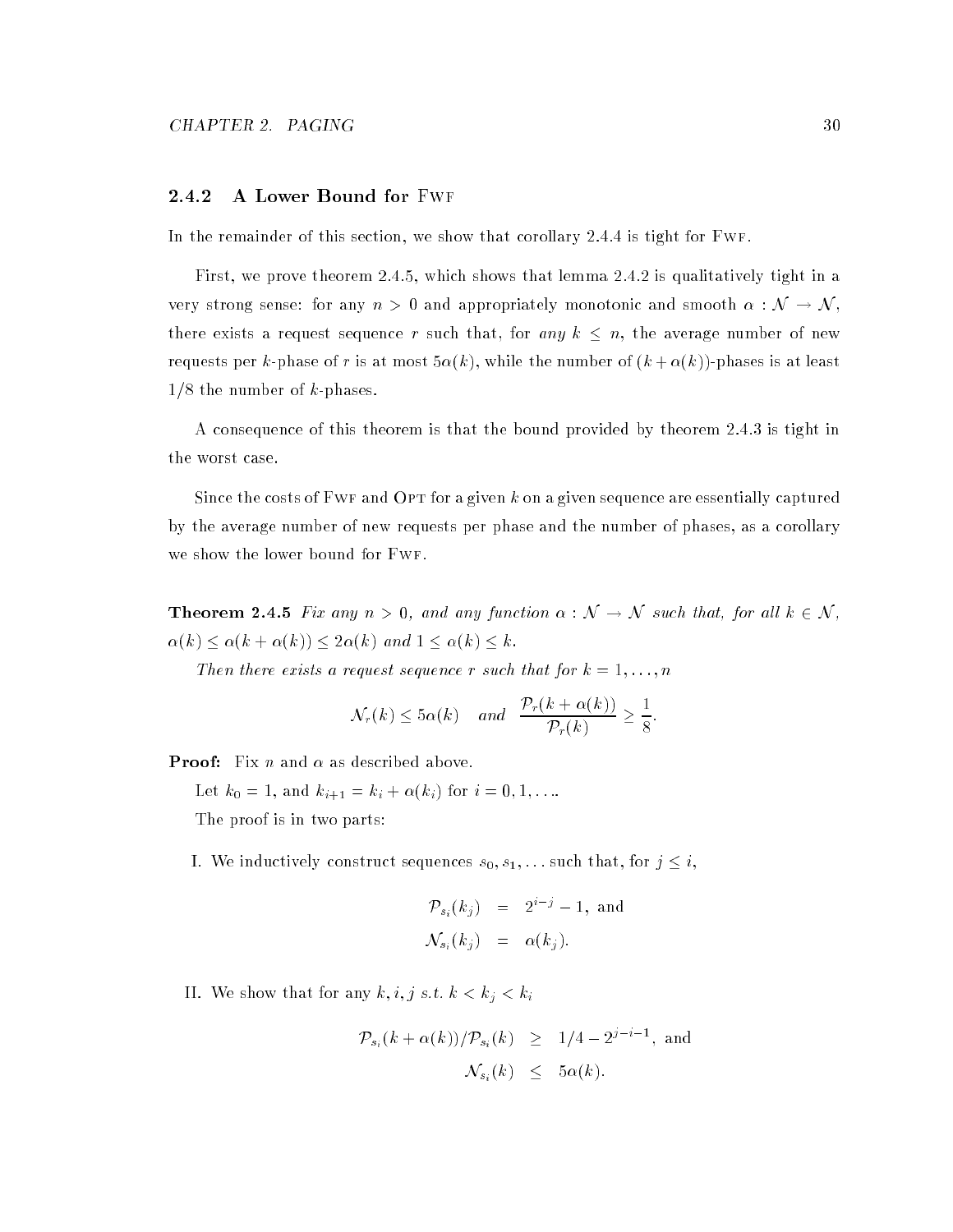### 2.4.2 A Lower Bound for FWF

In the remainder of this section, we show that corollary 2.4.4 is tight for FWF.

First, we prove theorem 2.4.5, which shows that lemma 2.4.2 is qualitatively tight in a very strong sense: for any $n > 0$ and appropriately monotonic and smooth $\alpha : \mathcal{N} \to \mathcal{N}$, there exists a request sequence $r$ such that, for *any* $k \leq n$, the average number of new requests per $k$-phase of $r$ is at most $5\alpha(k)$, while the number of $(k + \alpha(k))$-phases is at least $1/8$ the number of $k$-phases.

A consequence of this theorem is that the bound provided by theorem 2.4.3 is tight in the worst case.

Since the costs of FWF and OPT for a given $k$ on a given sequence are essentially captured by the average number of new requests per phase and the number of phases, as a corollary we show the lower bound for FWF.

**Theorem 2.4.5** *Fix any $n > 0$, and any function $\alpha : \mathcal{N} \to \mathcal{N}$ such that, for all $k \in \mathcal{N}$, $\alpha(k) \leq \alpha(k + \alpha(k)) \leq 2\alpha(k)$ and $1 \leq \alpha(k) \leq k$.*

*Then there exists a request sequence $r$ such that for $k = 1, \ldots, n$*

$$\mathcal{N}_r(k) \leq 5\alpha(k) \quad \text{and} \quad \frac{\mathcal{P}_r(k + \alpha(k))}{\mathcal{P}_r(k)} \geq \frac{1}{8}.$$

**Proof:** Fix $n$ and $\alpha$ as described above.

Let $k_0 = 1$, and $k_{i+1} = k_i + \alpha(k_i)$ for $i = 0, 1, \ldots$.

The proof is in two parts:

I. We inductively construct sequences $s_0, s_1, \ldots$ such that, for $j \leq i$,

$$\begin{aligned}
\mathcal{P}_{s_i}(k_j) &= 2^{i-j} - 1, \text{ and} \\
\mathcal{N}_{s_i}(k_j) &= \alpha(k_j).
\end{aligned}$$

II. We show that for any $k, i, j$ s.t. $k < k_j < k_i$

$$\begin{aligned}
\mathcal{P}_{s_i}(k + \alpha(k))/\mathcal{P}_{s_i}(k) &\geq 1/4 - 2^{j-i-1}, \text{ and} \\
\mathcal{N}_{s_i}(k) &\leq 5\alpha(k).
\end{aligned}$$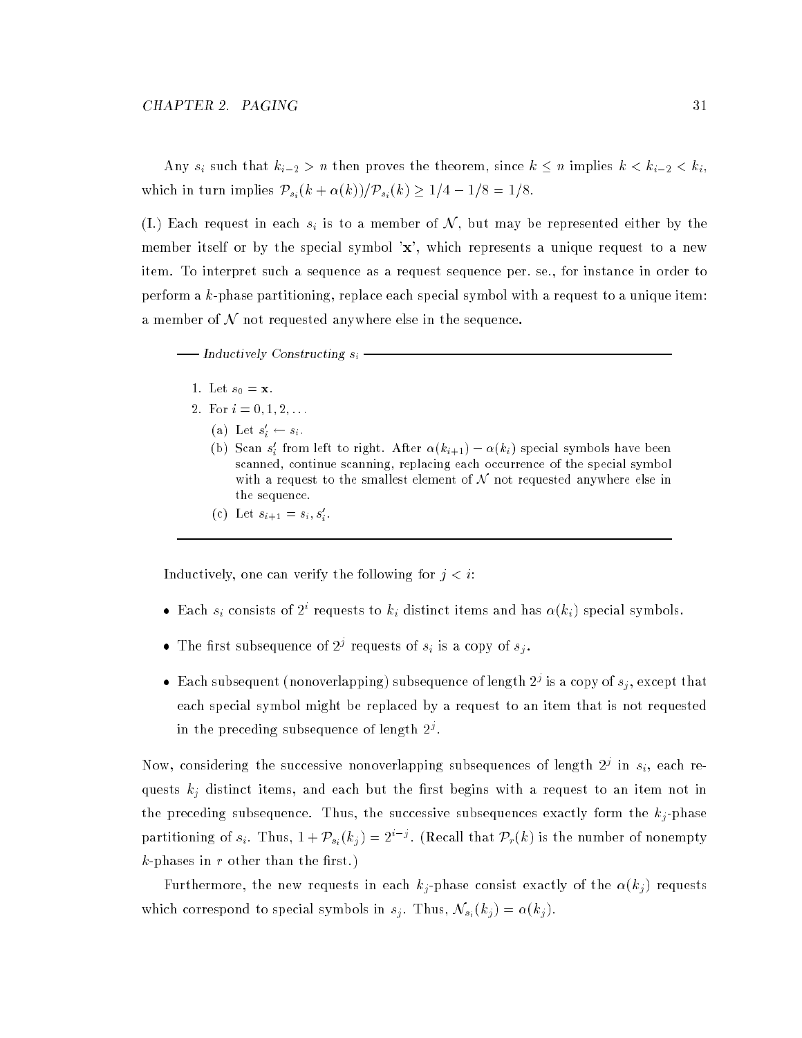Any $s_i$ such that $k_{i-2} > n$ then proves the theorem, since $k \leq n$ implies $k < k_{i-2} < k_i$, which in turn implies $\mathcal{P}_{s_i}(k + \alpha(k))/\mathcal{P}_{s_i}(k) \geq 1/4 - 1/8 = 1/8$.

(I.) Each request in each $s_i$ is to a member of $\mathcal{N}$, but may be represented either by the member itself or by the special symbol '**x**', which represents a unique request to a new item. To interpret such a sequence as a request sequence per. se., for instance in order to perform a $k$-phase partitioning, replace each special symbol with a request to a unique item: a member of $\mathcal{N}$ not requested anywhere else in the sequence.

*Inductively Constructing $s_i$*

1. Let $s_0 = \mathbf{x}$.
2. For $i = 0, 1, 2, \ldots$
   (a) Let $s'_i \leftarrow s_i$.
   (b) Scan $s'_i$ from left to right. After $\alpha(k_{i+1}) - \alpha(k_i)$ special symbols have been scanned, continue scanning, replacing each occurrence of the special symbol with a request to the smallest element of $\mathcal{N}$ not requested anywhere else in the sequence.
   (c) Let $s_{i+1} = s_i, s'_i$.

Inductively, one can verify the following for $j < i$:

- Each $s_i$ consists of $2^i$ requests to $k_i$ distinct items and has $\alpha(k_i)$ special symbols.
- The first subsequence of $2^j$ requests of $s_i$ is a copy of $s_j$.
- Each subsequent (nonoverlapping) subsequence of length $2^j$ is a copy of $s_j$, except that each special symbol might be replaced by a request to an item that is not requested in the preceding subsequence of length $2^j$.

Now, considering the successive nonoverlapping subsequences of length $2^j$ in $s_i$, each requests $k_j$ distinct items, and each but the first begins with a request to an item not in the preceding subsequence. Thus, the successive subsequences exactly form the $k_j$-phase partitioning of $s_i$. Thus, $1 + \mathcal{P}_{s_i}(k_j) = 2^{i-j}$. (Recall that $\mathcal{P}_r(k)$ is the number of nonempty $k$-phases in $r$ other than the first.)

Furthermore, the new requests in each $k_j$-phase consist exactly of the $\alpha(k_j)$ requests which correspond to special symbols in $s_j$. Thus, $\mathcal{N}_{s_i}(k_j) = \alpha(k_j)$.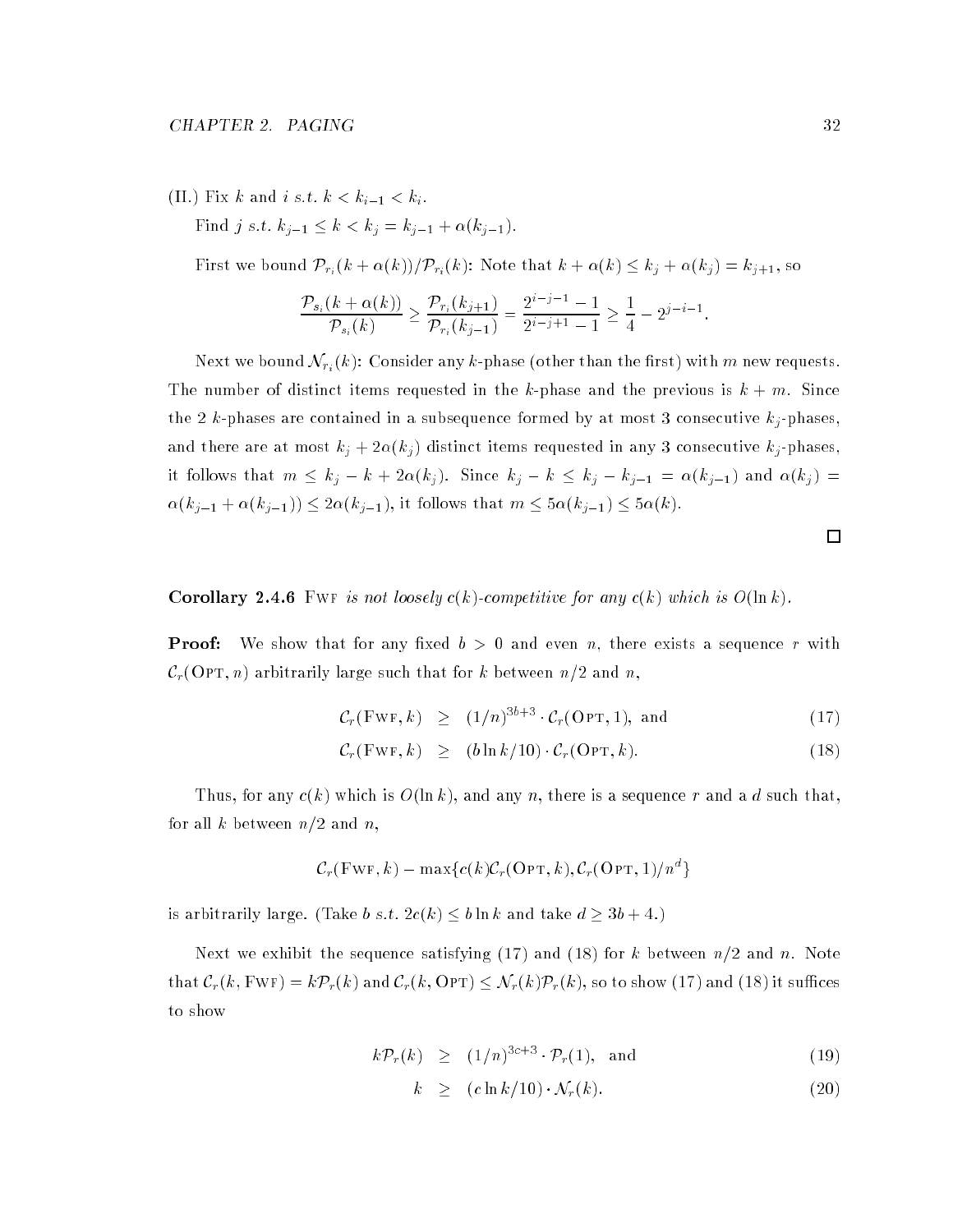(II.) Fix $k$ and $i$ s.t. $k < k_{i-1} < k_i$.

Find $j$ s.t. $k_{j-1} \leq k < k_j = k_{j-1} + \alpha(k_{j-1})$.

First we bound $\mathcal{P}_{r_i}(k + \alpha(k))/\mathcal{P}_{r_i}(k)$: Note that $k + \alpha(k) \leq k_j + \alpha(k_j) = k_{j+1}$, so

$$\frac{\mathcal{P}_{s_i}(k + \alpha(k))}{\mathcal{P}_{s_i}(k)} \geq \frac{\mathcal{P}_{r_i}(k_{j+1})}{\mathcal{P}_{r_i}(k_{j-1})} = \frac{2^{i-j-1} - 1}{2^{i-j+1} - 1} \geq \frac{1}{4} - 2^{j-i-1}.$$

Next we bound $\mathcal{N}_{r_i}(k)$: Consider any $k$-phase (other than the first) with $m$ new requests. The number of distinct items requested in the $k$-phase and the previous is $k + m$. Since the 2 $k$-phases are contained in a subsequence formed by at most 3 consecutive $k_j$-phases, and there are at most $k_j + 2\alpha(k_j)$ distinct items requested in any 3 consecutive $k_j$-phases, it follows that $m \leq k_j - k + 2\alpha(k_j)$. Since $k_j - k \leq k_j - k_{j-1} = \alpha(k_{j-1})$ and $\alpha(k_j) = \alpha(k_{j-1} + \alpha(k_{j-1})) \leq 2\alpha(k_{j-1})$, it follows that $m \leq 5\alpha(k_{j-1}) \leq 5\alpha(k)$.

□

**Corollary 2.4.6** FWF *is not loosely $c(k)$-competitive for any $c(k)$ which is $O(\ln k)$.*

**Proof:** We show that for any fixed $b > 0$ and even $n$, there exists a sequence $r$ with $\mathcal{C}_r(\text{OPT}, n)$ arbitrarily large such that for $k$ between $n/2$ and $n$,

$$\mathcal{C}_r(\text{FWF}, k) \geq (1/n)^{3b+3} \cdot \mathcal{C}_r(\text{OPT}, 1), \text{ and} \tag{17}$$

$$\mathcal{C}_r(\text{FWF}, k) \geq (b \ln k/10) \cdot \mathcal{C}_r(\text{OPT}, k). \tag{18}$$

Thus, for any $c(k)$ which is $O(\ln k)$, and any $n$, there is a sequence $r$ and a $d$ such that, for all $k$ between $n/2$ and $n$,

$$\mathcal{C}_r(\text{FWF}, k) - \max\{c(k)\mathcal{C}_r(\text{OPT}, k), \mathcal{C}_r(\text{OPT}, 1)/n^d\}$$

is arbitrarily large. (Take $b$ s.t. $2c(k) \leq b \ln k$ and take $d \geq 3b + 4$.)

Next we exhibit the sequence satisfying (17) and (18) for $k$ between $n/2$ and $n$. Note that $\mathcal{C}_r(k, \text{FWF}) = k\mathcal{P}_r(k)$ and $\mathcal{C}_r(k, \text{OPT}) \leq \mathcal{N}_r(k)\mathcal{P}_r(k)$, so to show (17) and (18) it suffices to show

$$k\mathcal{P}_r(k) \geq (1/n)^{3c+3} \cdot \mathcal{P}_r(1), \text{ and} \tag{19}$$

$$k \geq (c \ln k/10) \cdot \mathcal{N}_r(k). \tag{20}$$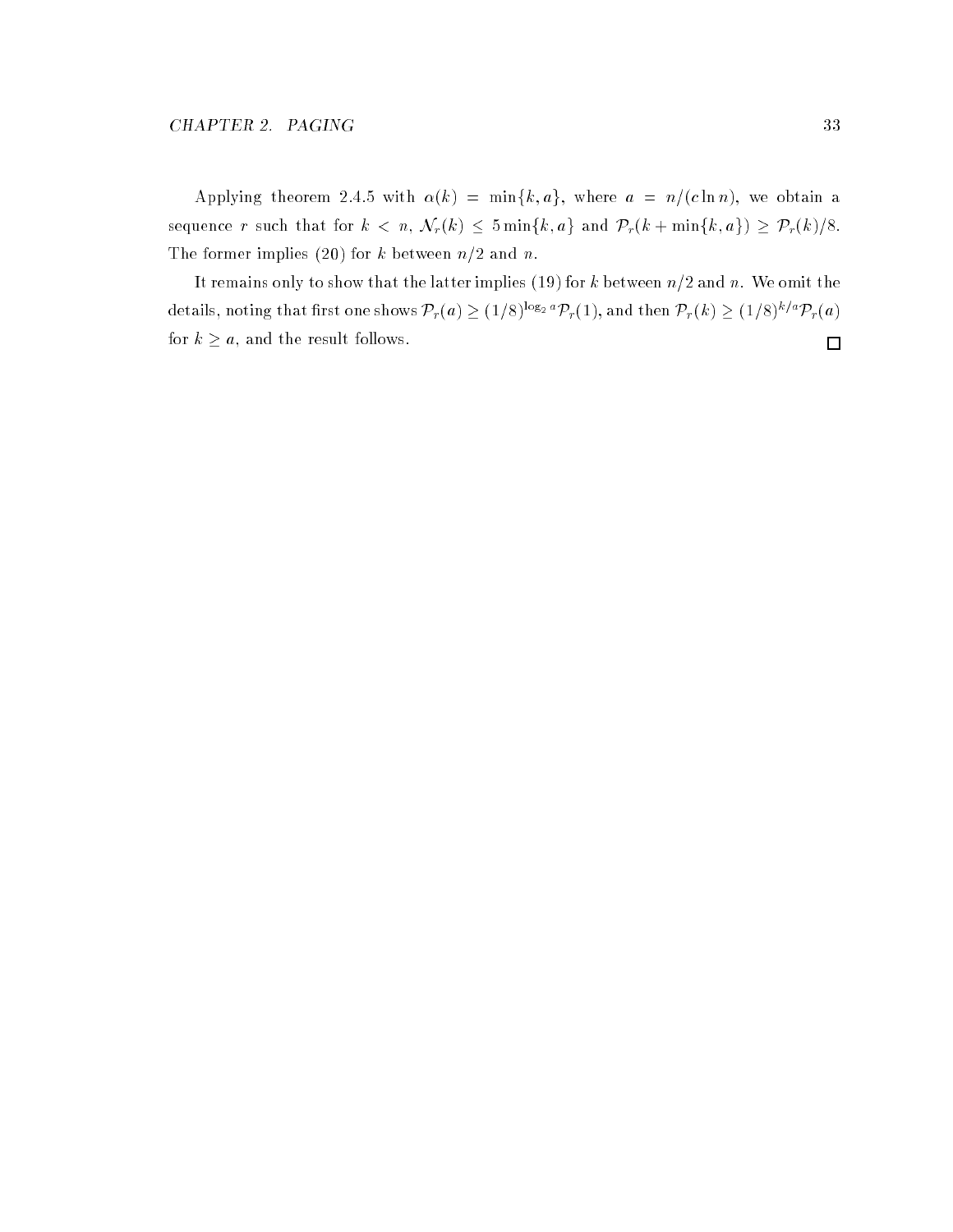Applying theorem 2.4.5 with $\alpha(k) = \min\{k, a\}$, where $a = n/(c \ln n)$, we obtain a sequence $r$ such that for $k < n$, $\mathcal{N}_r(k) \leq 5 \min\{k, a\}$ and $\mathcal{P}_r(k + \min\{k, a\}) \geq \mathcal{P}_r(k)/8$. The former implies (20) for $k$ between $n/2$ and $n$.

It remains only to show that the latter implies (19) for $k$ between $n/2$ and $n$. We omit the details, noting that first one shows $\mathcal{P}_r(a) \geq (1/8)^{\log_2 a} \mathcal{P}_r(1)$, and then $\mathcal{P}_r(k) \geq (1/8)^{k/a} \mathcal{P}_r(a)$ for $k \geq a$, and the result follows. □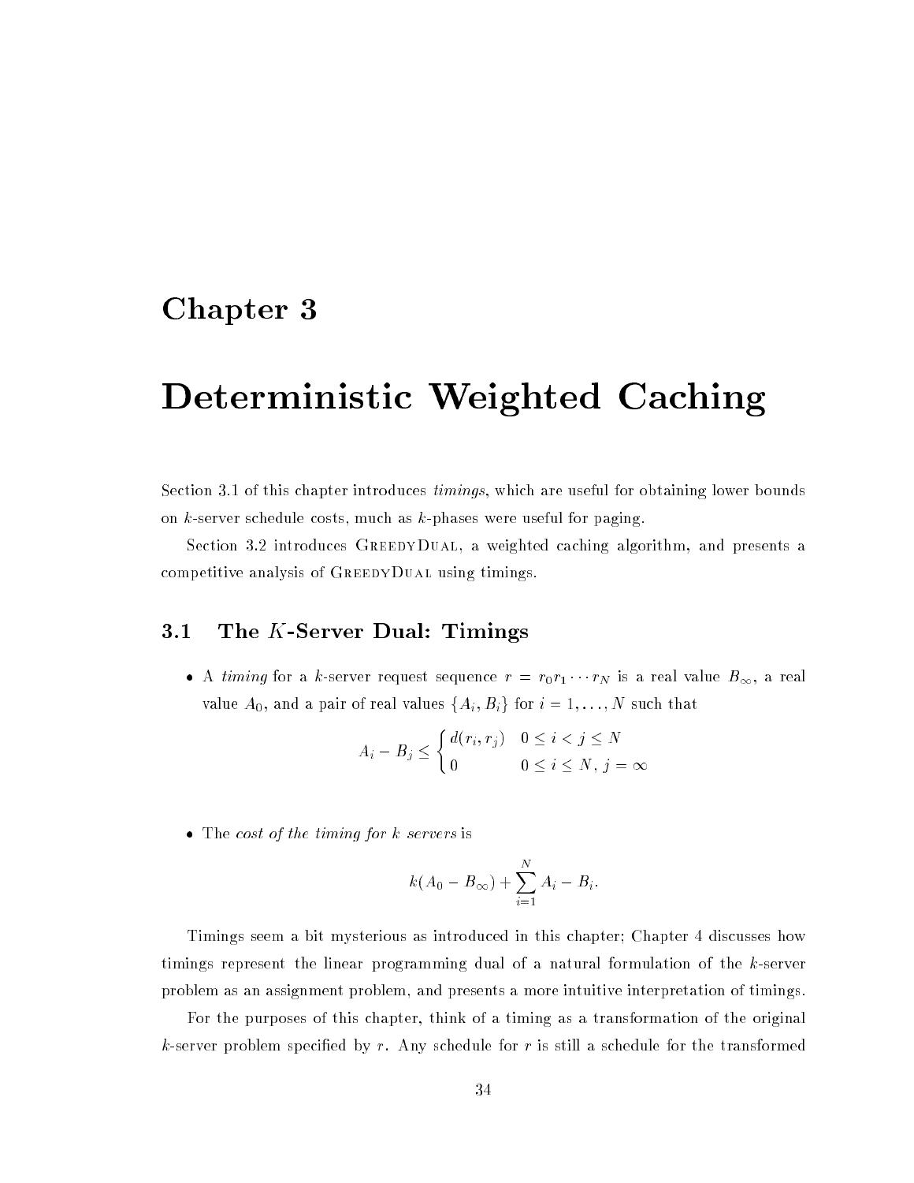# Chapter 3

# Deterministic Weighted Caching

Section 3.1 of this chapter introduces *timings*, which are useful for obtaining lower bounds on $k$-server schedule costs, much as $k$-phases were useful for paging.

Section 3.2 introduces GreedyDual, a weighted caching algorithm, and presents a competitive analysis of GreedyDual using timings.

## 3.1 The $K$-Server Dual: Timings

- A *timing* for a $k$-server request sequence $r = r_0 r_1 \cdots r_N$ is a real value $B_\infty$, a real value $A_0$, and a pair of real values $\{A_i, B_i\}$ for $i = 1, \ldots, N$ such that

$$A_i - B_j \leq \begin{cases} d(r_i, r_j) & 0 \leq i < j \leq N \\ 0 & 0 \leq i \leq N,\ j = \infty \end{cases}$$

- The *cost of the timing for $k$ servers* is

$$k(A_0 - B_\infty) + \sum_{i=1}^{N} A_i - B_i.$$

Timings seem a bit mysterious as introduced in this chapter; Chapter 4 discusses how timings represent the linear programming dual of a natural formulation of the $k$-server problem as an assignment problem, and presents a more intuitive interpretation of timings.

For the purposes of this chapter, think of a timing as a transformation of the original $k$-server problem specified by $r$. Any schedule for $r$ is still a schedule for the transformed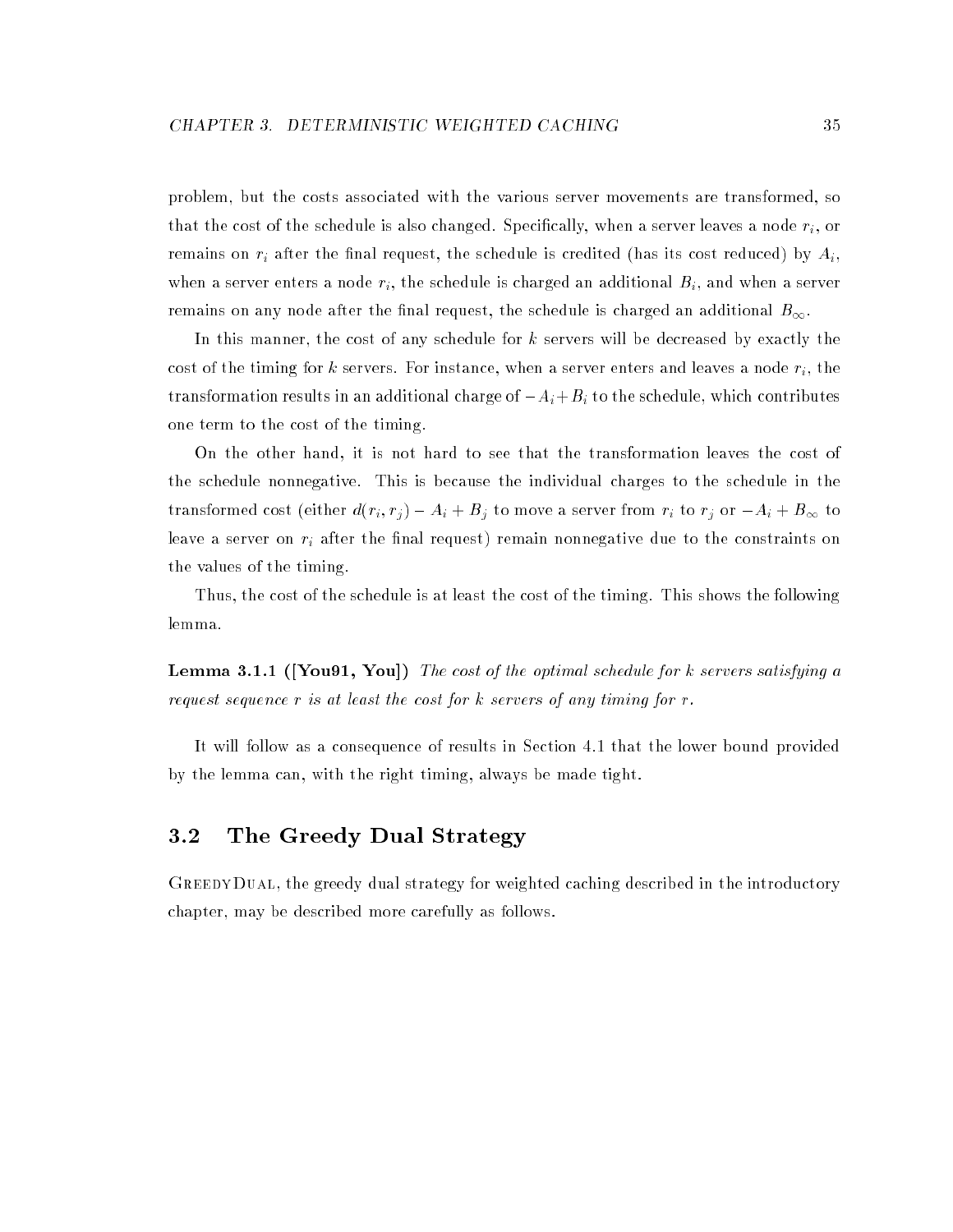problem, but the costs associated with the various server movements are transformed, so that the cost of the schedule is also changed. Specifically, when a server leaves a node $r_i$, or remains on $r_i$ after the final request, the schedule is credited (has its cost reduced) by $A_i$, when a server enters a node $r_i$, the schedule is charged an additional $B_i$, and when a server remains on any node after the final request, the schedule is charged an additional $B_\infty$.

In this manner, the cost of any schedule for $k$ servers will be decreased by exactly the cost of the timing for $k$ servers. For instance, when a server enters and leaves a node $r_i$, the transformation results in an additional charge of $-A_i + B_i$ to the schedule, which contributes one term to the cost of the timing.

On the other hand, it is not hard to see that the transformation leaves the cost of the schedule nonnegative. This is because the individual charges to the schedule in the transformed cost (either $d(r_i, r_j) - A_i + B_j$ to move a server from $r_i$ to $r_j$ or $-A_i + B_\infty$ to leave a server on $r_i$ after the final request) remain nonnegative due to the constraints on the values of the timing.

Thus, the cost of the schedule is at least the cost of the timing. This shows the following lemma.

**Lemma 3.1.1 ([You91, You])** *The cost of the optimal schedule for $k$ servers satisfying a request sequence $r$ is at least the cost for $k$ servers of any timing for $r$.*

It will follow as a consequence of results in Section 4.1 that the lower bound provided by the lemma can, with the right timing, always be made tight.

## 3.2 The Greedy Dual Strategy

GreedyDual, the greedy dual strategy for weighted caching described in the introductory chapter, may be described more carefully as follows.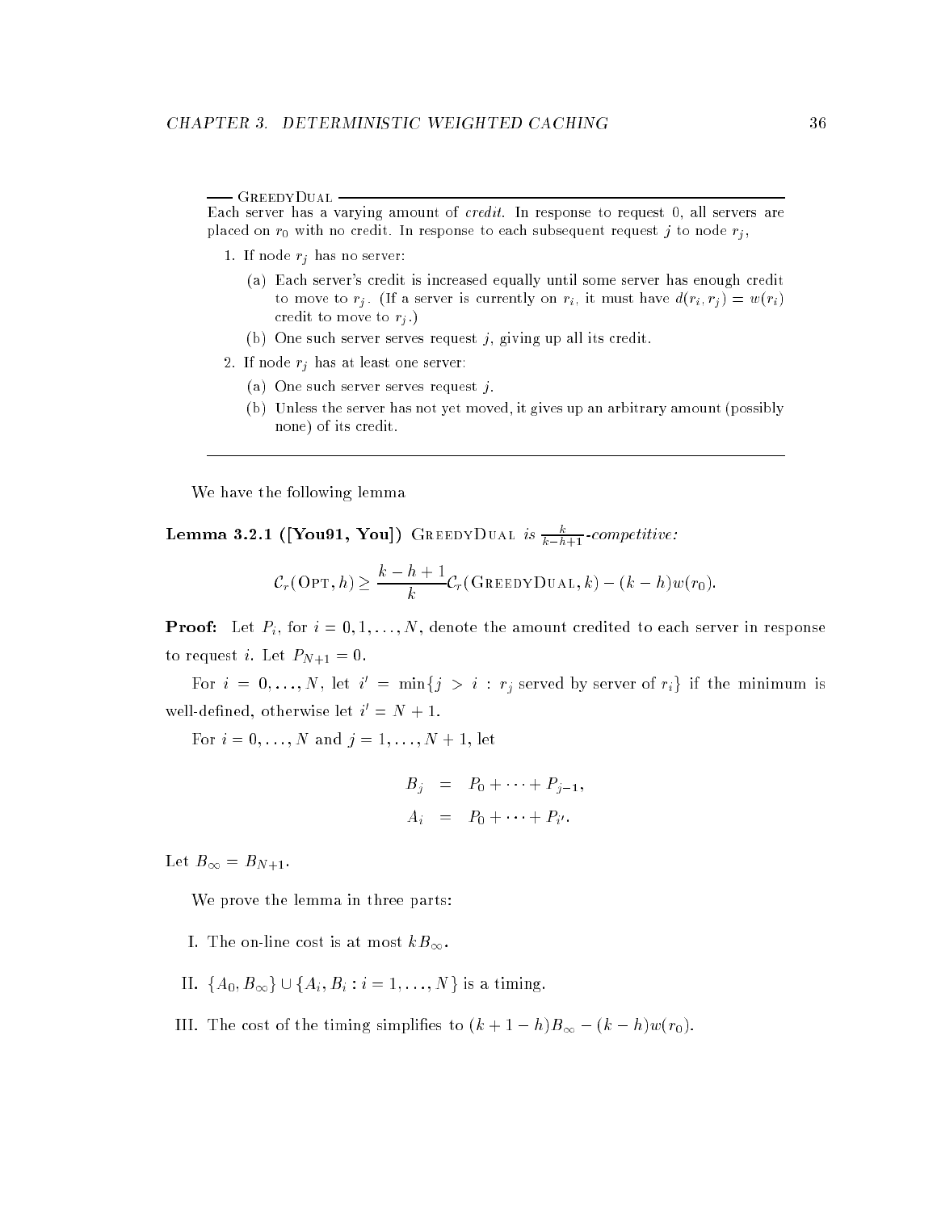**— GreedyDual —**

Each server has a varying amount of *credit*. In response to request 0, all servers are placed on $r_0$ with no credit. In response to each subsequent request $j$ to node $r_j$,

1. If node $r_j$ has no server:
   - (a) Each server's credit is increased equally until some server has enough credit to move to $r_j$. (If a server is currently on $r_i$, it must have $d(r_i, r_j) = w(r_i)$ credit to move to $r_j$.)
   - (b) One such server serves request $j$, giving up all its credit.
2. If node $r_j$ has at least one server:
   - (a) One such server serves request $j$.
   - (b) Unless the server has not yet moved, it gives up an arbitrary amount (possibly none) of its credit.

---

We have the following lemma

**Lemma 3.2.1 ([You91, You])** GreedyDual *is* $\frac{k}{k-h+1}$*-competitive:*

$$\mathcal{C}_r(\text{Opt}, h) \geq \frac{k-h+1}{k}\mathcal{C}_r(\text{GreedyDual}, k) - (k-h)w(r_0).$$

**Proof:** Let $P_i$, for $i = 0, 1, \ldots, N$, denote the amount credited to each server in response to request $i$. Let $P_{N+1} = 0$.

For $i = 0, \ldots, N$, let $i' = \min\{j > i : r_j \text{ served by server of } r_i\}$ if the minimum is well-defined, otherwise let $i' = N + 1$.

For $i = 0, \ldots, N$ and $j = 1, \ldots, N + 1$, let

$$\begin{aligned} B_j &= P_0 + \cdots + P_{j-1}, \\ A_i &= P_0 + \cdots + P_{i'}. \end{aligned}$$

Let $B_\infty = B_{N+1}$.

We prove the lemma in three parts:

I. The on-line cost is at most $kB_\infty$.

II. $\{A_0, B_\infty\} \cup \{A_i, B_i : i = 1, \ldots, N\}$ is a timing.

III. The cost of the timing simplifies to $(k + 1 - h)B_\infty - (k - h)w(r_0)$.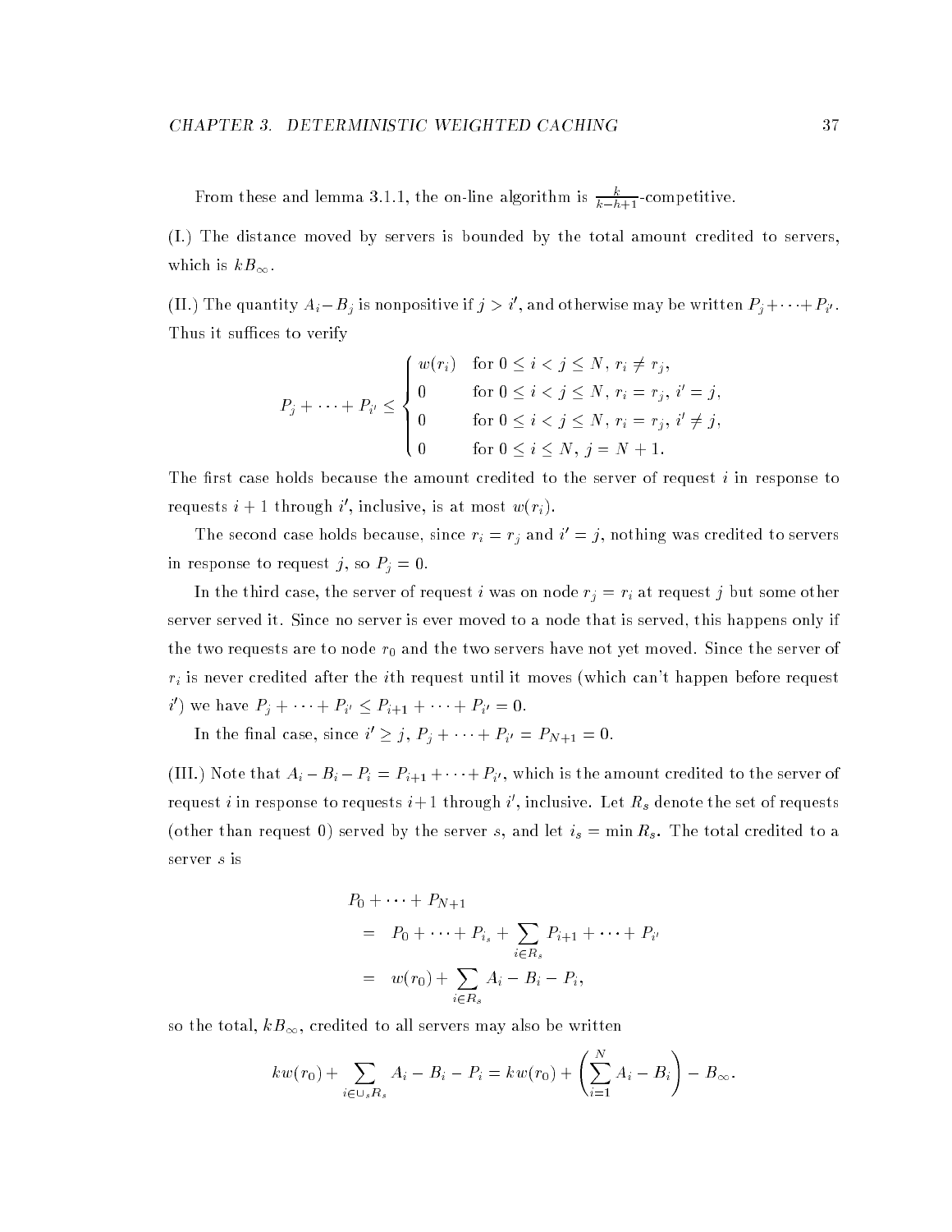From these and lemma 3.1.1, the on-line algorithm is $\frac{k}{k-h+1}$-competitive.

(I.) The distance moved by servers is bounded by the total amount credited to servers, which is $kB_\infty$.

(II.) The quantity $A_i - B_j$ is nonpositive if $j > i'$, and otherwise may be written $P_j + \cdots + P_{i'}$. Thus it suffices to verify

$$P_j + \cdots + P_{i'} \leq \begin{cases} w(r_i) & \text{for } 0 \leq i < j \leq N,\ r_i \neq r_j, \\ 0 & \text{for } 0 \leq i < j \leq N,\ r_i = r_j,\ i' = j, \\ 0 & \text{for } 0 \leq i < j \leq N,\ r_i = r_j,\ i' \neq j, \\ 0 & \text{for } 0 \leq i \leq N,\ j = N+1. \end{cases}$$

The first case holds because the amount credited to the server of request $i$ in response to requests $i+1$ through $i'$, inclusive, is at most $w(r_i)$.

The second case holds because, since $r_i = r_j$ and $i' = j$, nothing was credited to servers in response to request $j$, so $P_j = 0$.

In the third case, the server of request $i$ was on node $r_j = r_i$ at request $j$ but some other server served it. Since no server is ever moved to a node that is served, this happens only if the two requests are to node $r_0$ and the two servers have not yet moved. Since the server of $r_i$ is never credited after the $i$th request until it moves (which can't happen before request $i'$) we have $P_j + \cdots + P_{i'} \leq P_{i+1} + \cdots + P_{i'} = 0$.

In the final case, since $i' \geq j$, $P_j + \cdots + P_{i'} = P_{N+1} = 0$.

(III.) Note that $A_i - B_i - P_i = P_{i+1} + \cdots + P_{i'}$, which is the amount credited to the server of request $i$ in response to requests $i+1$ through $i'$, inclusive. Let $R_s$ denote the set of requests (other than request 0) served by the server $s$, and let $i_s = \min R_s$. The total credited to a server $s$ is

$$\begin{aligned} & P_0 + \cdots + P_{N+1} \\ &= P_0 + \cdots + P_{i_s} + \sum_{i \in R_s} P_{i+1} + \cdots + P_{i'} \\ &= w(r_0) + \sum_{i \in R_s} A_i - B_i - P_i, \end{aligned}$$

so the total, $kB_\infty$, credited to all servers may also be written

$$kw(r_0) + \sum_{i \in \cup_s R_s} A_i - B_i - P_i = kw(r_0) + \left( \sum_{i=1}^{N} A_i - B_i \right) - B_\infty.$$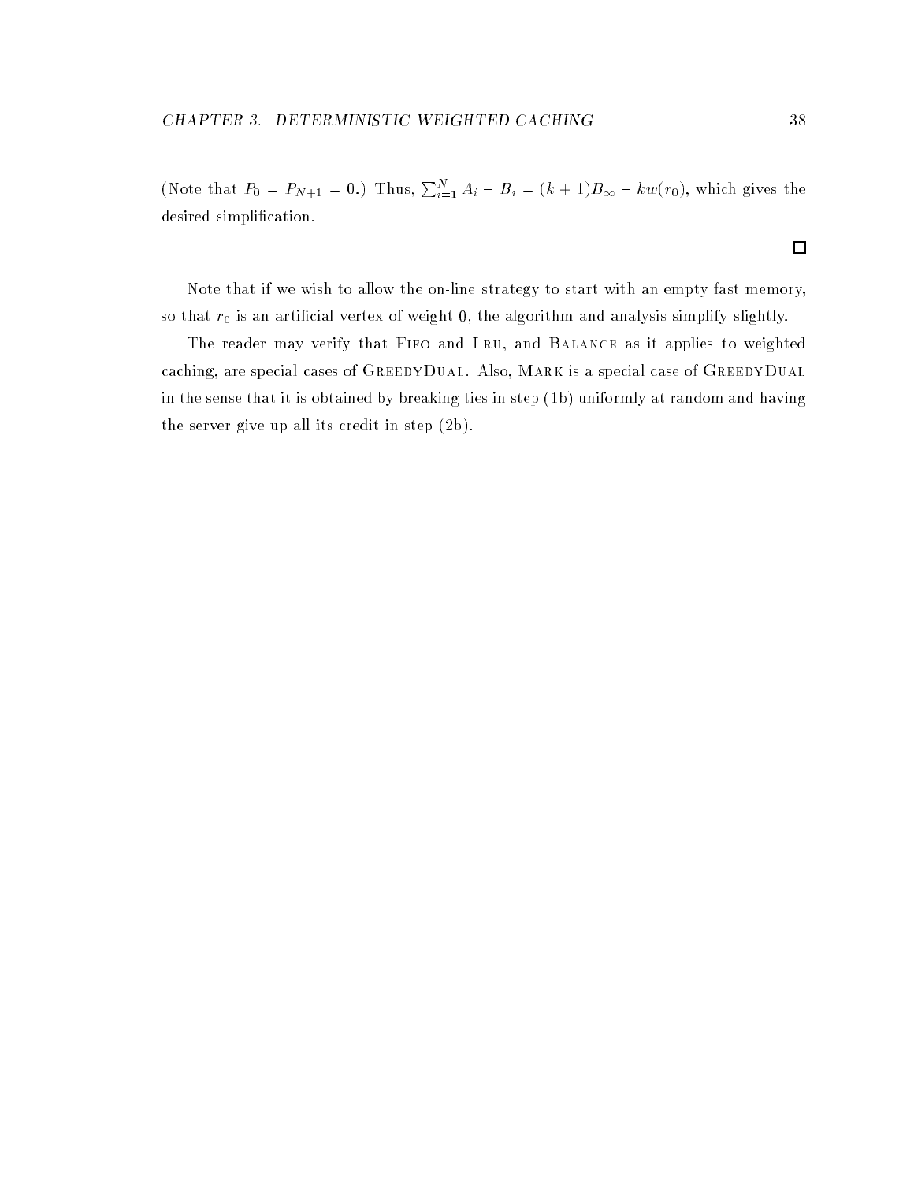(Note that $P_0 = P_{N+1} = 0$.) Thus, $\sum_{i=1}^{N} A_i - B_i = (k+1)B_\infty - kw(r_0)$, which gives the desired simplification.

□

Note that if we wish to allow the on-line strategy to start with an empty fast memory, so that $r_0$ is an artificial vertex of weight 0, the algorithm and analysis simplify slightly.

The reader may verify that Fifo and Lru, and Balance as it applies to weighted caching, are special cases of GreedyDual. Also, Mark is a special case of GreedyDual in the sense that it is obtained by breaking ties in step (1b) uniformly at random and having the server give up all its credit in step (2b).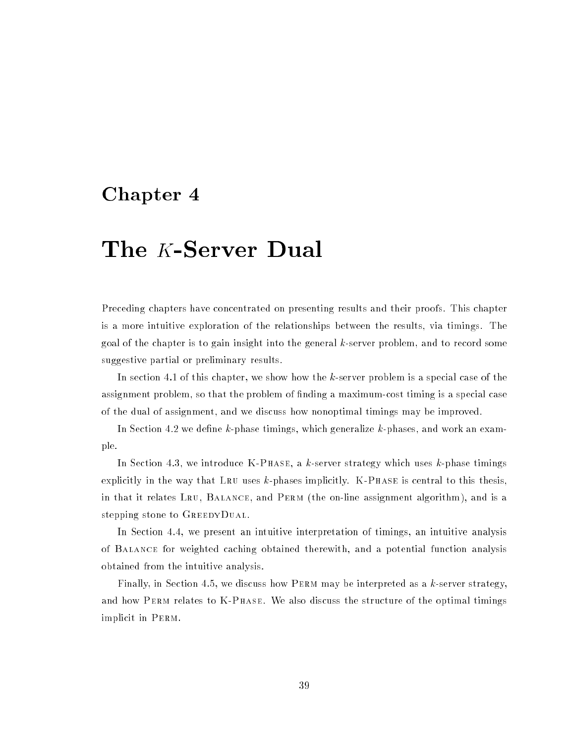# Chapter 4

# The $K$-Server Dual

Preceding chapters have concentrated on presenting results and their proofs. This chapter is a more intuitive exploration of the relationships between the results, via timings. The goal of the chapter is to gain insight into the general $k$-server problem, and to record some suggestive partial or preliminary results.

In section 4.1 of this chapter, we show how the $k$-server problem is a special case of the assignment problem, so that the problem of finding a maximum-cost timing is a special case of the dual of assignment, and we discuss how nonoptimal timings may be improved.

In Section 4.2 we define $k$-phase timings, which generalize $k$-phases, and work an example.

In Section 4.3, we introduce K-Phase, a $k$-server strategy which uses $k$-phase timings explicitly in the way that Lru uses $k$-phases implicitly. K-Phase is central to this thesis, in that it relates Lru, Balance, and Perm (the on-line assignment algorithm), and is a stepping stone to GreedyDual.

In Section 4.4, we present an intuitive interpretation of timings, an intuitive analysis of Balance for weighted caching obtained therewith, and a potential function analysis obtained from the intuitive analysis.

Finally, in Section 4.5, we discuss how Perm may be interpreted as a $k$-server strategy, and how Perm relates to K-Phase. We also discuss the structure of the optimal timings implicit in Perm.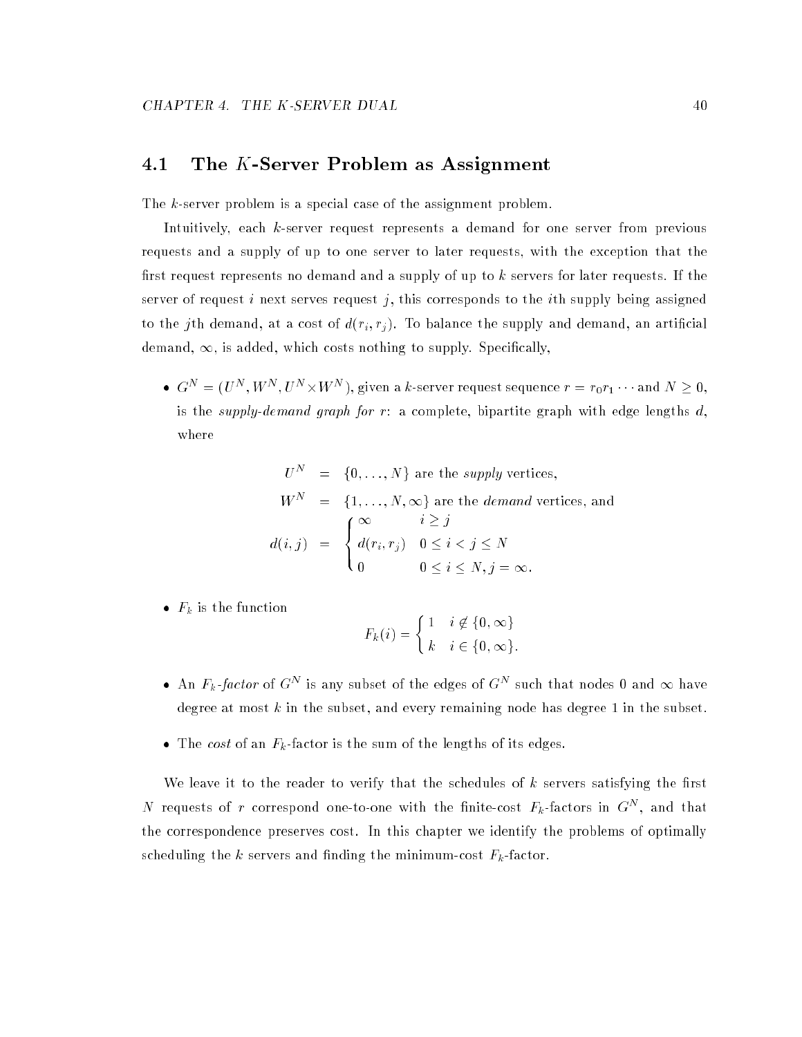## 4.1 The $K$-Server Problem as Assignment

The $k$-server problem is a special case of the assignment problem.

Intuitively, each $k$-server request represents a demand for one server from previous requests and a supply of up to one server to later requests, with the exception that the first request represents no demand and a supply of up to $k$ servers for later requests. If the server of request $i$ next serves request $j$, this corresponds to the $i$th supply being assigned to the $j$th demand, at a cost of $d(r_i, r_j)$. To balance the supply and demand, an artificial demand, $\infty$, is added, which costs nothing to supply. Specifically,

- $G^N = (U^N, W^N, U^N \times W^N)$, given a $k$-server request sequence $r = r_0 r_1 \cdots$ and $N \geq 0$, is the *supply-demand graph for $r$*: a complete, bipartite graph with edge lengths $d$, where

$$
\begin{aligned}
U^N &= \{0, \ldots, N\} \text{ are the \textit{supply} vertices,} \\
W^N &= \{1, \ldots, N, \infty\} \text{ are the \textit{demand} vertices, and} \\
d(i,j) &= \begin{cases} \infty & i \geq j \\ d(r_i, r_j) & 0 \leq i < j \leq N \\ 0 & 0 \leq i \leq N, j = \infty. \end{cases}
\end{aligned}
$$

- $F_k$ is the function

$$
F_k(i) = \begin{cases} 1 & i \notin \{0, \infty\} \\ k & i \in \{0, \infty\}. \end{cases}
$$

- An *$F_k$-factor* of $G^N$ is any subset of the edges of $G^N$ such that nodes 0 and $\infty$ have degree at most $k$ in the subset, and every remaining node has degree 1 in the subset.

- The *cost* of an $F_k$-factor is the sum of the lengths of its edges.

We leave it to the reader to verify that the schedules of $k$ servers satisfying the first $N$ requests of $r$ correspond one-to-one with the finite-cost $F_k$-factors in $G^N$, and that the correspondence preserves cost. In this chapter we identify the problems of optimally scheduling the $k$ servers and finding the minimum-cost $F_k$-factor.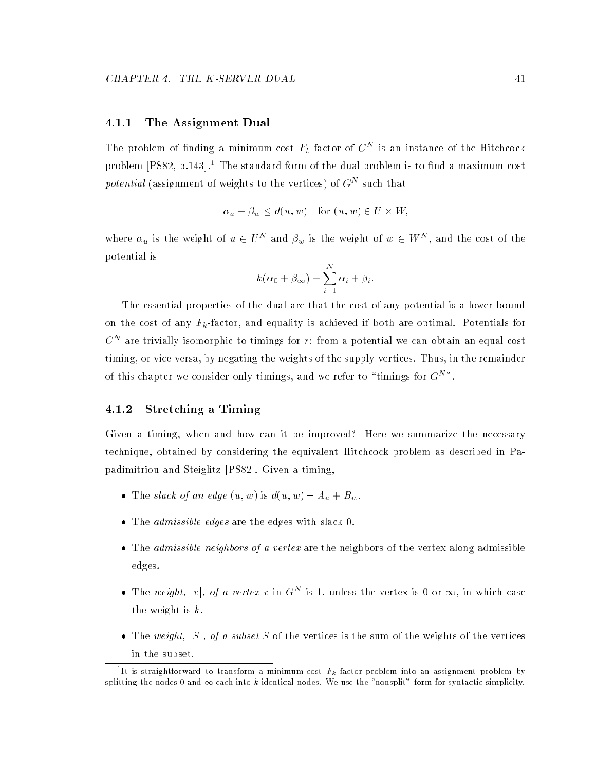### 4.1.1 The Assignment Dual

The problem of finding a minimum-cost $F_k$-factor of $G^N$ is an instance of the Hitchcock problem [PS82, p.143].[1] The standard form of the dual problem is to find a maximum-cost *potential* (assignment of weights to the vertices) of $G^N$ such that

$$\alpha_u + \beta_w \le d(u,w) \quad \text{for } (u,w) \in U \times W,$$

where $\alpha_u$ is the weight of $u \in U^N$ and $\beta_w$ is the weight of $w \in W^N$, and the cost of the potential is

$$k(\alpha_0 + \beta_\infty) + \sum_{i=1}^{N} \alpha_i + \beta_i.$$

The essential properties of the dual are that the cost of any potential is a lower bound on the cost of any $F_k$-factor, and equality is achieved if both are optimal. Potentials for $G^N$ are trivially isomorphic to timings for $r$: from a potential we can obtain an equal cost timing, or vice versa, by negating the weights of the supply vertices. Thus, in the remainder of this chapter we consider only timings, and we refer to "timings for $G^N$".

### 4.1.2 Stretching a Timing

Given a timing, when and how can it be improved? Here we summarize the necessary technique, obtained by considering the equivalent Hitchcock problem as described in Papadimitriou and Steiglitz [PS82]. Given a timing,

- The *slack of an edge* $(u,w)$ is $d(u,w) - A_u + B_w$.
- The *admissible edges* are the edges with slack 0.
- The *admissible neighbors of a vertex* are the neighbors of the vertex along admissible edges.
- The *weight*, $|v|$, *of a vertex* $v$ in $G^N$ is 1, unless the vertex is 0 or $\infty$, in which case the weight is $k$.
- The *weight*, $|S|$, *of a subset* $S$ of the vertices is the sum of the weights of the vertices in the subset.

[1] It is straightforward to transform a minimum-cost $F_k$-factor problem into an assignment problem by splitting the nodes 0 and $\infty$ each into $k$ identical nodes. We use the "nonsplit" form for syntactic simplicity.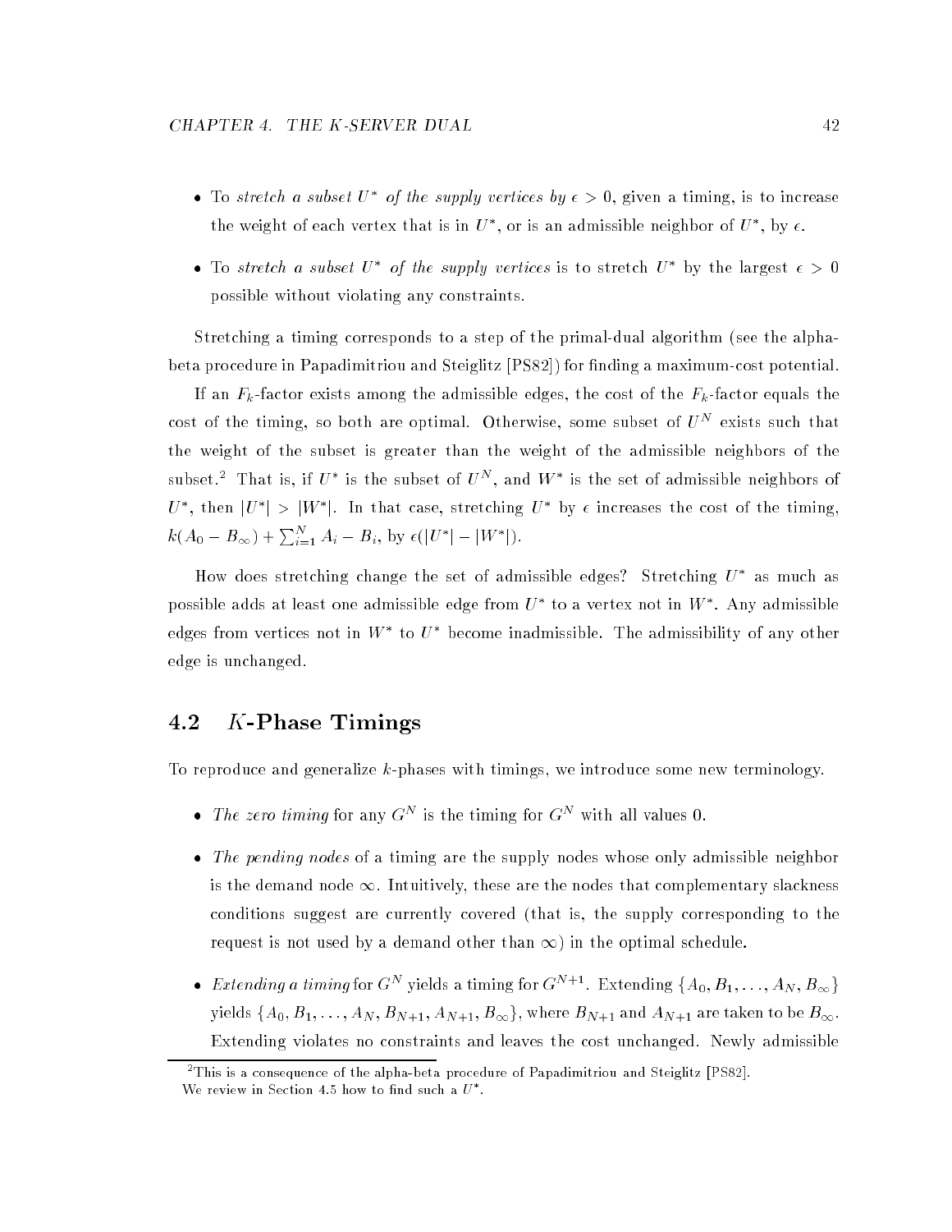- To *stretch a subset $U^*$ of the supply vertices by $\epsilon > 0$*, given a timing, is to increase the weight of each vertex that is in $U^*$, or is an admissible neighbor of $U^*$, by $\epsilon$.
- To *stretch a subset $U^*$ of the supply vertices* is to stretch $U^*$ by the largest $\epsilon > 0$ possible without violating any constraints.

Stretching a timing corresponds to a step of the primal-dual algorithm (see the alpha-beta procedure in Papadimitriou and Steiglitz [PS82]) for finding a maximum-cost potential.

If an $F_k$-factor exists among the admissible edges, the cost of the $F_k$-factor equals the cost of the timing, so both are optimal. Otherwise, some subset of $U^N$ exists such that the weight of the subset is greater than the weight of the admissible neighbors of the subset.[2] That is, if $U^*$ is the subset of $U^N$, and $W^*$ is the set of admissible neighbors of $U^*$, then $|U^*| > |W^*|$. In that case, stretching $U^*$ by $\epsilon$ increases the cost of the timing, $k(A_0 - B_\infty) + \sum_{i=1}^{N} A_i - B_i$, by $\epsilon(|U^*| - |W^*|)$.

How does stretching change the set of admissible edges? Stretching $U^*$ as much as possible adds at least one admissible edge from $U^*$ to a vertex not in $W^*$. Any admissible edges from vertices not in $W^*$ to $U^*$ become inadmissible. The admissibility of any other edge is unchanged.

## 4.2 $K$-Phase Timings

To reproduce and generalize $k$-phases with timings, we introduce some new terminology.

- *The zero timing* for any $G^N$ is the timing for $G^N$ with all values 0.
- *The pending nodes* of a timing are the supply nodes whose only admissible neighbor is the demand node $\infty$. Intuitively, these are the nodes that complementary slackness conditions suggest are currently covered (that is, the supply corresponding to the request is not used by a demand other than $\infty$) in the optimal schedule.
- *Extending a timing* for $G^N$ yields a timing for $G^{N+1}$. Extending $\{A_0, B_1, \ldots, A_N, B_\infty\}$ yields $\{A_0, B_1, \ldots, A_N, B_{N+1}, A_{N+1}, B_\infty\}$, where $B_{N+1}$ and $A_{N+1}$ are taken to be $B_\infty$. Extending violates no constraints and leaves the cost unchanged. Newly admissible

[2] This is a consequence of the alpha-beta procedure of Papadimitriou and Steiglitz [PS82]. We review in Section 4.5 how to find such a $U^*$.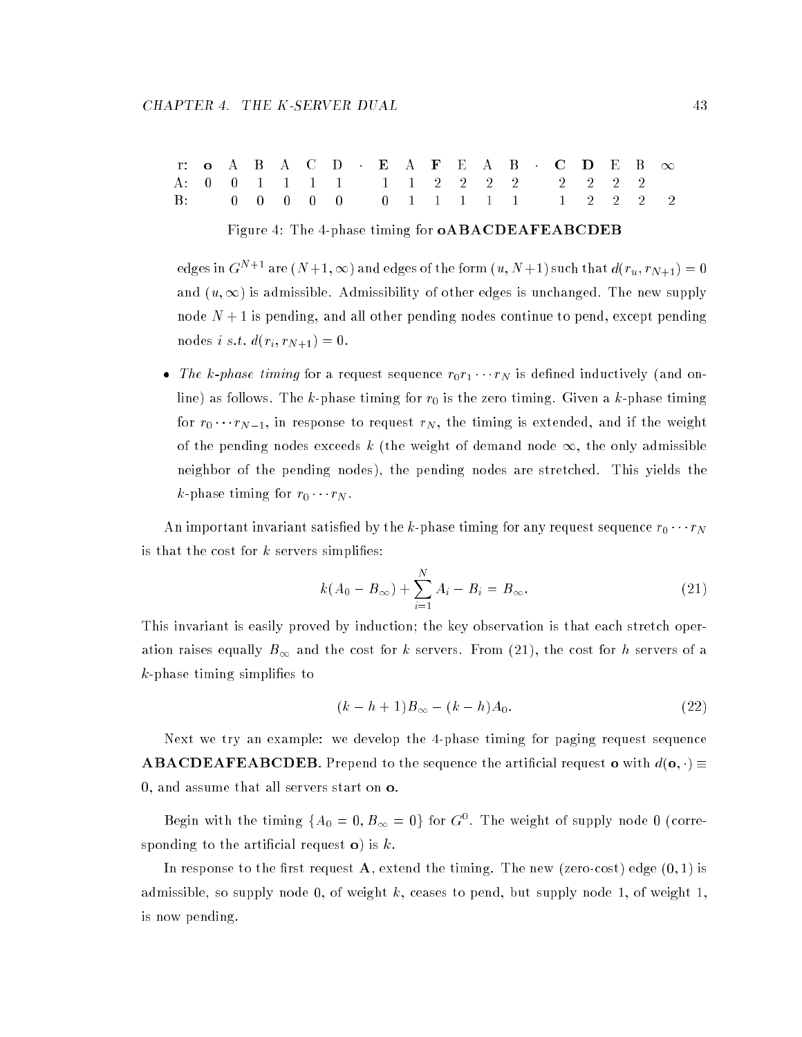| r: | **o** | A | B | A | C | D | · | **E** | A | **F** | E | A | B | · | **C** | **D** | E | B | $\infty$ |
|---|---|---|---|---|---|---|---|---|---|---|---|---|---|---|---|---|---|---|---|
| A: | 0 | 0 | 1 | 1 | 1 | 1 | | 1 | 1 | 2 | 2 | 2 | 2 | | 2 | 2 | 2 | 2 | |
| B: | | 0 | 0 | 0 | 0 | 0 | | 0 | 1 | 1 | 1 | 1 | 1 | | 1 | 2 | 2 | 2 | 2 |

Figure 4: The 4-phase timing for **oABACDEAFEABCDEB**

edges in $G^{N+1}$ are $(N+1, \infty)$ and edges of the form $(u, N+1)$ such that $d(r_u, r_{N+1}) = 0$ and $(u, \infty)$ is admissible. Admissibility of other edges is unchanged. The new supply node $N+1$ is pending, and all other pending nodes continue to pend, except pending nodes $i$ *s.t.* $d(r_i, r_{N+1}) = 0$.

- *The k-phase timing* for a request sequence $r_0 r_1 \cdots r_N$ is defined inductively (and on-line) as follows. The $k$-phase timing for $r_0$ is the zero timing. Given a $k$-phase timing for $r_0 \cdots r_{N-1}$, in response to request $r_N$, the timing is extended, and if the weight of the pending nodes exceeds $k$ (the weight of demand node $\infty$, the only admissible neighbor of the pending nodes), the pending nodes are stretched. This yields the $k$-phase timing for $r_0 \cdots r_N$.

An important invariant satisfied by the $k$-phase timing for any request sequence $r_0 \cdots r_N$ is that the cost for $k$ servers simplifies:

$$k(A_0 - B_\infty) + \sum_{i=1}^{N} A_i - B_i = B_\infty. \tag{21}$$

This invariant is easily proved by induction; the key observation is that each stretch operation raises equally $B_\infty$ and the cost for $k$ servers. From (21), the cost for $h$ servers of a $k$-phase timing simplifies to

$$(k - h + 1)B_\infty - (k - h)A_0. \tag{22}$$

Next we try an example: we develop the 4-phase timing for paging request sequence **ABACDEAFEABCDEB**. Prepend to the sequence the artificial request **o** with $d(\mathbf{o}, \cdot) \equiv 0$, and assume that all servers start on **o**.

Begin with the timing $\{A_0 = 0, B_\infty = 0\}$ for $G^0$. The weight of supply node 0 (corresponding to the artificial request **o**) is $k$.

In response to the first request **A**, extend the timing. The new (zero-cost) edge $(0, 1)$ is admissible, so supply node 0, of weight $k$, ceases to pend, but supply node 1, of weight 1, is now pending.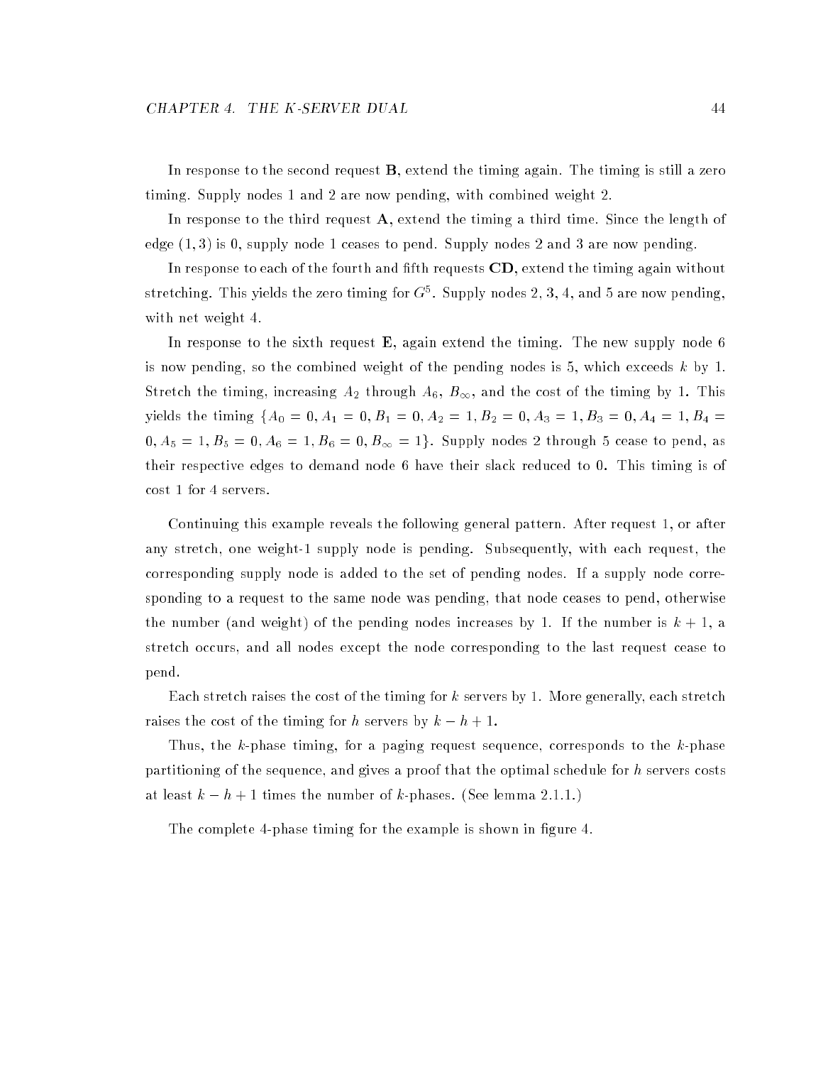In response to the second request **B**, extend the timing again. The timing is still a zero timing. Supply nodes 1 and 2 are now pending, with combined weight 2.

In response to the third request **A**, extend the timing a third time. Since the length of edge $(1, 3)$ is 0, supply node 1 ceases to pend. Supply nodes 2 and 3 are now pending.

In response to each of the fourth and fifth requests **CD**, extend the timing again without stretching. This yields the zero timing for $G^5$. Supply nodes 2, 3, 4, and 5 are now pending, with net weight 4.

In response to the sixth request **E**, again extend the timing. The new supply node 6 is now pending, so the combined weight of the pending nodes is 5, which exceeds $k$ by 1. Stretch the timing, increasing $A_2$ through $A_6$, $B_\infty$, and the cost of the timing by 1. This yields the timing $\{A_0 = 0, A_1 = 0, B_1 = 0, A_2 = 1, B_2 = 0, A_3 = 1, B_3 = 0, A_4 = 1, B_4 = 0, A_5 = 1, B_5 = 0, A_6 = 1, B_6 = 0, B_\infty = 1\}$. Supply nodes 2 through 5 cease to pend, as their respective edges to demand node 6 have their slack reduced to 0. This timing is of cost 1 for 4 servers.

Continuing this example reveals the following general pattern. After request 1, or after any stretch, one weight-1 supply node is pending. Subsequently, with each request, the corresponding supply node is added to the set of pending nodes. If a supply node corresponding to a request to the same node was pending, that node ceases to pend, otherwise the number (and weight) of the pending nodes increases by 1. If the number is $k + 1$, a stretch occurs, and all nodes except the node corresponding to the last request cease to pend.

Each stretch raises the cost of the timing for $k$ servers by 1. More generally, each stretch raises the cost of the timing for $h$ servers by $k - h + 1$.

Thus, the $k$-phase timing, for a paging request sequence, corresponds to the $k$-phase partitioning of the sequence, and gives a proof that the optimal schedule for $h$ servers costs at least $k - h + 1$ times the number of $k$-phases. (See lemma 2.1.1.)

The complete 4-phase timing for the example is shown in figure 4.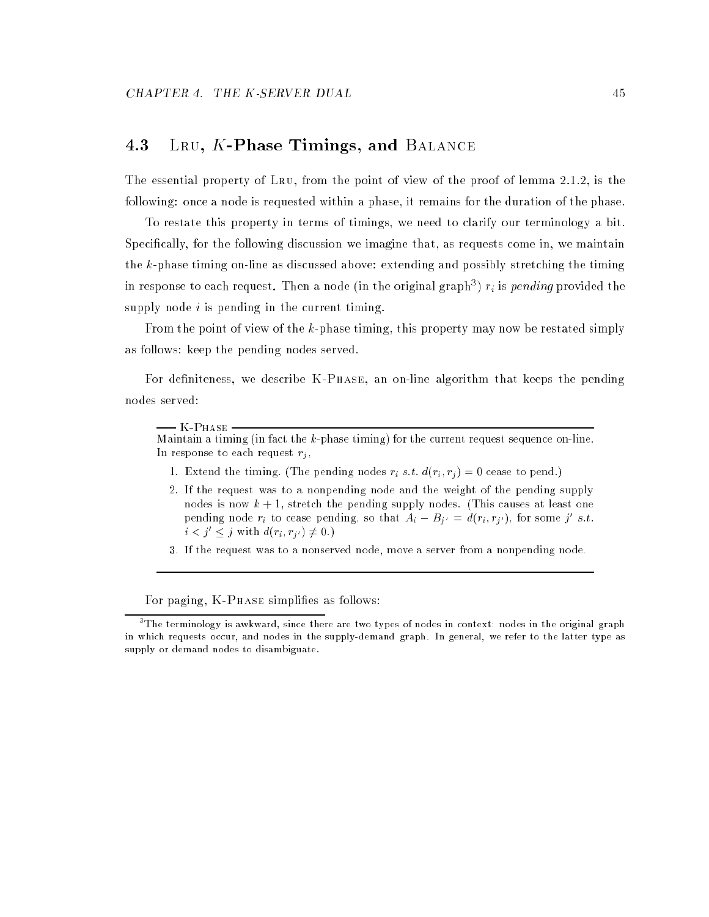## 4.3 Lru, $K$-Phase Timings, and Balance

The essential property of Lru, from the point of view of the proof of lemma 2.1.2, is the following: once a node is requested within a phase, it remains for the duration of the phase.

To restate this property in terms of timings, we need to clarify our terminology a bit. Specifically, for the following discussion we imagine that, as requests come in, we maintain the $k$-phase timing on-line as discussed above: extending and possibly stretching the timing in response to each request. Then a node (in the original graph[3]) $r_i$ is *pending* provided the supply node $i$ is pending in the current timing.

From the point of view of the $k$-phase timing, this property may now be restated simply as follows: keep the pending nodes served.

For definiteness, we describe K-Phase, an on-line algorithm that keeps the pending nodes served:

---

**K-Phase**

Maintain a timing (in fact the $k$-phase timing) for the current request sequence on-line. In response to each request $r_j$,

1. Extend the timing. (The pending nodes $r_i$ *s.t.* $d(r_i, r_j) = 0$ cease to pend.)
2. If the request was to a nonpending node and the weight of the pending supply nodes is now $k+1$, stretch the pending supply nodes. (This causes at least one pending node $r_i$ to cease pending, so that $A_i - B_{j'} = d(r_i, r_{j'})$, for some $j'$ *s.t.* $i < j' \leq j$ with $d(r_i, r_{j'}) \neq 0$.)
3. If the request was to a nonserved node, move a server from a nonpending node.

---

For paging, K-Phase simplifies as follows:

[3] The terminology is awkward, since there are two types of nodes in context: nodes in the original graph in which requests occur, and nodes in the supply-demand graph. In general, we refer to the latter type as supply or demand nodes to disambiguate.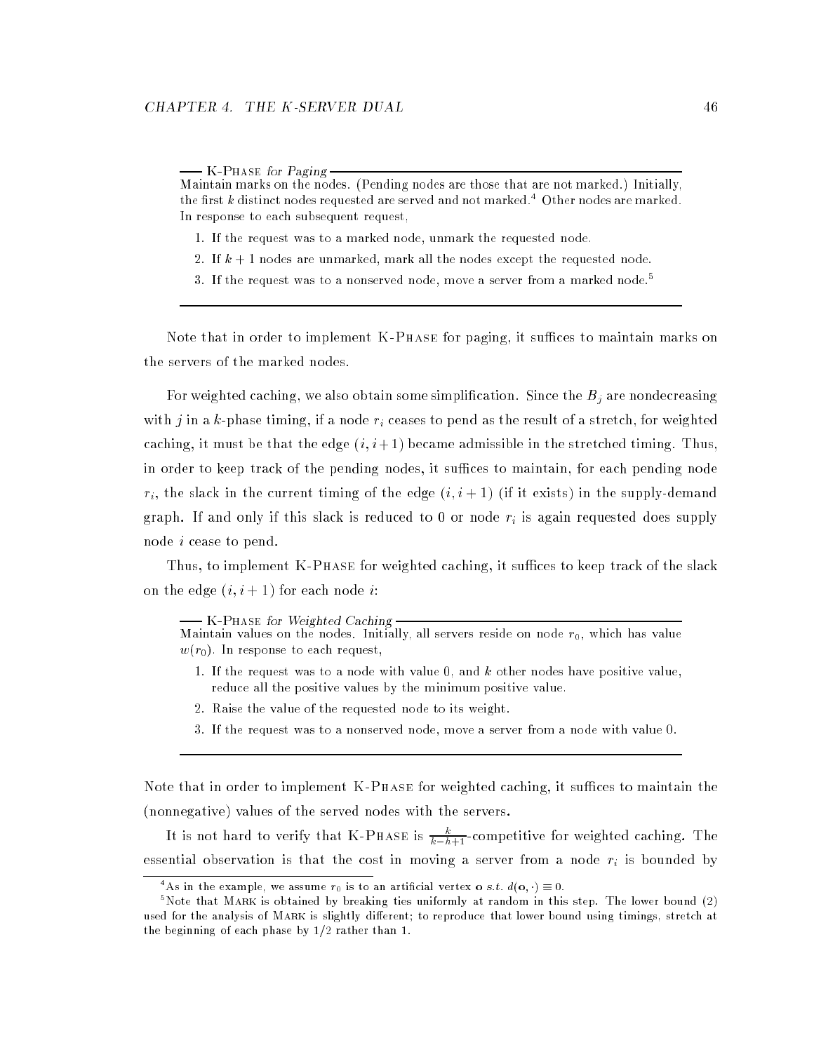**— K-Phase *for Paging* —**

Maintain marks on the nodes. (Pending nodes are those that are not marked.) Initially, the first $k$ distinct nodes requested are served and not marked.[4] Other nodes are marked. In response to each subsequent request,

1. If the request was to a marked node, unmark the requested node.
2. If $k+1$ nodes are unmarked, mark all the nodes except the requested node.
3. If the request was to a nonserved node, move a server from a marked node.[5]

---

Note that in order to implement K-Phase for paging, it suffices to maintain marks on the servers of the marked nodes.

For weighted caching, we also obtain some simplification. Since the $B_j$ are nondecreasing with $j$ in a $k$-phase timing, if a node $r_i$ ceases to pend as the result of a stretch, for weighted caching, it must be that the edge $(i, i+1)$ became admissible in the stretched timing. Thus, in order to keep track of the pending nodes, it suffices to maintain, for each pending node $r_i$, the slack in the current timing of the edge $(i, i+1)$ (if it exists) in the supply-demand graph. If and only if this slack is reduced to 0 or node $r_i$ is again requested does supply node $i$ cease to pend.

Thus, to implement K-Phase for weighted caching, it suffices to keep track of the slack on the edge $(i, i+1)$ for each node $i$:

**— K-Phase *for Weighted Caching* —**

Maintain values on the nodes. Initially, all servers reside on node $r_0$, which has value $w(r_0)$. In response to each request,

1. If the request was to a node with value 0, and $k$ other nodes have positive value, reduce all the positive values by the minimum positive value.
2. Raise the value of the requested node to its weight.
3. If the request was to a nonserved node, move a server from a node with value 0.

---

Note that in order to implement K-Phase for weighted caching, it suffices to maintain the (nonnegative) values of the served nodes with the servers.

It is not hard to verify that K-Phase is $\frac{k}{k-h+1}$-competitive for weighted caching. The essential observation is that the cost in moving a server from a node $r_i$ is bounded by

---

[4] As in the example, we assume $r_0$ is to an artificial vertex $\mathbf{o}$ *s.t.* $d(\mathbf{o}, \cdot) \equiv 0$.

[5] Note that Mark is obtained by breaking ties uniformly at random in this step. The lower bound (2) used for the analysis of Mark is slightly different; to reproduce that lower bound using timings, stretch at the beginning of each phase by $1/2$ rather than 1.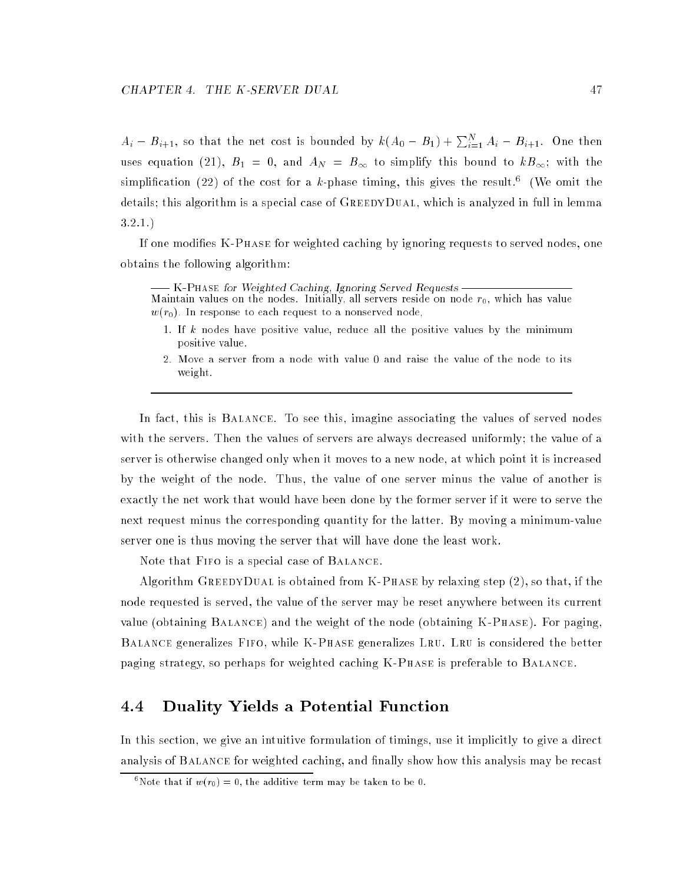$A_i - B_{i+1}$, so that the net cost is bounded by $k(A_0 - B_1) + \sum_{i=1}^{N} A_i - B_{i+1}$. One then uses equation (21), $B_1 = 0$, and $A_N = B_\infty$ to simplify this bound to $kB_\infty$; with the simplification (22) of the cost for a $k$-phase timing, this gives the result.[6] (We omit the details; this algorithm is a special case of GreedyDual, which is analyzed in full in lemma 3.2.1.)

If one modifies K-Phase for weighted caching by ignoring requests to served nodes, one obtains the following algorithm:

---

**K-Phase *for Weighted Caching, Ignoring Served Requests***

Maintain values on the nodes. Initially, all servers reside on node $r_0$, which has value $w(r_0)$. In response to each request to a nonserved node,

1. If $k$ nodes have positive value, reduce all the positive values by the minimum positive value.
2. Move a server from a node with value 0 and raise the value of the node to its weight.

---

In fact, this is Balance. To see this, imagine associating the values of served nodes with the servers. Then the values of servers are always decreased uniformly; the value of a server is otherwise changed only when it moves to a new node, at which point it is increased by the weight of the node. Thus, the value of one server minus the value of another is exactly the net work that would have been done by the former server if it were to serve the next request minus the corresponding quantity for the latter. By moving a minimum-value server one is thus moving the server that will have done the least work.

Note that Fifo is a special case of Balance.

Algorithm GreedyDual is obtained from K-Phase by relaxing step (2), so that, if the node requested is served, the value of the server may be reset anywhere between its current value (obtaining Balance) and the weight of the node (obtaining K-Phase). For paging, Balance generalizes Fifo, while K-Phase generalizes Lru. Lru is considered the better paging strategy, so perhaps for weighted caching K-Phase is preferable to Balance.

## 4.4 Duality Yields a Potential Function

In this section, we give an intuitive formulation of timings, use it implicitly to give a direct analysis of Balance for weighted caching, and finally show how this analysis may be recast

[6] Note that if $w(r_0) = 0$, the additive term may be taken to be 0.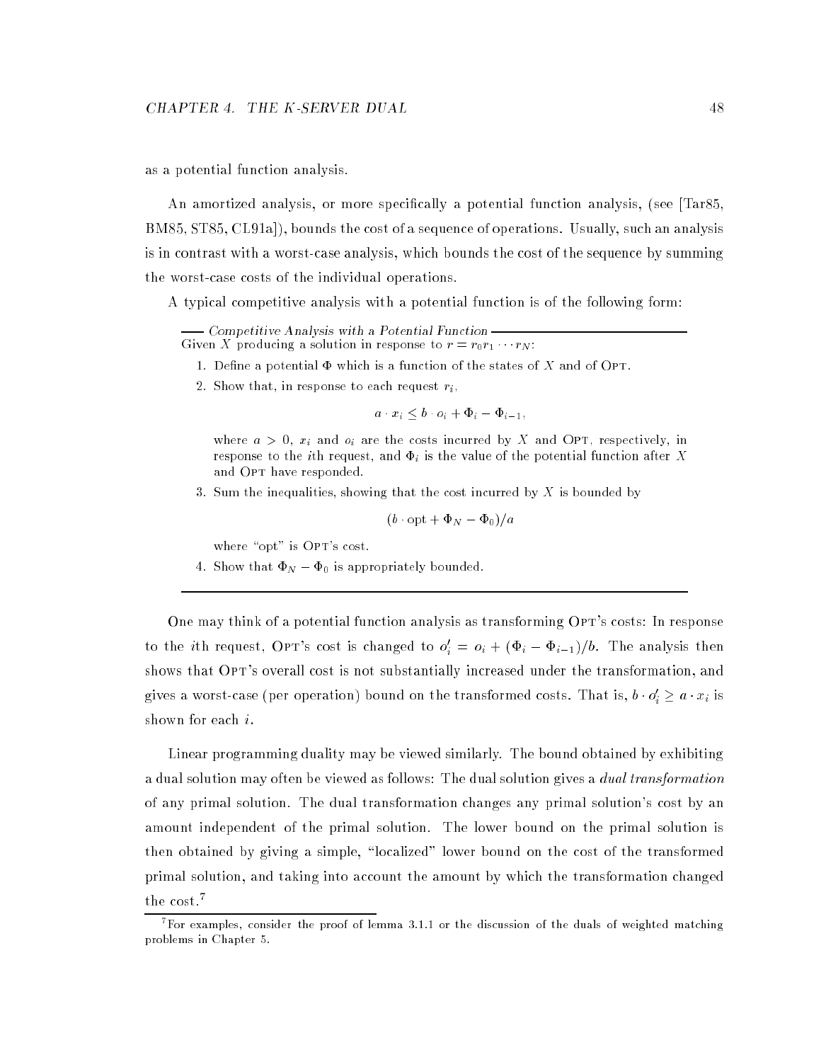as a potential function analysis.

An amortized analysis, or more specifically a potential function analysis, (see [Tar85, BM85, ST85, CL91a]), bounds the cost of a sequence of operations. Usually, such an analysis is in contrast with a worst-case analysis, which bounds the cost of the sequence by summing the worst-case costs of the individual operations.

A typical competitive analysis with a potential function is of the following form:

---

*Competitive Analysis with a Potential Function*

Given $X$ producing a solution in response to $r = r_0 r_1 \cdots r_N$:

1. Define a potential $\Phi$ which is a function of the states of $X$ and of OPT.
2. Show that, in response to each request $r_i$,

$$a \cdot x_i \leq b \cdot o_i + \Phi_i - \Phi_{i-1},$$

   where $a > 0$, $x_i$ and $o_i$ are the costs incurred by $X$ and OPT, respectively, in response to the $i$th request, and $\Phi_i$ is the value of the potential function after $X$ and OPT have responded.

3. Sum the inequalities, showing that the cost incurred by $X$ is bounded by

$$(b \cdot \mathrm{opt} + \Phi_N - \Phi_0)/a$$

   where "opt" is OPT's cost.

4. Show that $\Phi_N - \Phi_0$ is appropriately bounded.

---

One may think of a potential function analysis as transforming OPT's costs: In response to the $i$th request, OPT's cost is changed to $o'_i = o_i + (\Phi_i - \Phi_{i-1})/b$. The analysis then shows that OPT's overall cost is not substantially increased under the transformation, and gives a worst-case (per operation) bound on the transformed costs. That is, $b \cdot o'_i \geq a \cdot x_i$ is shown for each $i$.

Linear programming duality may be viewed similarly. The bound obtained by exhibiting a dual solution may often be viewed as follows: The dual solution gives a *dual transformation* of any primal solution. The dual transformation changes any primal solution's cost by an amount independent of the primal solution. The lower bound on the primal solution is then obtained by giving a simple, "localized" lower bound on the cost of the transformed primal solution, and taking into account the amount by which the transformation changed the cost.[7]

[7] For examples, consider the proof of lemma 3.1.1 or the discussion of the duals of weighted matching problems in Chapter 5.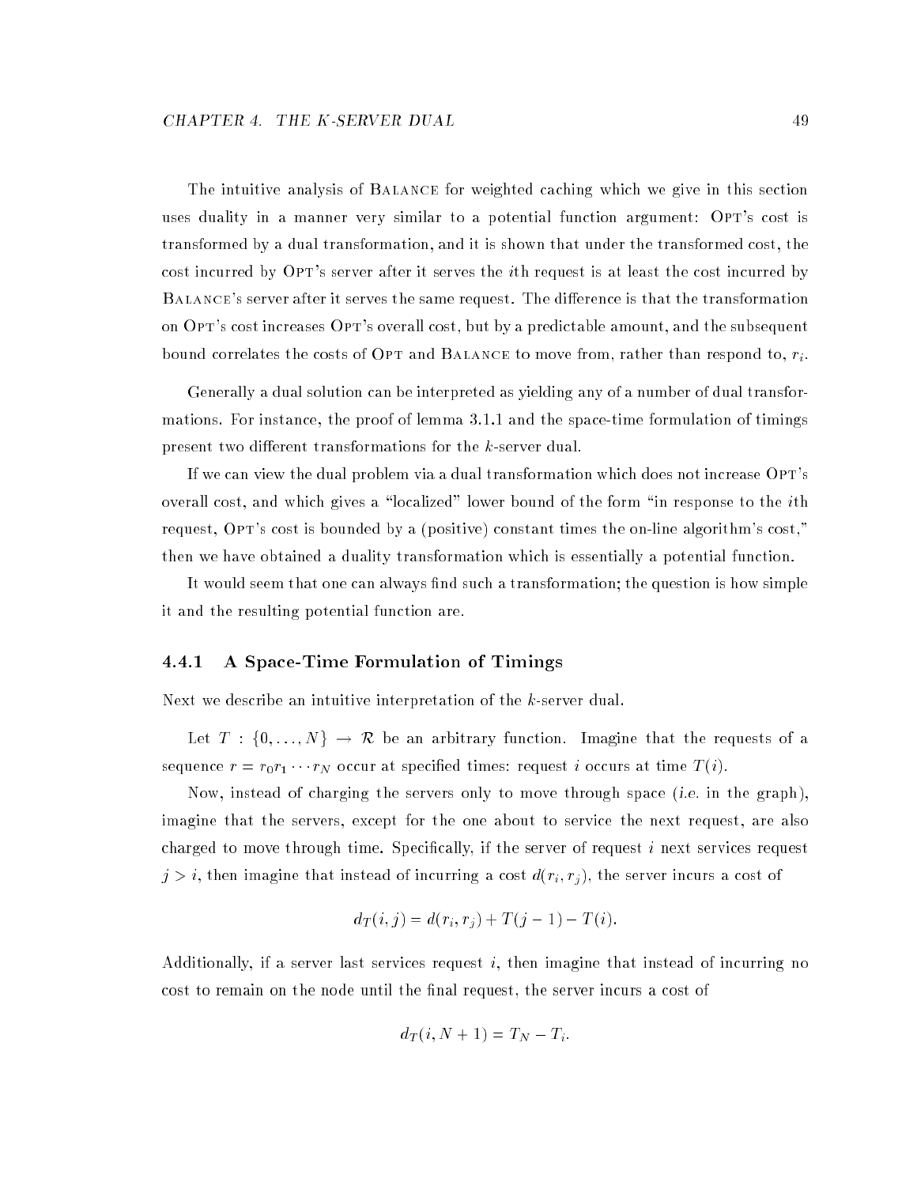The intuitive analysis of BALANCE for weighted caching which we give in this section uses duality in a manner very similar to a potential function argument: OPT's cost is transformed by a dual transformation, and it is shown that under the transformed cost, the cost incurred by OPT's server after it serves the $i$th request is at least the cost incurred by BALANCE's server after it serves the same request. The difference is that the transformation on OPT's cost increases OPT's overall cost, but by a predictable amount, and the subsequent bound correlates the costs of OPT and BALANCE to move from, rather than respond to, $r_i$.

Generally a dual solution can be interpreted as yielding any of a number of dual transformations. For instance, the proof of lemma 3.1.1 and the space-time formulation of timings present two different transformations for the $k$-server dual.

If we can view the dual problem via a dual transformation which does not increase OPT's overall cost, and which gives a "localized" lower bound of the form "in response to the $i$th request, OPT's cost is bounded by a (positive) constant times the on-line algorithm's cost," then we have obtained a duality transformation which is essentially a potential function.

It would seem that one can always find such a transformation; the question is how simple it and the resulting potential function are.

### 4.4.1 A Space-Time Formulation of Timings

Next we describe an intuitive interpretation of the $k$-server dual.

Let $T : \{0, \ldots, N\} \rightarrow \mathcal{R}$ be an arbitrary function. Imagine that the requests of a sequence $r = r_0 r_1 \cdots r_N$ occur at specified times: request $i$ occurs at time $T(i)$.

Now, instead of charging the servers only to move through space (*i.e.* in the graph), imagine that the servers, except for the one about to service the next request, are also charged to move through time. Specifically, if the server of request $i$ next services request $j > i$, then imagine that instead of incurring a cost $d(r_i, r_j)$, the server incurs a cost of

$$d_T(i, j) = d(r_i, r_j) + T(j-1) - T(i).$$

Additionally, if a server last services request $i$, then imagine that instead of incurring no cost to remain on the node until the final request, the server incurs a cost of

$$d_T(i, N+1) = T_N - T_i.$$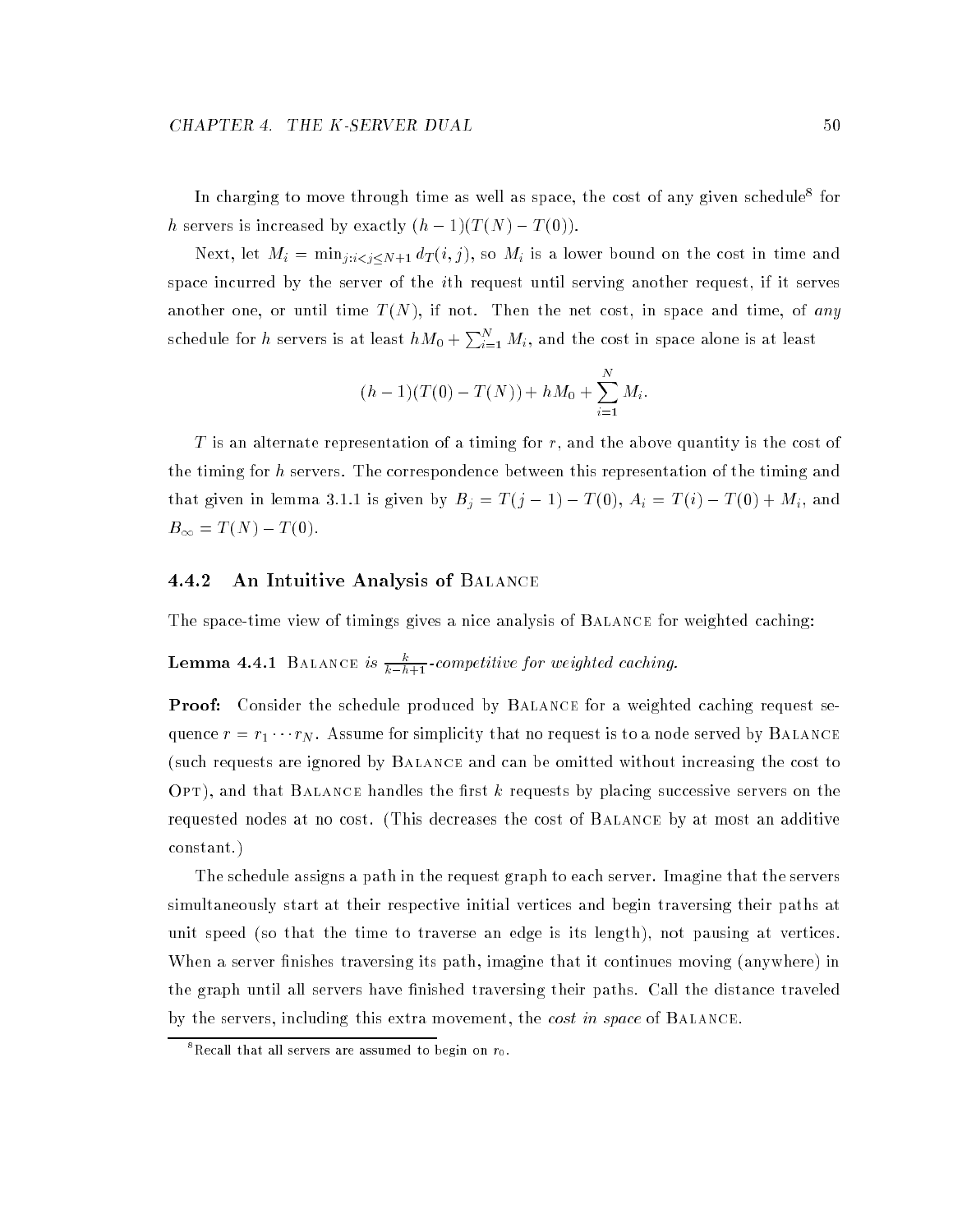In charging to move through time as well as space, the cost of any given schedule[8] for $h$ servers is increased by exactly $(h-1)(T(N) - T(0))$.

Next, let $M_i = \min_{j:i<j\leq N+1} d_T(i,j)$, so $M_i$ is a lower bound on the cost in time and space incurred by the server of the $i$th request until serving another request, if it serves another one, or until time $T(N)$, if not. Then the net cost, in space and time, of *any* schedule for $h$ servers is at least $hM_0 + \sum_{i=1}^{N} M_i$, and the cost in space alone is at least

$$(h-1)(T(0) - T(N)) + hM_0 + \sum_{i=1}^{N} M_i.$$

$T$ is an alternate representation of a timing for $r$, and the above quantity is the cost of the timing for $h$ servers. The correspondence between this representation of the timing and that given in lemma 3.1.1 is given by $B_j = T(j-1) - T(0)$, $A_i = T(i) - T(0) + M_i$, and $B_\infty = T(N) - T(0)$.

### 4.4.2 An Intuitive Analysis of Balance

The space-time view of timings gives a nice analysis of Balance for weighted caching:

**Lemma 4.4.1** Balance *is* $\frac{k}{k-h+1}$*-competitive for weighted caching.*

**Proof:** Consider the schedule produced by Balance for a weighted caching request sequence $r = r_1 \cdots r_N$. Assume for simplicity that no request is to a node served by Balance (such requests are ignored by Balance and can be omitted without increasing the cost to Opt), and that Balance handles the first $k$ requests by placing successive servers on the requested nodes at no cost. (This decreases the cost of Balance by at most an additive constant.)

The schedule assigns a path in the request graph to each server. Imagine that the servers simultaneously start at their respective initial vertices and begin traversing their paths at unit speed (so that the time to traverse an edge is its length), not pausing at vertices. When a server finishes traversing its path, imagine that it continues moving (anywhere) in the graph until all servers have finished traversing their paths. Call the distance traveled by the servers, including this extra movement, the *cost in space* of Balance.

[8] Recall that all servers are assumed to begin on $r_0$.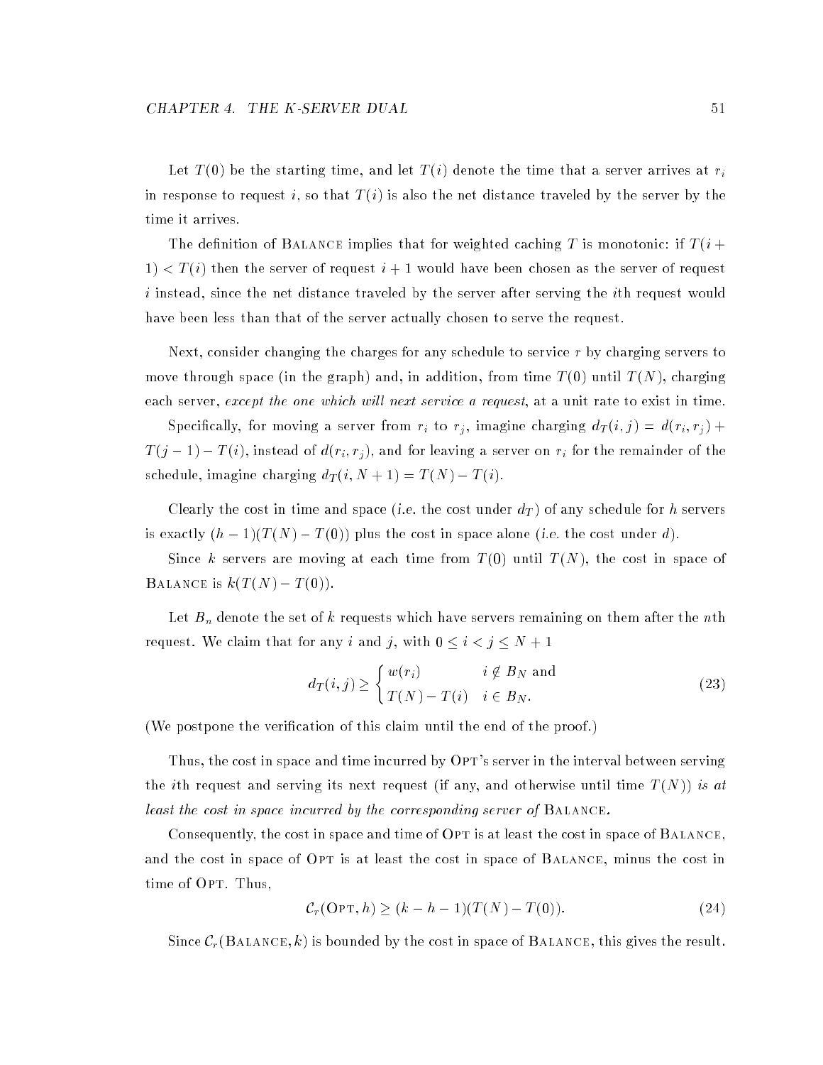Let $T(0)$ be the starting time, and let $T(i)$ denote the time that a server arrives at $r_i$ in response to request $i$, so that $T(i)$ is also the net distance traveled by the server by the time it arrives.

The definition of BALANCE implies that for weighted caching $T$ is monotonic: if $T(i+1) < T(i)$ then the server of request $i+1$ would have been chosen as the server of request $i$ instead, since the net distance traveled by the server after serving the $i$th request would have been less than that of the server actually chosen to serve the request.

Next, consider changing the charges for any schedule to service $r$ by charging servers to move through space (in the graph) and, in addition, from time $T(0)$ until $T(N)$, charging each server, *except the one which will next service a request*, at a unit rate to exist in time.

Specifically, for moving a server from $r_i$ to $r_j$, imagine charging $d_T(i,j) = d(r_i, r_j) + T(j-1) - T(i)$, instead of $d(r_i, r_j)$, and for leaving a server on $r_i$ for the remainder of the schedule, imagine charging $d_T(i, N+1) = T(N) - T(i)$.

Clearly the cost in time and space (*i.e.* the cost under $d_T$) of any schedule for $h$ servers is exactly $(h-1)(T(N) - T(0))$ plus the cost in space alone (*i.e.* the cost under $d$).

Since $k$ servers are moving at each time from $T(0)$ until $T(N)$, the cost in space of BALANCE is $k(T(N) - T(0))$.

Let $B_n$ denote the set of $k$ requests which have servers remaining on them after the $n$th request. We claim that for any $i$ and $j$, with $0 \leq i < j \leq N+1$

$$d_T(i,j) \geq \begin{cases} w(r_i) & i \notin B_N \text{ and} \\ T(N) - T(i) & i \in B_N. \end{cases} \tag{23}$$

(We postpone the verification of this claim until the end of the proof.)

Thus, the cost in space and time incurred by OPT's server in the interval between serving the $i$th request and serving its next request (if any, and otherwise until time $T(N)$) *is at least the cost in space incurred by the corresponding server of* BALANCE*.*

Consequently, the cost in space and time of OPT is at least the cost in space of BALANCE, and the cost in space of OPT is at least the cost in space of BALANCE, minus the cost in time of OPT. Thus,

$$\mathcal{C}_r(\text{OPT}, h) \geq (k - h - 1)(T(N) - T(0)). \tag{24}$$

Since $\mathcal{C}_r(\text{BALANCE}, k)$ is bounded by the cost in space of BALANCE, this gives the result.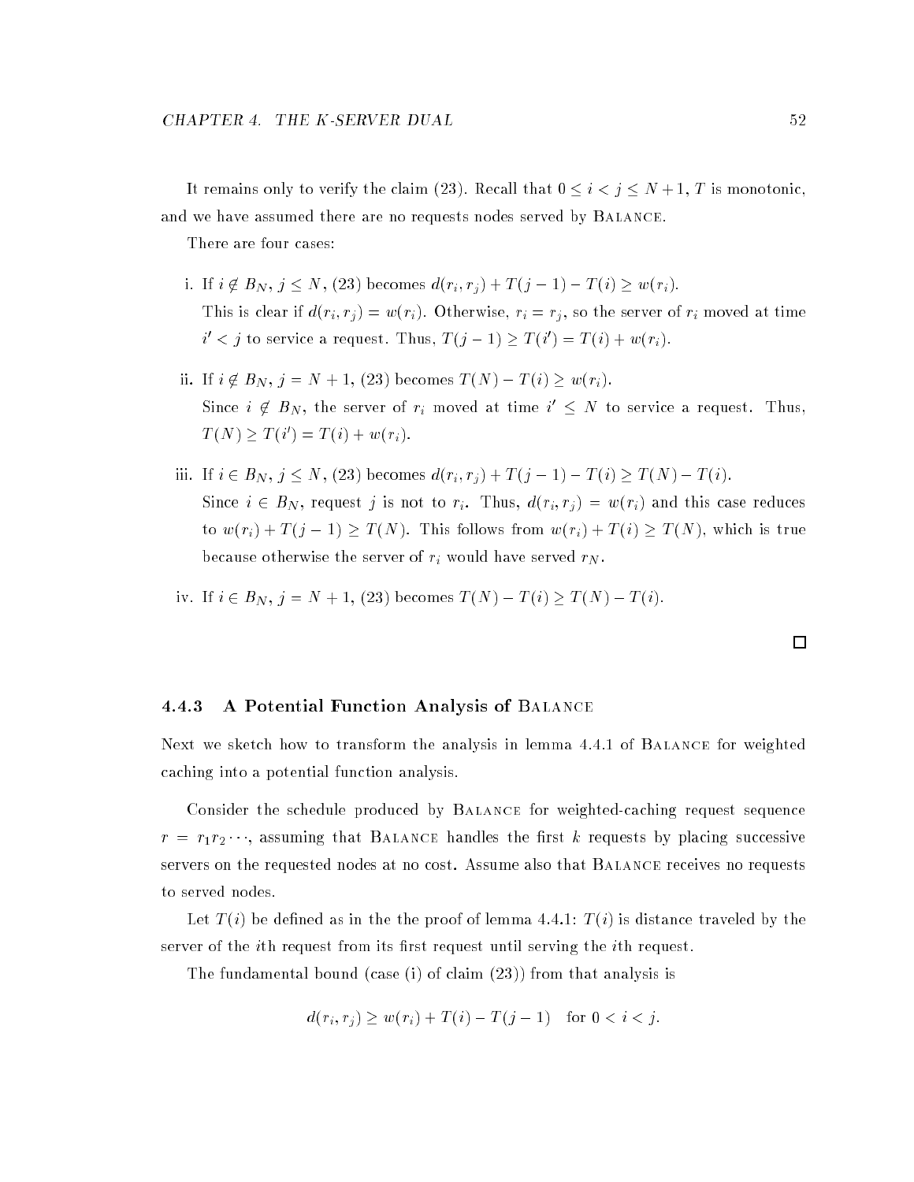It remains only to verify the claim (23). Recall that $0 \leq i < j \leq N+1$, $T$ is monotonic, and we have assumed there are no requests nodes served by Balance.

There are four cases:

i. If $i \notin B_N$, $j \leq N$, (23) becomes $d(r_i, r_j) + T(j-1) - T(i) \geq w(r_i)$.
   This is clear if $d(r_i, r_j) = w(r_i)$. Otherwise, $r_i = r_j$, so the server of $r_i$ moved at time $i' < j$ to service a request. Thus, $T(j-1) \geq T(i') = T(i) + w(r_i)$.

ii. If $i \notin B_N$, $j = N+1$, (23) becomes $T(N) - T(i) \geq w(r_i)$.
   Since $i \notin B_N$, the server of $r_i$ moved at time $i' \leq N$ to service a request. Thus, $T(N) \geq T(i') = T(i) + w(r_i)$.

iii. If $i \in B_N$, $j \leq N$, (23) becomes $d(r_i, r_j) + T(j-1) - T(i) \geq T(N) - T(i)$.
   Since $i \in B_N$, request $j$ is not to $r_i$. Thus, $d(r_i, r_j) = w(r_i)$ and this case reduces to $w(r_i) + T(j-1) \geq T(N)$. This follows from $w(r_i) + T(i) \geq T(N)$, which is true because otherwise the server of $r_i$ would have served $r_N$.

iv. If $i \in B_N$, $j = N+1$, (23) becomes $T(N) - T(i) \geq T(N) - T(i)$.

□

### 4.4.3 A Potential Function Analysis of Balance

Next we sketch how to transform the analysis in lemma 4.4.1 of Balance for weighted caching into a potential function analysis.

Consider the schedule produced by Balance for weighted-caching request sequence $r = r_1 r_2 \cdots$, assuming that Balance handles the first $k$ requests by placing successive servers on the requested nodes at no cost. Assume also that Balance receives no requests to served nodes.

Let $T(i)$ be defined as in the the proof of lemma 4.4.1: $T(i)$ is distance traveled by the server of the $i$th request from its first request until serving the $i$th request.

The fundamental bound (case (i) of claim (23)) from that analysis is

$$d(r_i, r_j) \geq w(r_i) + T(i) - T(j-1) \quad \text{for } 0 < i < j.$$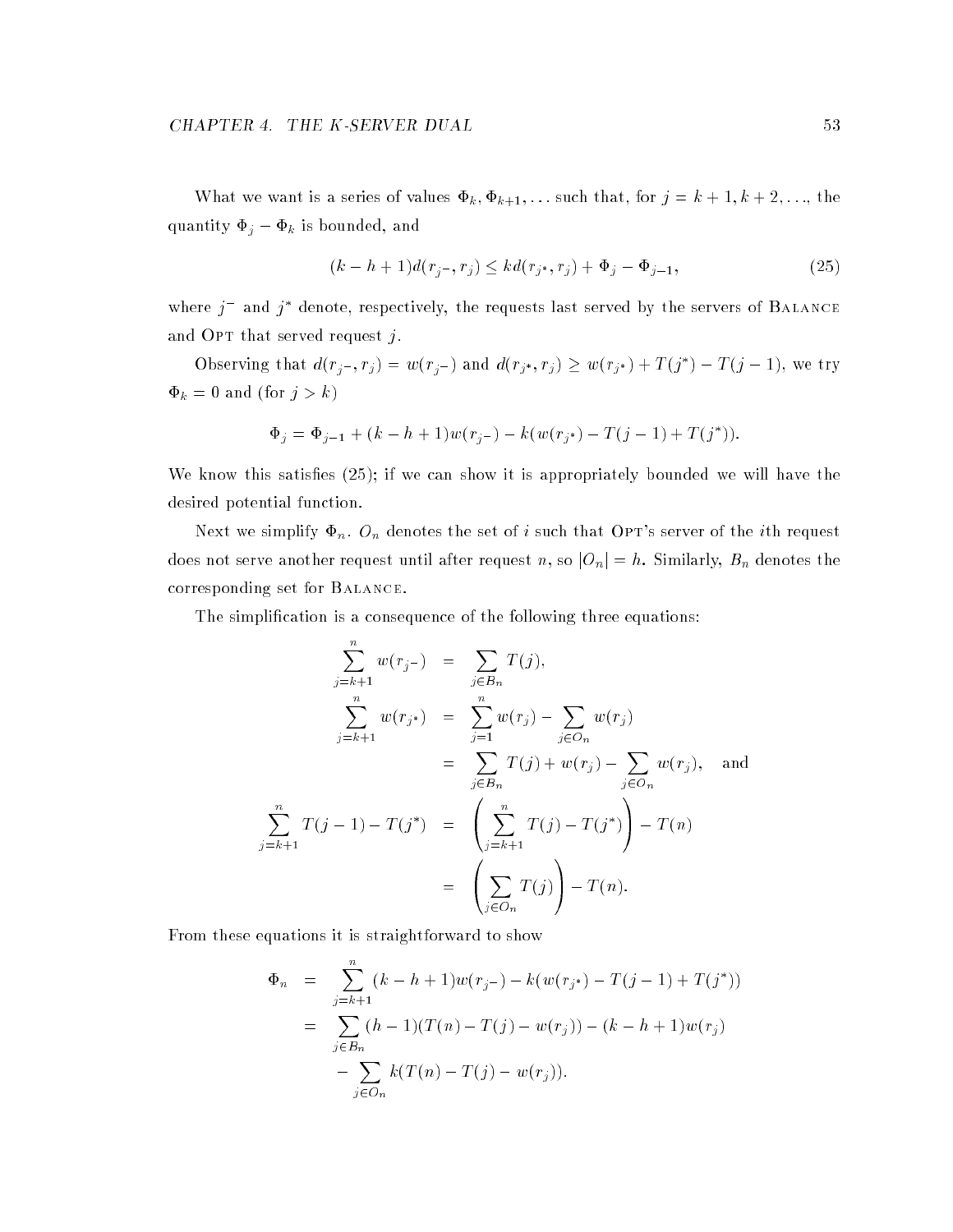What we want is a series of values $\Phi_k, \Phi_{k+1}, \ldots$ such that, for $j = k+1, k+2, \ldots$, the quantity $\Phi_j - \Phi_k$ is bounded, and

$$(k-h+1)d(r_{j^-}, r_j) \leq k d(r_{j^*}, r_j) + \Phi_j - \Phi_{j-1}, \tag{25}$$

where $j^-$ and $j^*$ denote, respectively, the requests last served by the servers of Balance and Opt that served request $j$.

Observing that $d(r_{j^-}, r_j) = w(r_{j^-})$ and $d(r_{j^*}, r_j) \geq w(r_{j^*}) + T(j^*) - T(j-1)$, we try $\Phi_k = 0$ and (for $j > k$)

$$\Phi_j = \Phi_{j-1} + (k-h+1)w(r_{j^-}) - k(w(r_{j^*}) - T(j-1) + T(j^*)).$$

We know this satisfies (25); if we can show it is appropriately bounded we will have the desired potential function.

Next we simplify $\Phi_n$. $O_n$ denotes the set of $i$ such that Opt's server of the $i$th request does not serve another request until after request $n$, so $|O_n| = h$. Similarly, $B_n$ denotes the corresponding set for Balance.

The simplification is a consequence of the following three equations:

$$\begin{aligned}
\sum_{j=k+1}^{n} w(r_{j^-}) &= \sum_{j \in B_n} T(j), \\
\sum_{j=k+1}^{n} w(r_{j^*}) &= \sum_{j=1}^{n} w(r_j) - \sum_{j \in O_n} w(r_j) \\
&= \sum_{j \in B_n} T(j) + w(r_j) - \sum_{j \in O_n} w(r_j), \quad \text{and} \\
\sum_{j=k+1}^{n} T(j-1) - T(j^*) &= \left( \sum_{j=k+1}^{n} T(j) - T(j^*) \right) - T(n) \\
&= \left( \sum_{j \in O_n} T(j) \right) - T(n).
\end{aligned}$$

From these equations it is straightforward to show

$$\begin{aligned}
\Phi_n &= \sum_{j=k+1}^{n} (k-h+1)w(r_{j^-}) - k(w(r_{j^*}) - T(j-1) + T(j^*)) \\
&= \sum_{j \in B_n} (h-1)(T(n) - T(j) - w(r_j)) - (k-h+1)w(r_j) \\
&\quad - \sum_{j \in O_n} k(T(n) - T(j) - w(r_j)).
\end{aligned}$$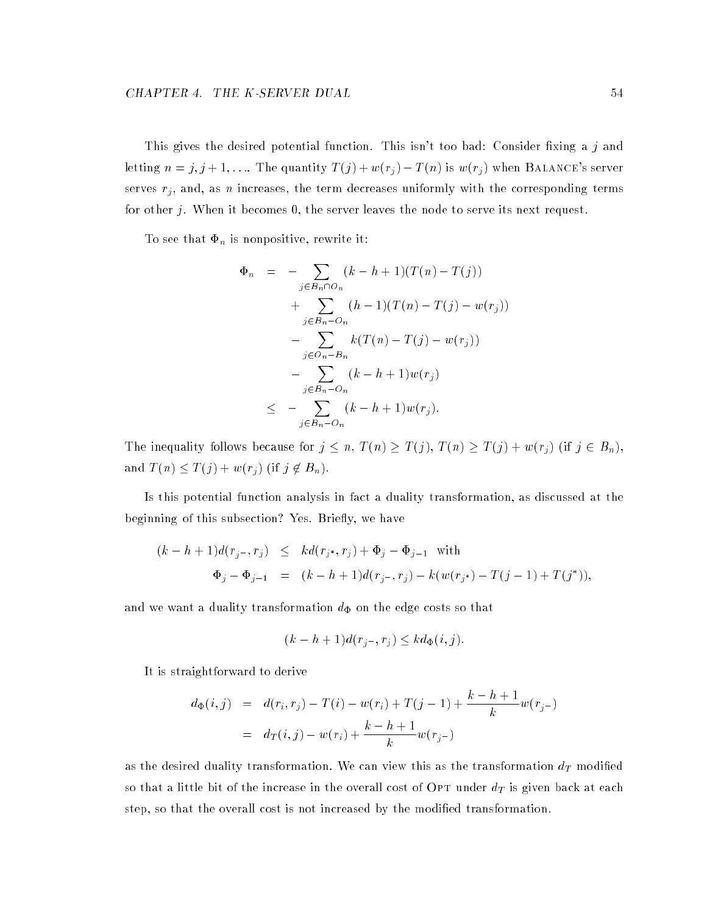This gives the desired potential function. This isn't too bad: Consider fixing a $j$ and letting $n = j, j+1, \ldots$. The quantity $T(j) + w(r_j) - T(n)$ is $w(r_j)$ when BALANCE's server serves $r_j$, and, as $n$ increases, the term decreases uniformly with the corresponding terms for other $j$. When it becomes 0, the server leaves the node to serve its next request.

To see that $\Phi_n$ is nonpositive, rewrite it:

$$\begin{aligned}
\Phi_n &= -\sum_{j \in B_n \cap O_n} (k-h+1)(T(n) - T(j)) \\
&\quad + \sum_{j \in B_n - O_n} (h-1)(T(n) - T(j) - w(r_j)) \\
&\quad - \sum_{j \in O_n - B_n} k(T(n) - T(j) - w(r_j)) \\
&\quad - \sum_{j \in B_n - O_n} (k-h+1)w(r_j) \\
&\le -\sum_{j \in B_n - O_n} (k-h+1)w(r_j).
\end{aligned}$$

The inequality follows because for $j \le n$, $T(n) \ge T(j)$, $T(n) \ge T(j) + w(r_j)$ (if $j \in B_n$), and $T(n) \le T(j) + w(r_j)$ (if $j \notin B_n$).

Is this potential function analysis in fact a duality transformation, as discussed at the beginning of this subsection? Yes. Briefly, we have

$$\begin{aligned}
(k-h+1)d(r_{j^-}, r_j) &\le kd(r_{j^*}, r_j) + \Phi_j - \Phi_{j-1} \quad \text{with} \\
\Phi_j - \Phi_{j-1} &= (k-h+1)d(r_{j^-}, r_j) - k(w(r_{j^*}) - T(j-1) + T(j^*)),
\end{aligned}$$

and we want a duality transformation $d_\Phi$ on the edge costs so that

$$(k-h+1)d(r_{j^-}, r_j) \le kd_\Phi(i,j).$$

It is straightforward to derive

$$\begin{aligned}
d_\Phi(i,j) &= d(r_i, r_j) - T(i) - w(r_i) + T(j-1) + \frac{k-h+1}{k} w(r_{j^-}) \\
&= d_T(i,j) - w(r_i) + \frac{k-h+1}{k} w(r_{j^-})
\end{aligned}$$

as the desired duality transformation. We can view this as the transformation $d_T$ modified so that a little bit of the increase in the overall cost of OPT under $d_T$ is given back at each step, so that the overall cost is not increased by the modified transformation.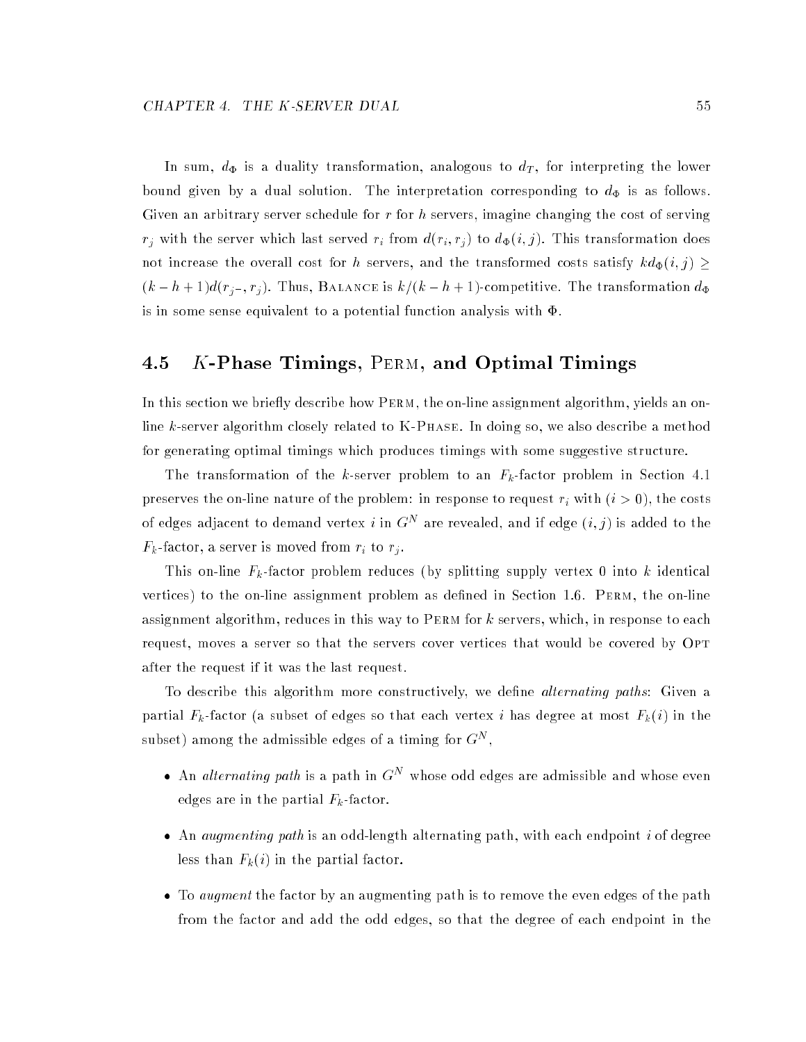In sum, $d_\Phi$ is a duality transformation, analogous to $d_T$, for interpreting the lower bound given by a dual solution. The interpretation corresponding to $d_\Phi$ is as follows. Given an arbitrary server schedule for $r$ for $h$ servers, imagine changing the cost of serving $r_j$ with the server which last served $r_i$ from $d(r_i, r_j)$ to $d_\Phi(i, j)$. This transformation does not increase the overall cost for $h$ servers, and the transformed costs satisfy $k d_\Phi(i, j) \geq (k - h + 1) d(r_{j-}, r_j)$. Thus, Balance is $k/(k - h + 1)$-competitive. The transformation $d_\Phi$ is in some sense equivalent to a potential function analysis with $\Phi$.

## 4.5 $K$-Phase Timings, Perm, and Optimal Timings

In this section we briefly describe how Perm, the on-line assignment algorithm, yields an on-line $k$-server algorithm closely related to K-Phase. In doing so, we also describe a method for generating optimal timings which produces timings with some suggestive structure.

The transformation of the $k$-server problem to an $F_k$-factor problem in Section 4.1 preserves the on-line nature of the problem: in response to request $r_i$ with $(i > 0)$, the costs of edges adjacent to demand vertex $i$ in $G^N$ are revealed, and if edge $(i, j)$ is added to the $F_k$-factor, a server is moved from $r_i$ to $r_j$.

This on-line $F_k$-factor problem reduces (by splitting supply vertex 0 into $k$ identical vertices) to the on-line assignment problem as defined in Section 1.6. Perm, the on-line assignment algorithm, reduces in this way to Perm for $k$ servers, which, in response to each request, moves a server so that the servers cover vertices that would be covered by Opt after the request if it was the last request.

To describe this algorithm more constructively, we define *alternating paths*: Given a partial $F_k$-factor (a subset of edges so that each vertex $i$ has degree at most $F_k(i)$ in the subset) among the admissible edges of a timing for $G^N$,

- An *alternating path* is a path in $G^N$ whose odd edges are admissible and whose even edges are in the partial $F_k$-factor.
- An *augmenting path* is an odd-length alternating path, with each endpoint $i$ of degree less than $F_k(i)$ in the partial factor.
- To *augment* the factor by an augmenting path is to remove the even edges of the path from the factor and add the odd edges, so that the degree of each endpoint in the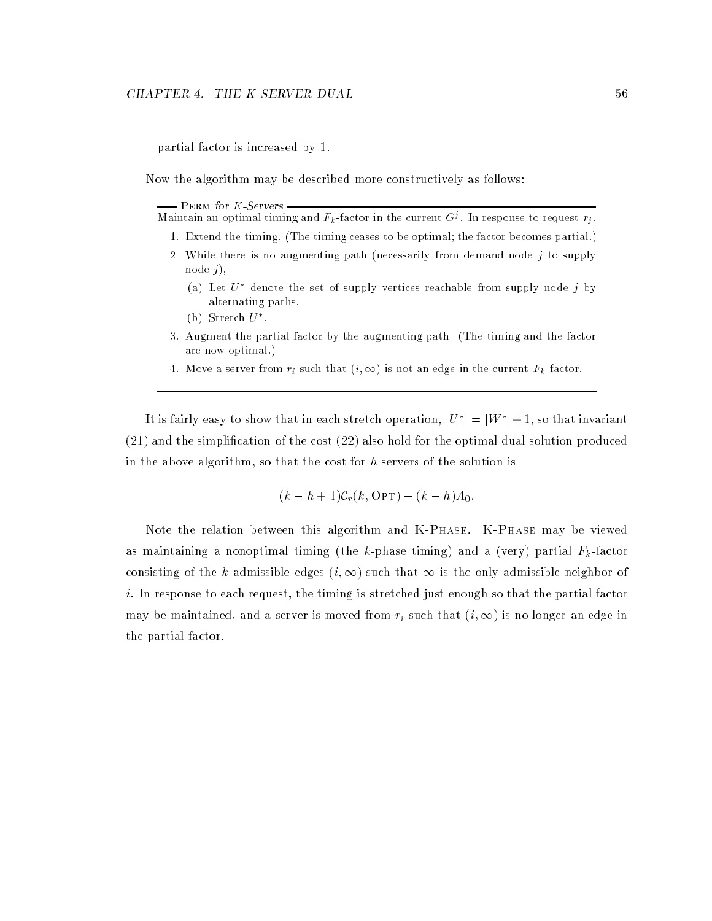partial factor is increased by 1.

Now the algorithm may be described more constructively as follows:

---

**Perm** *for K-Servers*

Maintain an optimal timing and $F_k$-factor in the current $G^j$. In response to request $r_j$,

1. Extend the timing. (The timing ceases to be optimal; the factor becomes partial.)
2. While there is no augmenting path (necessarily from demand node $j$ to supply node $j$),
   (a) Let $U^*$ denote the set of supply vertices reachable from supply node $j$ by alternating paths.
   (b) Stretch $U^*$.
3. Augment the partial factor by the augmenting path. (The timing and the factor are now optimal.)
4. Move a server from $r_i$ such that $(i, \infty)$ is not an edge in the current $F_k$-factor.

---

It is fairly easy to show that in each stretch operation, $|U^*| = |W^*| + 1$, so that invariant (21) and the simplification of the cost (22) also hold for the optimal dual solution produced in the above algorithm, so that the cost for $h$ servers of the solution is

$$(k - h + 1)\mathcal{C}_r(k, \text{OPT}) - (k - h)A_0.$$

Note the relation between this algorithm and K-Phase. K-Phase may be viewed as maintaining a nonoptimal timing (the $k$-phase timing) and a (very) partial $F_k$-factor consisting of the $k$ admissible edges $(i, \infty)$ such that $\infty$ is the only admissible neighbor of $i$. In response to each request, the timing is stretched just enough so that the partial factor may be maintained, and a server is moved from $r_i$ such that $(i, \infty)$ is no longer an edge in the partial factor.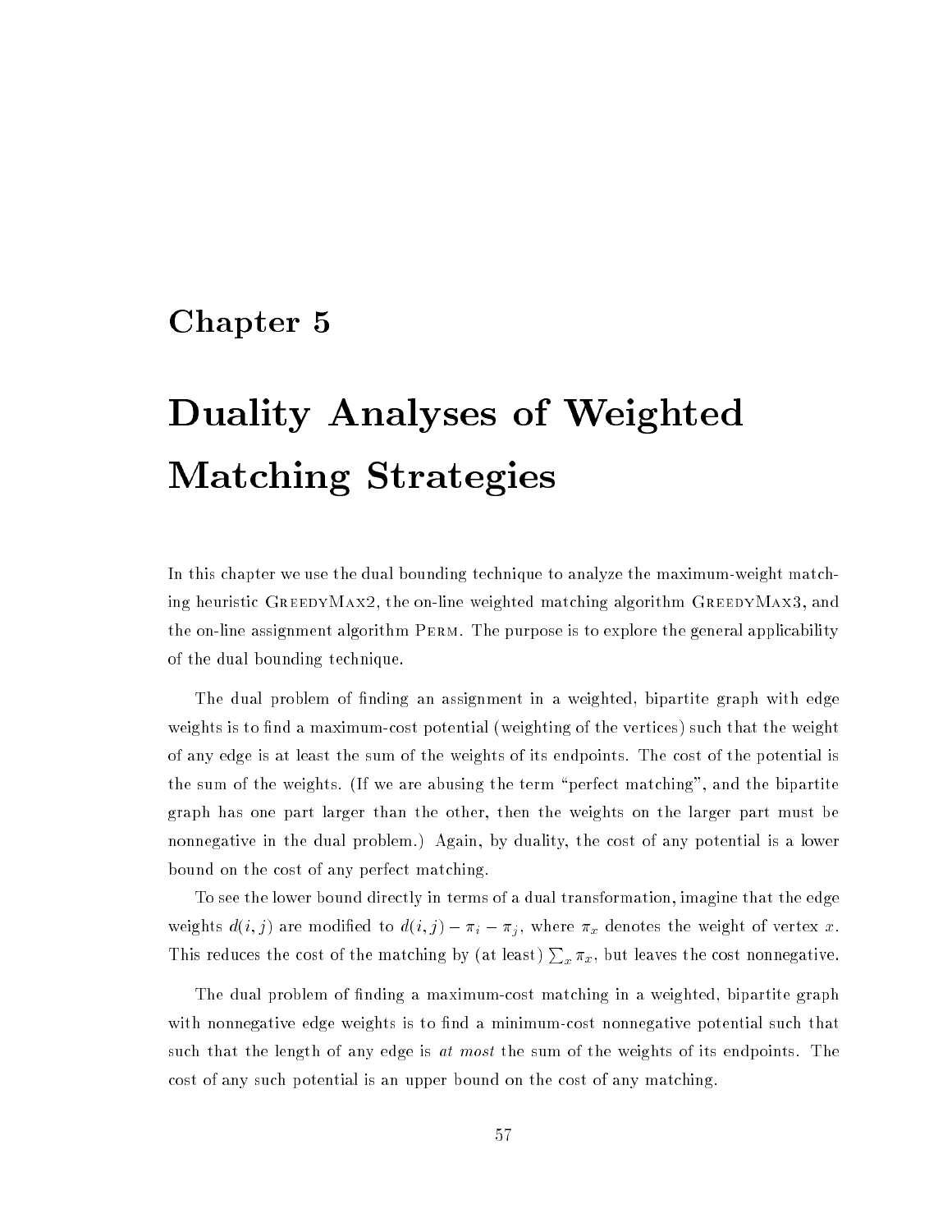# Chapter 5

# Duality Analyses of Weighted Matching Strategies

In this chapter we use the dual bounding technique to analyze the maximum-weight matching heuristic GreedyMax2, the on-line weighted matching algorithm GreedyMax3, and the on-line assignment algorithm Perm. The purpose is to explore the general applicability of the dual bounding technique.

The dual problem of finding an assignment in a weighted, bipartite graph with edge weights is to find a maximum-cost potential (weighting of the vertices) such that the weight of any edge is at least the sum of the weights of its endpoints. The cost of the potential is the sum of the weights. (If we are abusing the term "perfect matching", and the bipartite graph has one part larger than the other, then the weights on the larger part must be nonnegative in the dual problem.) Again, by duality, the cost of any potential is a lower bound on the cost of any perfect matching.

To see the lower bound directly in terms of a dual transformation, imagine that the edge weights $d(i,j)$ are modified to $d(i,j) - \pi_i - \pi_j$, where $\pi_x$ denotes the weight of vertex $x$. This reduces the cost of the matching by (at least) $\sum_x \pi_x$, but leaves the cost nonnegative.

The dual problem of finding a maximum-cost matching in a weighted, bipartite graph with nonnegative edge weights is to find a minimum-cost nonnegative potential such that such that the length of any edge is *at most* the sum of the weights of its endpoints. The cost of any such potential is an upper bound on the cost of any matching.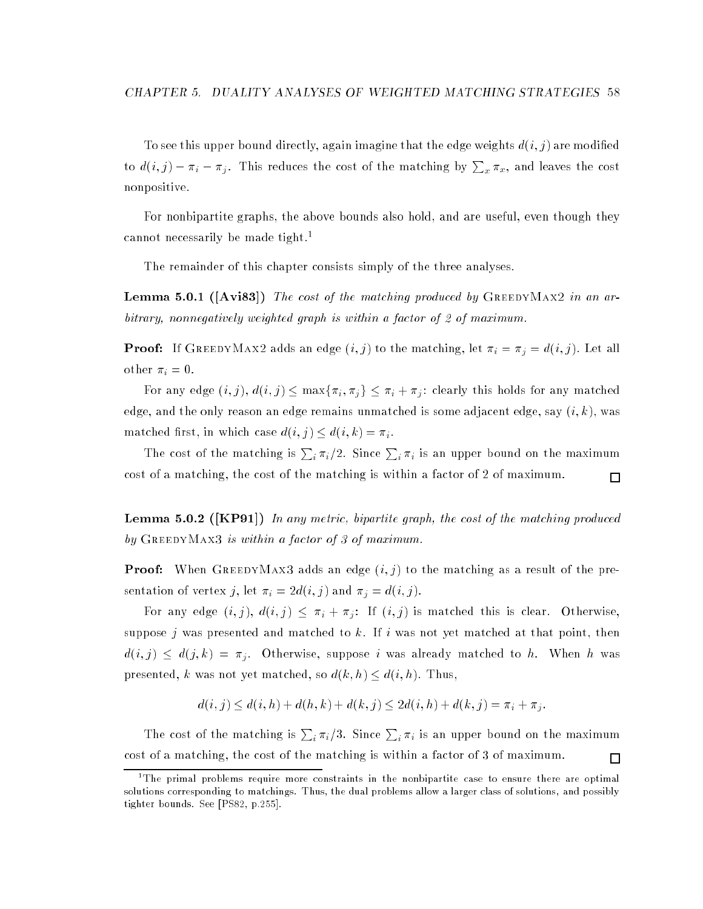To see this upper bound directly, again imagine that the edge weights $d(i,j)$ are modified to $d(i,j) - \pi_i - \pi_j$. This reduces the cost of the matching by $\sum_x \pi_x$, and leaves the cost nonpositive.

For nonbipartite graphs, the above bounds also hold, and are useful, even though they cannot necessarily be made tight.[1]

The remainder of this chapter consists simply of the three analyses.

**Lemma 5.0.1 ([Avi83])** *The cost of the matching produced by* GreedyMax2 *in an arbitrary, nonnegatively weighted graph is within a factor of 2 of maximum.*

**Proof:** If GreedyMax2 adds an edge $(i,j)$ to the matching, let $\pi_i = \pi_j = d(i,j)$. Let all other $\pi_i = 0$.

For any edge $(i,j)$, $d(i,j) \leq \max\{\pi_i, \pi_j\} \leq \pi_i + \pi_j$: clearly this holds for any matched edge, and the only reason an edge remains unmatched is some adjacent edge, say $(i,k)$, was matched first, in which case $d(i,j) \leq d(i,k) = \pi_i$.

The cost of the matching is $\sum_i \pi_i/2$. Since $\sum_i \pi_i$ is an upper bound on the maximum cost of a matching, the cost of the matching is within a factor of 2 of maximum. □

**Lemma 5.0.2 ([KP91])** *In any metric, bipartite graph, the cost of the matching produced by* GreedyMax3 *is within a factor of 3 of maximum.*

**Proof:** When GreedyMax3 adds an edge $(i,j)$ to the matching as a result of the presentation of vertex $j$, let $\pi_i = 2d(i,j)$ and $\pi_j = d(i,j)$.

For any edge $(i,j)$, $d(i,j) \leq \pi_i + \pi_j$: If $(i,j)$ is matched this is clear. Otherwise, suppose $j$ was presented and matched to $k$. If $i$ was not yet matched at that point, then $d(i,j) \leq d(j,k) = \pi_j$. Otherwise, suppose $i$ was already matched to $h$. When $h$ was presented, $k$ was not yet matched, so $d(k,h) \leq d(i,h)$. Thus,

$$d(i,j) \leq d(i,h) + d(h,k) + d(k,j) \leq 2d(i,h) + d(k,j) = \pi_i + \pi_j.$$

The cost of the matching is $\sum_i \pi_i/3$. Since $\sum_i \pi_i$ is an upper bound on the maximum cost of a matching, the cost of the matching is within a factor of 3 of maximum. □

[1] The primal problems require more constraints in the nonbipartite case to ensure there are optimal solutions corresponding to matchings. Thus, the dual problems allow a larger class of solutions, and possibly tighter bounds. See [PS82, p.255].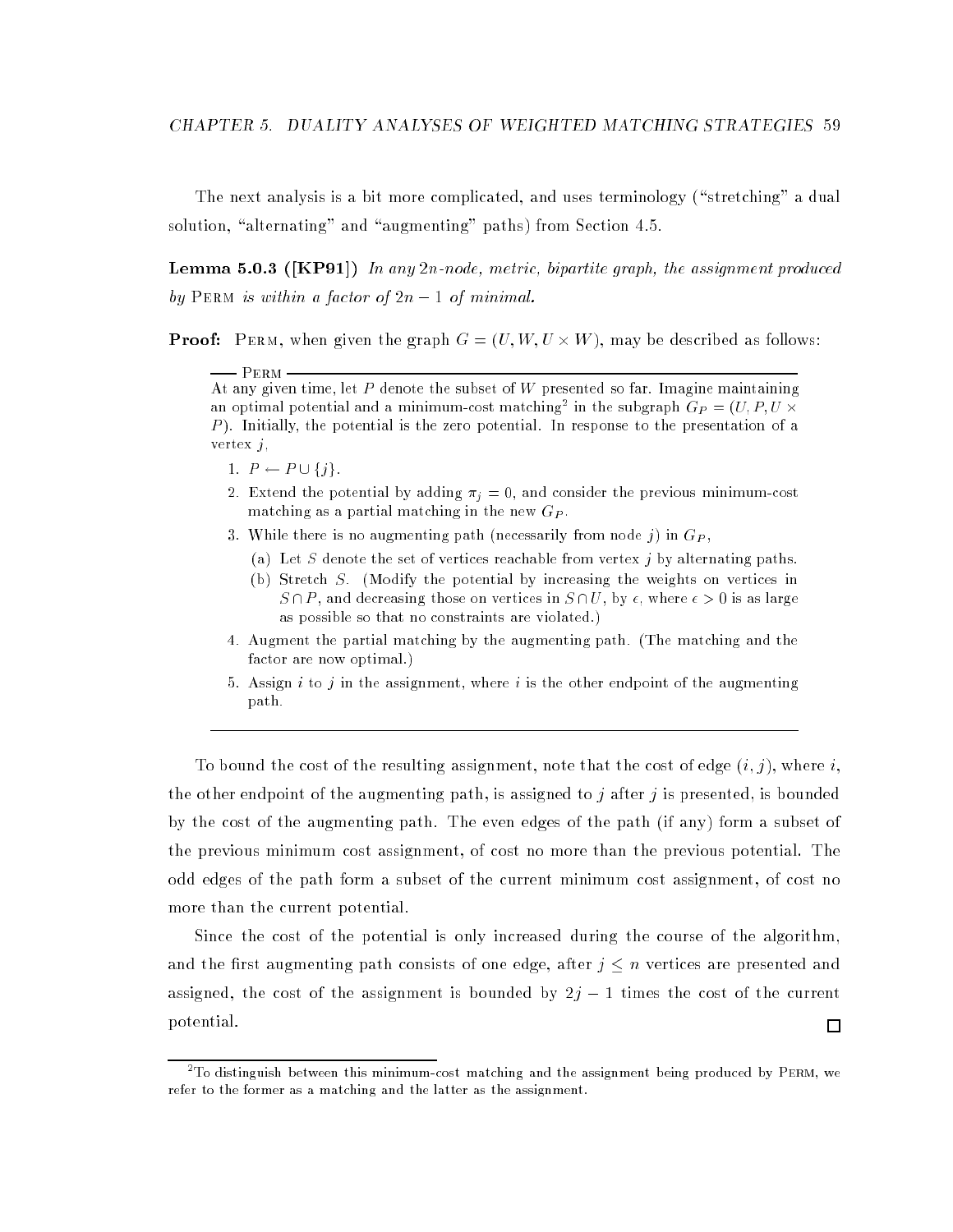The next analysis is a bit more complicated, and uses terminology ("stretching" a dual solution, "alternating" and "augmenting" paths) from Section 4.5.

**Lemma 5.0.3 ([KP91])** *In any $2n$-node, metric, bipartite graph, the assignment produced by* Perm *is within a factor of $2n-1$ of minimal.*

**Proof:** Perm, when given the graph $G = (U, W, U \times W)$, may be described as follows:

---

**Perm**

At any given time, let $P$ denote the subset of $W$ presented so far. Imagine maintaining an optimal potential and a minimum-cost matching[2] in the subgraph $G_P = (U, P, U \times P)$. Initially, the potential is the zero potential. In response to the presentation of a vertex $j$,

1. $P \leftarrow P \cup \{j\}$.
2. Extend the potential by adding $\pi_j = 0$, and consider the previous minimum-cost matching as a partial matching in the new $G_P$.
3. While there is no augmenting path (necessarily from node $j$) in $G_P$,
   (a) Let $S$ denote the set of vertices reachable from vertex $j$ by alternating paths.
   (b) Stretch $S$. (Modify the potential by increasing the weights on vertices in $S \cap P$, and decreasing those on vertices in $S \cap U$, by $\epsilon$, where $\epsilon > 0$ is as large as possible so that no constraints are violated.)
4. Augment the partial matching by the augmenting path. (The matching and the factor are now optimal.)
5. Assign $i$ to $j$ in the assignment, where $i$ is the other endpoint of the augmenting path.

---

To bound the cost of the resulting assignment, note that the cost of edge $(i, j)$, where $i$, the other endpoint of the augmenting path, is assigned to $j$ after $j$ is presented, is bounded by the cost of the augmenting path. The even edges of the path (if any) form a subset of the previous minimum cost assignment, of cost no more than the previous potential. The odd edges of the path form a subset of the current minimum cost assignment, of cost no more than the current potential.

Since the cost of the potential is only increased during the course of the algorithm, and the first augmenting path consists of one edge, after $j \leq n$ vertices are presented and assigned, the cost of the assignment is bounded by $2j - 1$ times the cost of the current potential. ☐

---

[2]To distinguish between this minimum-cost matching and the assignment being produced by Perm, we refer to the former as a matching and the latter as the assignment.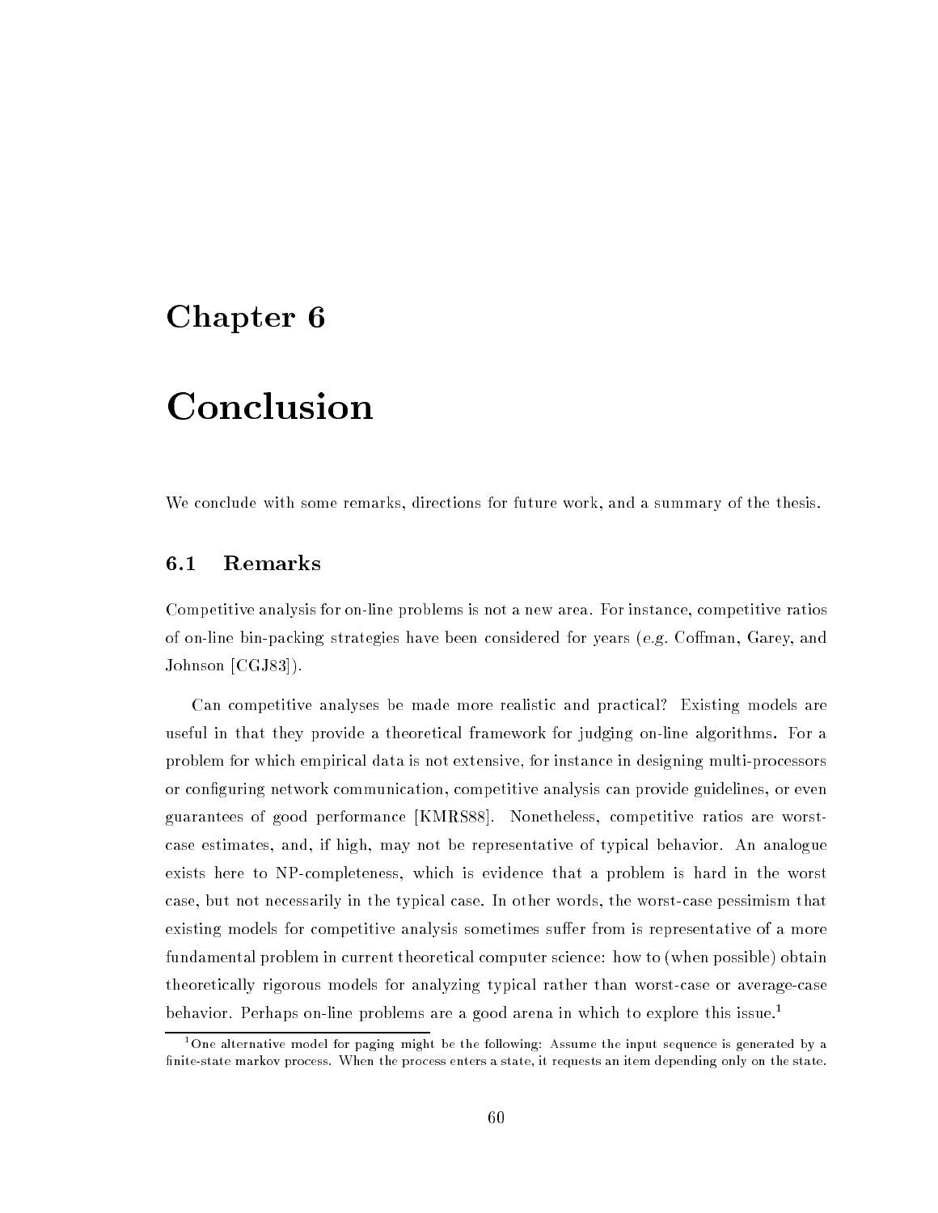# Chapter 6

# Conclusion

We conclude with some remarks, directions for future work, and a summary of the thesis.

## 6.1 Remarks

Competitive analysis for on-line problems is not a new area. For instance, competitive ratios of on-line bin-packing strategies have been considered for years (*e.g.* Coffman, Garey, and Johnson [CGJ83]).

Can competitive analyses be made more realistic and practical? Existing models are useful in that they provide a theoretical framework for judging on-line algorithms. For a problem for which empirical data is not extensive, for instance in designing multi-processors or configuring network communication, competitive analysis can provide guidelines, or even guarantees of good performance [KMRS88]. Nonetheless, competitive ratios are worst-case estimates, and, if high, may not be representative of typical behavior. An analogue exists here to NP-completeness, which is evidence that a problem is hard in the worst case, but not necessarily in the typical case. In other words, the worst-case pessimism that existing models for competitive analysis sometimes suffer from is representative of a more fundamental problem in current theoretical computer science: how to (when possible) obtain theoretically rigorous models for analyzing typical rather than worst-case or average-case behavior. Perhaps on-line problems are a good arena in which to explore this issue.[1]

[1] One alternative model for paging might be the following: Assume the input sequence is generated by a finite-state markov process. When the process enters a state, it requests an item depending only on the state.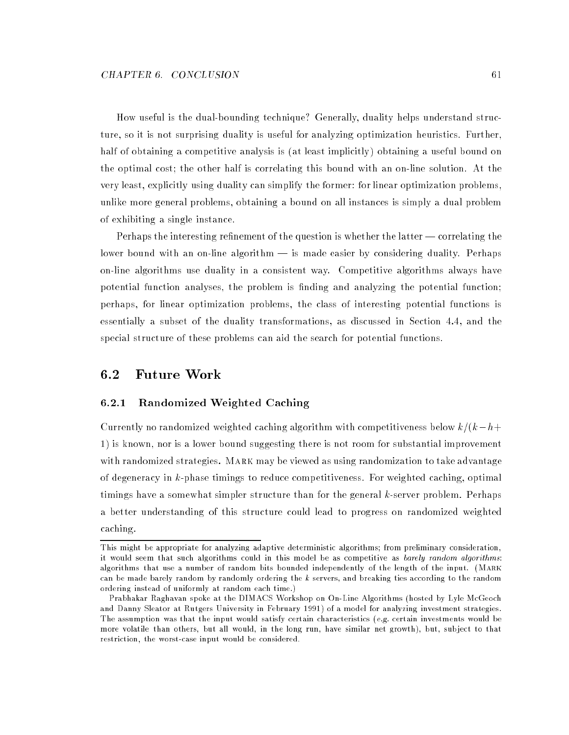How useful is the dual-bounding technique? Generally, duality helps understand structure, so it is not surprising duality is useful for analyzing optimization heuristics. Further, half of obtaining a competitive analysis is (at least implicitly) obtaining a useful bound on the optimal cost; the other half is correlating this bound with an on-line solution. At the very least, explicitly using duality can simplify the former: for linear optimization problems, unlike more general problems, obtaining a bound on all instances is simply a dual problem of exhibiting a single instance.

Perhaps the interesting refinement of the question is whether the latter — correlating the lower bound with an on-line algorithm — is made easier by considering duality. Perhaps on-line algorithms use duality in a consistent way. Competitive algorithms always have potential function analyses, the problem is finding and analyzing the potential function; perhaps, for linear optimization problems, the class of interesting potential functions is essentially a subset of the duality transformations, as discussed in Section 4.4, and the special structure of these problems can aid the search for potential functions.

## 6.2 Future Work

### 6.2.1 Randomized Weighted Caching

Currently no randomized weighted caching algorithm with competitiveness below $k/(k-h+1)$ is known, nor is a lower bound suggesting there is not room for substantial improvement with randomized strategies. Mark may be viewed as using randomization to take advantage of degeneracy in $k$-phase timings to reduce competitiveness. For weighted caching, optimal timings have a somewhat simpler structure than for the general $k$-server problem. Perhaps a better understanding of this structure could lead to progress on randomized weighted caching.

---

This might be appropriate for analyzing adaptive deterministic algorithms; from preliminary consideration, it would seem that such algorithms could in this model be as competitive as *barely random algorithms*: algorithms that use a number of random bits bounded independently of the length of the input. (Mark can be made barely random by randomly ordering the $k$ servers, and breaking ties according to the random ordering instead of uniformly at random each time.)

Prabhakar Raghavan spoke at the DIMACS Workshop on On-Line Algorithms (hosted by Lyle McGeoch and Danny Sleator at Rutgers University in February 1991) of a model for analyzing investment strategies. The assumption was that the input would satisfy certain characteristics (*e.g.* certain investments would be more volatile than others, but all would, in the long run, have similar net growth), but, subject to that restriction, the worst-case input would be considered.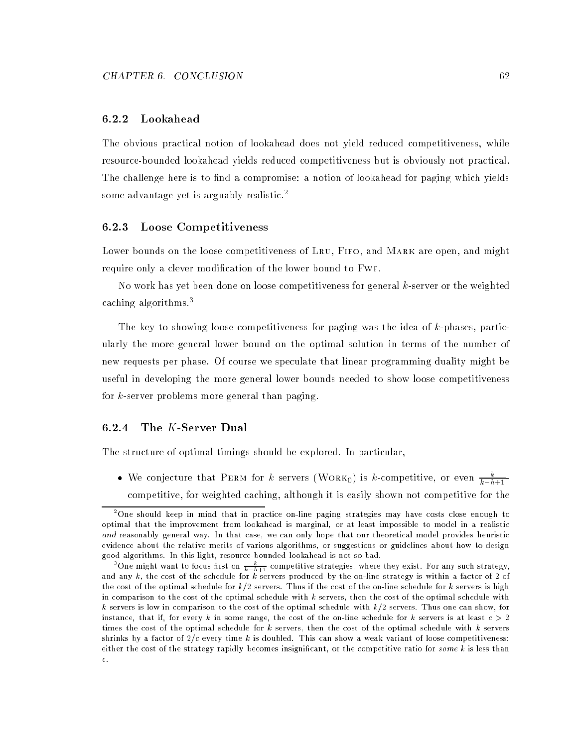### 6.2.2 Lookahead

The obvious practical notion of lookahead does not yield reduced competitiveness, while resource-bounded lookahead yields reduced competitiveness but is obviously not practical. The challenge here is to find a compromise: a notion of lookahead for paging which yields some advantage yet is arguably realistic.[2]

### 6.2.3 Loose Competitiveness

Lower bounds on the loose competitiveness of LRU, FIFO, and MARK are open, and might require only a clever modification of the lower bound to FWF.

No work has yet been done on loose competitiveness for general $k$-server or the weighted caching algorithms.[3]

The key to showing loose competitiveness for paging was the idea of $k$-phases, particularly the more general lower bound on the optimal solution in terms of the number of new requests per phase. Of course we speculate that linear programming duality might be useful in developing the more general lower bounds needed to show loose competitiveness for $k$-server problems more general than paging.

### 6.2.4 The $K$-Server Dual

The structure of optimal timings should be explored. In particular,

- We conjecture that PERM for $k$ servers ($\text{WORK}_0$) is $k$-competitive, or even $\frac{k}{k-h+1}$-competitive, for weighted caching, although it is easily shown not competitive for the

---

[2] One should keep in mind that in practice on-line paging strategies may have costs close enough to optimal that the improvement from lookahead is marginal, or at least impossible to model in a realistic *and* reasonably general way. In that case, we can only hope that our theoretical model provides heuristic evidence about the relative merits of various algorithms, or suggestions or guidelines about how to design good algorithms. In this light, resource-bounded lookahead is not so bad.

[3] One might want to focus first on $\frac{k}{k-h+1}$-competitive strategies, where they exist. For any such strategy, and any $k$, the cost of the schedule for $k$ servers produced by the on-line strategy is within a factor of 2 of the cost of the optimal schedule for $k/2$ servers. Thus if the cost of the on-line schedule for $k$ servers is high in comparison to the cost of the optimal schedule with $k$ servers, then the cost of the optimal schedule with $k$ servers is low in comparison to the cost of the optimal schedule with $k/2$ servers. Thus one can show, for instance, that if, for every $k$ in some range, the cost of the on-line schedule for $k$ servers is at least $c > 2$ times the cost of the optimal schedule for $k$ servers, then the cost of the optimal schedule with $k$ servers shrinks by a factor of $2/c$ every time $k$ is doubled. This can show a weak variant of loose competitiveness: either the cost of the strategy rapidly becomes insignificant, or the competitive ratio for *some* $k$ is less than $c$.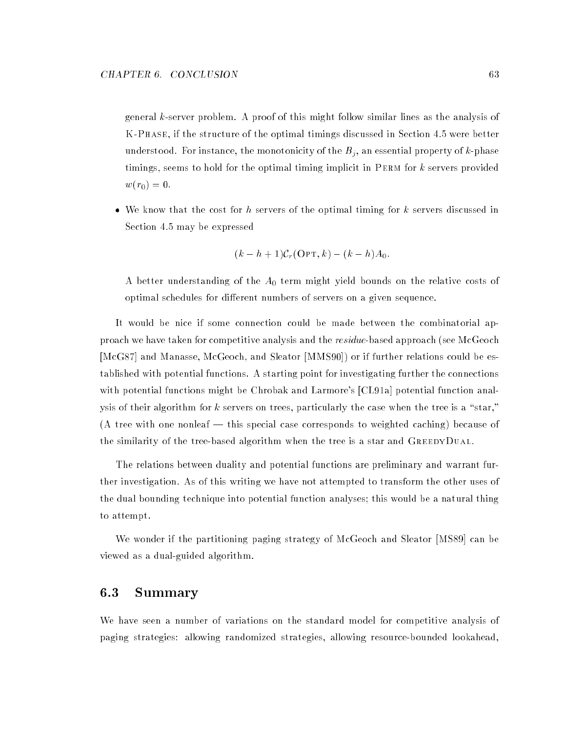general $k$-server problem. A proof of this might follow similar lines as the analysis of K-Phase, if the structure of the optimal timings discussed in Section 4.5 were better understood. For instance, the monotonicity of the $B_j$, an essential property of $k$-phase timings, seems to hold for the optimal timing implicit in Perm for $k$ servers provided $w(r_0) = 0$.

- We know that the cost for $h$ servers of the optimal timing for $k$ servers discussed in Section 4.5 may be expressed

$$(k - h + 1)\mathcal{C}_r(\text{Opt}, k) - (k - h)A_0.$$

A better understanding of the $A_0$ term might yield bounds on the relative costs of optimal schedules for different numbers of servers on a given sequence.

It would be nice if some connection could be made between the combinatorial approach we have taken for competitive analysis and the *residue*-based approach (see McGeoch [McG87] and Manasse, McGeoch, and Sleator [MMS90]) or if further relations could be established with potential functions. A starting point for investigating further the connections with potential functions might be Chrobak and Larmore's [CL91a] potential function analysis of their algorithm for $k$ servers on trees, particularly the case when the tree is a "star," (A tree with one nonleaf — this special case corresponds to weighted caching) because of the similarity of the tree-based algorithm when the tree is a star and GreedyDual.

The relations between duality and potential functions are preliminary and warrant further investigation. As of this writing we have not attempted to transform the other uses of the dual bounding technique into potential function analyses; this would be a natural thing to attempt.

We wonder if the partitioning paging strategy of McGeoch and Sleator [MS89] can be viewed as a dual-guided algorithm.

## 6.3 Summary

We have seen a number of variations on the standard model for competitive analysis of paging strategies: allowing randomized strategies, allowing resource-bounded lookahead,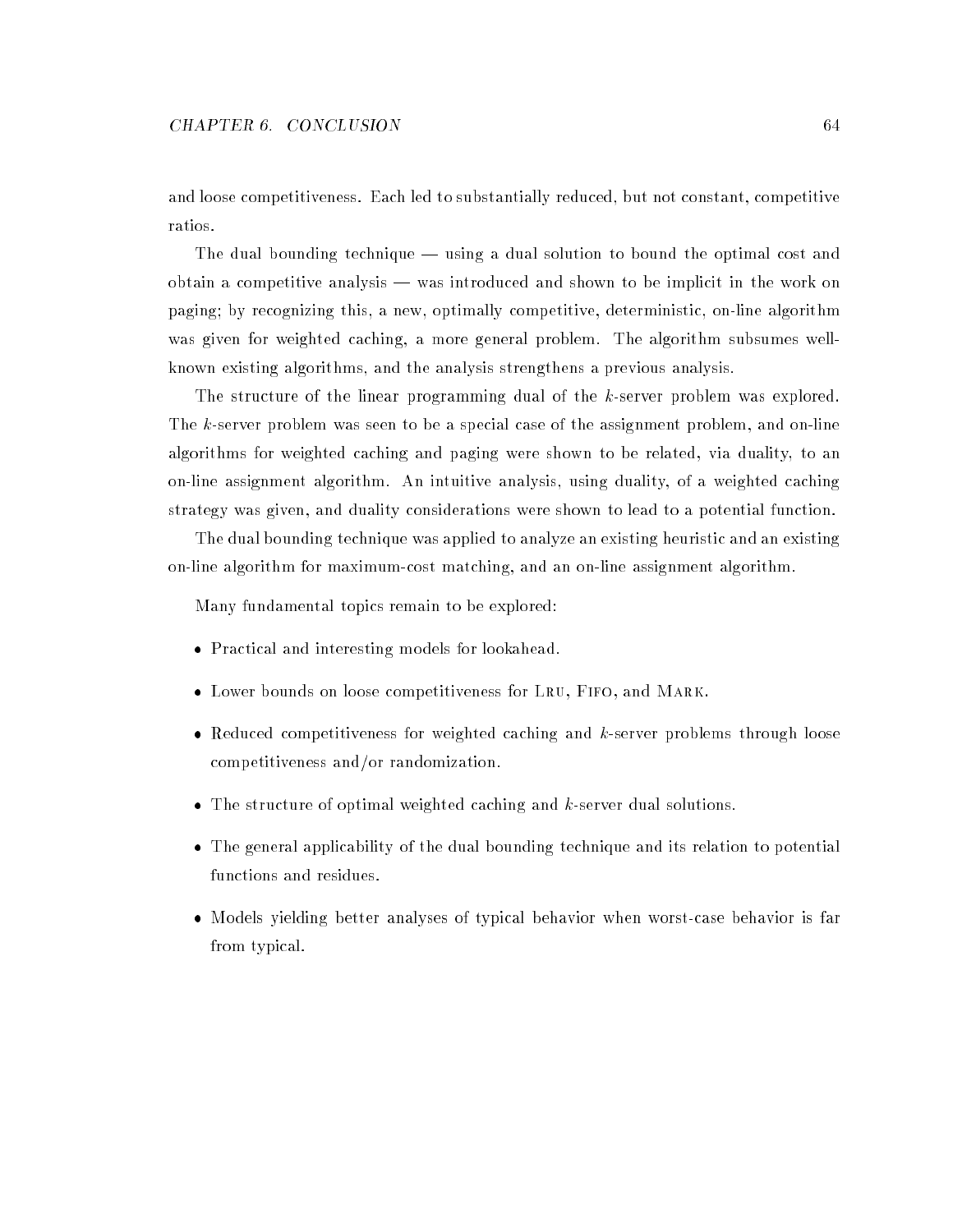and loose competitiveness. Each led to substantially reduced, but not constant, competitive ratios.

The dual bounding technique — using a dual solution to bound the optimal cost and obtain a competitive analysis — was introduced and shown to be implicit in the work on paging; by recognizing this, a new, optimally competitive, deterministic, on-line algorithm was given for weighted caching, a more general problem. The algorithm subsumes well-known existing algorithms, and the analysis strengthens a previous analysis.

The structure of the linear programming dual of the $k$-server problem was explored. The $k$-server problem was seen to be a special case of the assignment problem, and on-line algorithms for weighted caching and paging were shown to be related, via duality, to an on-line assignment algorithm. An intuitive analysis, using duality, of a weighted caching strategy was given, and duality considerations were shown to lead to a potential function.

The dual bounding technique was applied to analyze an existing heuristic and an existing on-line algorithm for maximum-cost matching, and an on-line assignment algorithm.

Many fundamental topics remain to be explored:

- Practical and interesting models for lookahead.
- Lower bounds on loose competitiveness for Lru, Fifo, and Mark.
- Reduced competitiveness for weighted caching and $k$-server problems through loose competitiveness and/or randomization.
- The structure of optimal weighted caching and $k$-server dual solutions.
- The general applicability of the dual bounding technique and its relation to potential functions and residues.
- Models yielding better analyses of typical behavior when worst-case behavior is far from typical.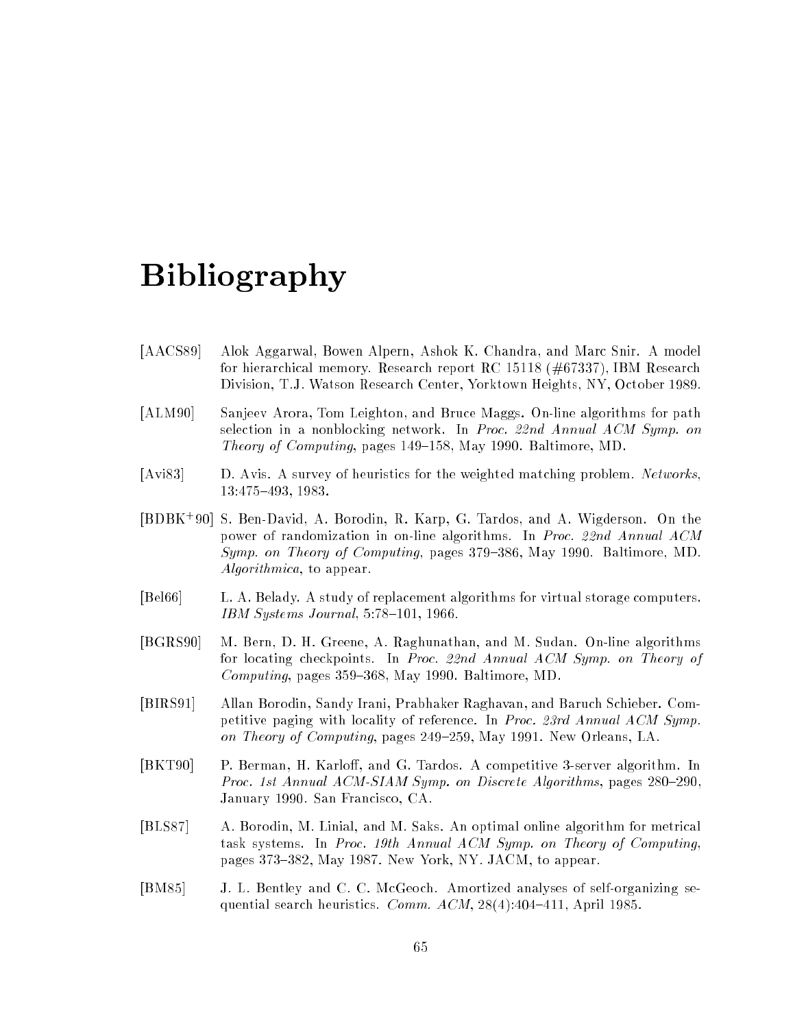# Bibliography

[AACS89] Alok Aggarwal, Bowen Alpern, Ashok K. Chandra, and Marc Snir. A model for hierarchical memory. Research report RC 15118 (#67337), IBM Research Division, T.J. Watson Research Center, Yorktown Heights, NY, October 1989.

[ALM90] Sanjeev Arora, Tom Leighton, and Bruce Maggs. On-line algorithms for path selection in a nonblocking network. In *Proc. 22nd Annual ACM Symp. on Theory of Computing*, pages 149–158, May 1990. Baltimore, MD.

[Avi83] D. Avis. A survey of heuristics for the weighted matching problem. *Networks*, 13:475–493, 1983.

[BDBK+90] S. Ben-David, A. Borodin, R. Karp, G. Tardos, and A. Wigderson. On the power of randomization in on-line algorithms. In *Proc. 22nd Annual ACM Symp. on Theory of Computing*, pages 379–386, May 1990. Baltimore, MD. *Algorithmica*, to appear.

[Bel66] L. A. Belady. A study of replacement algorithms for virtual storage computers. *IBM Systems Journal*, 5:78–101, 1966.

[BGRS90] M. Bern, D. H. Greene, A. Raghunathan, and M. Sudan. On-line algorithms for locating checkpoints. In *Proc. 22nd Annual ACM Symp. on Theory of Computing*, pages 359–368, May 1990. Baltimore, MD.

[BIRS91] Allan Borodin, Sandy Irani, Prabhaker Raghavan, and Baruch Schieber. Competitive paging with locality of reference. In *Proc. 23rd Annual ACM Symp. on Theory of Computing*, pages 249–259, May 1991. New Orleans, LA.

[BKT90] P. Berman, H. Karloff, and G. Tardos. A competitive 3-server algorithm. In *Proc. 1st Annual ACM-SIAM Symp. on Discrete Algorithms*, pages 280–290, January 1990. San Francisco, CA.

[BLS87] A. Borodin, M. Linial, and M. Saks. An optimal online algorithm for metrical task systems. In *Proc. 19th Annual ACM Symp. on Theory of Computing*, pages 373–382, May 1987. New York, NY. JACM, to appear.

[BM85] J. L. Bentley and C. C. McGeoch. Amortized analyses of self-organizing sequential search heuristics. *Comm. ACM*, 28(4):404–411, April 1985.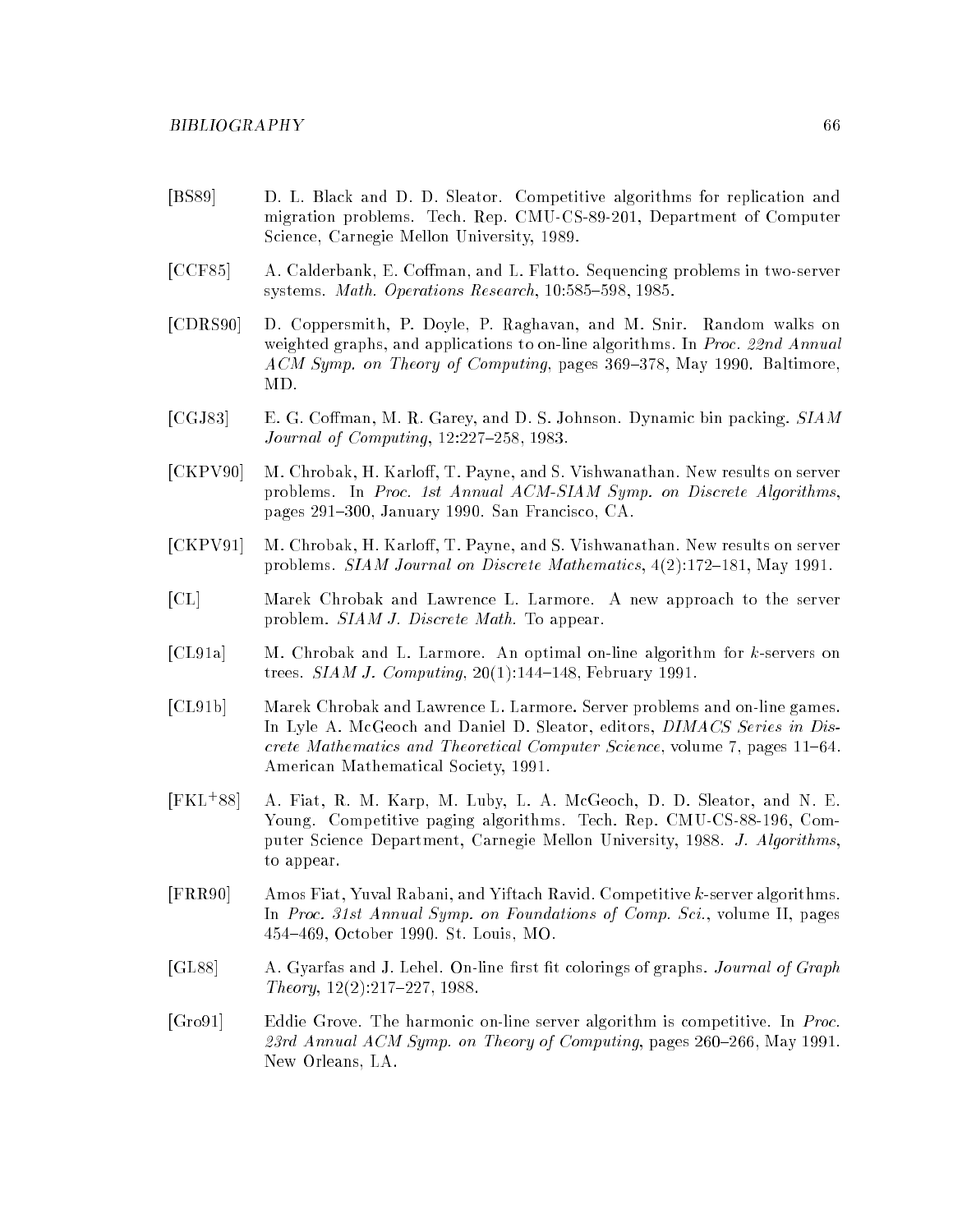[BS89] D. L. Black and D. D. Sleator. Competitive algorithms for replication and migration problems. Tech. Rep. CMU-CS-89-201, Department of Computer Science, Carnegie Mellon University, 1989.

[CCF85] A. Calderbank, E. Coffman, and L. Flatto. Sequencing problems in two-server systems. *Math. Operations Research*, 10:585–598, 1985.

[CDRS90] D. Coppersmith, P. Doyle, P. Raghavan, and M. Snir. Random walks on weighted graphs, and applications to on-line algorithms. In *Proc. 22nd Annual ACM Symp. on Theory of Computing*, pages 369–378, May 1990. Baltimore, MD.

[CGJ83] E. G. Coffman, M. R. Garey, and D. S. Johnson. Dynamic bin packing. *SIAM Journal of Computing*, 12:227–258, 1983.

[CKPV90] M. Chrobak, H. Karloff, T. Payne, and S. Vishwanathan. New results on server problems. In *Proc. 1st Annual ACM-SIAM Symp. on Discrete Algorithms*, pages 291–300, January 1990. San Francisco, CA.

[CKPV91] M. Chrobak, H. Karloff, T. Payne, and S. Vishwanathan. New results on server problems. *SIAM Journal on Discrete Mathematics*, 4(2):172–181, May 1991.

[CL] Marek Chrobak and Lawrence L. Larmore. A new approach to the server problem. *SIAM J. Discrete Math.* To appear.

[CL91a] M. Chrobak and L. Larmore. An optimal on-line algorithm for $k$-servers on trees. *SIAM J. Computing*, 20(1):144–148, February 1991.

[CL91b] Marek Chrobak and Lawrence L. Larmore. Server problems and on-line games. In Lyle A. McGeoch and Daniel D. Sleator, editors, *DIMACS Series in Discrete Mathematics and Theoretical Computer Science*, volume 7, pages 11–64. American Mathematical Society, 1991.

[FKL+88] A. Fiat, R. M. Karp, M. Luby, L. A. McGeoch, D. D. Sleator, and N. E. Young. Competitive paging algorithms. Tech. Rep. CMU-CS-88-196, Computer Science Department, Carnegie Mellon University, 1988. *J. Algorithms*, to appear.

[FRR90] Amos Fiat, Yuval Rabani, and Yiftach Ravid. Competitive $k$-server algorithms. In *Proc. 31st Annual Symp. on Foundations of Comp. Sci.*, volume II, pages 454–469, October 1990. St. Louis, MO.

[GL88] A. Gyarfas and J. Lehel. On-line first fit colorings of graphs. *Journal of Graph Theory*, 12(2):217–227, 1988.

[Gro91] Eddie Grove. The harmonic on-line server algorithm is competitive. In *Proc. 23rd Annual ACM Symp. on Theory of Computing*, pages 260–266, May 1991. New Orleans, LA.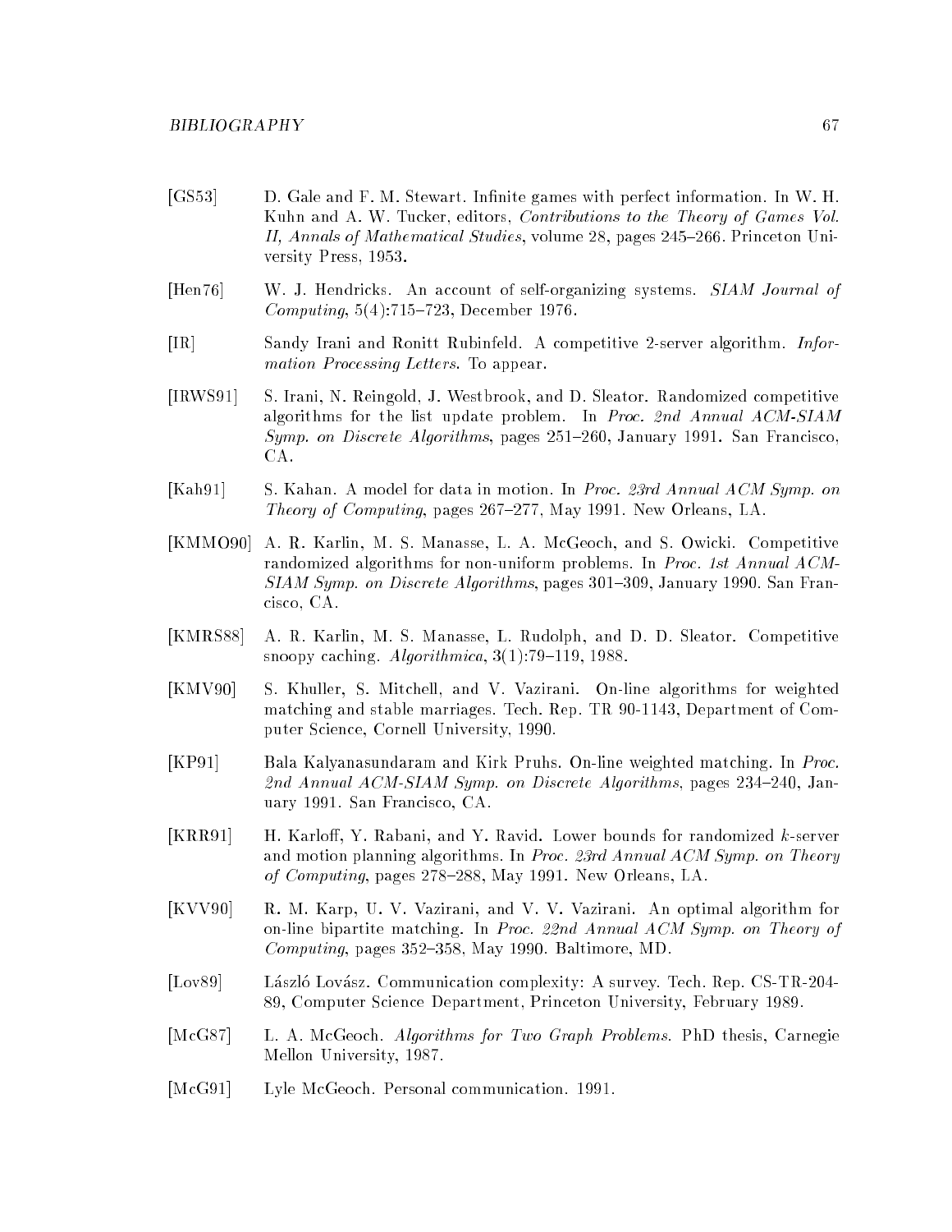[GS53] D. Gale and F. M. Stewart. Infinite games with perfect information. In W. H. Kuhn and A. W. Tucker, editors, *Contributions to the Theory of Games Vol. II, Annals of Mathematical Studies*, volume 28, pages 245–266. Princeton University Press, 1953.

[Hen76] W. J. Hendricks. An account of self-organizing systems. *SIAM Journal of Computing*, 5(4):715–723, December 1976.

[IR] Sandy Irani and Ronitt Rubinfeld. A competitive 2-server algorithm. *Information Processing Letters*. To appear.

[IRWS91] S. Irani, N. Reingold, J. Westbrook, and D. Sleator. Randomized competitive algorithms for the list update problem. In *Proc. 2nd Annual ACM-SIAM Symp. on Discrete Algorithms*, pages 251–260, January 1991. San Francisco, CA.

[Kah91] S. Kahan. A model for data in motion. In *Proc. 23rd Annual ACM Symp. on Theory of Computing*, pages 267–277, May 1991. New Orleans, LA.

[KMMO90] A. R. Karlin, M. S. Manasse, L. A. McGeoch, and S. Owicki. Competitive randomized algorithms for non-uniform problems. In *Proc. 1st Annual ACM-SIAM Symp. on Discrete Algorithms*, pages 301–309, January 1990. San Francisco, CA.

[KMRS88] A. R. Karlin, M. S. Manasse, L. Rudolph, and D. D. Sleator. Competitive snoopy caching. *Algorithmica*, 3(1):79–119, 1988.

[KMV90] S. Khuller, S. Mitchell, and V. Vazirani. On-line algorithms for weighted matching and stable marriages. Tech. Rep. TR 90-1143, Department of Computer Science, Cornell University, 1990.

[KP91] Bala Kalyanasundaram and Kirk Pruhs. On-line weighted matching. In *Proc. 2nd Annual ACM-SIAM Symp. on Discrete Algorithms*, pages 234–240, January 1991. San Francisco, CA.

[KRR91] H. Karloff, Y. Rabani, and Y. Ravid. Lower bounds for randomized $k$-server and motion planning algorithms. In *Proc. 23rd Annual ACM Symp. on Theory of Computing*, pages 278–288, May 1991. New Orleans, LA.

[KVV90] R. M. Karp, U. V. Vazirani, and V. V. Vazirani. An optimal algorithm for on-line bipartite matching. In *Proc. 22nd Annual ACM Symp. on Theory of Computing*, pages 352–358, May 1990. Baltimore, MD.

[Lov89] László Lovász. Communication complexity: A survey. Tech. Rep. CS-TR-204-89, Computer Science Department, Princeton University, February 1989.

[McG87] L. A. McGeoch. *Algorithms for Two Graph Problems*. PhD thesis, Carnegie Mellon University, 1987.

[McG91] Lyle McGeoch. Personal communication. 1991.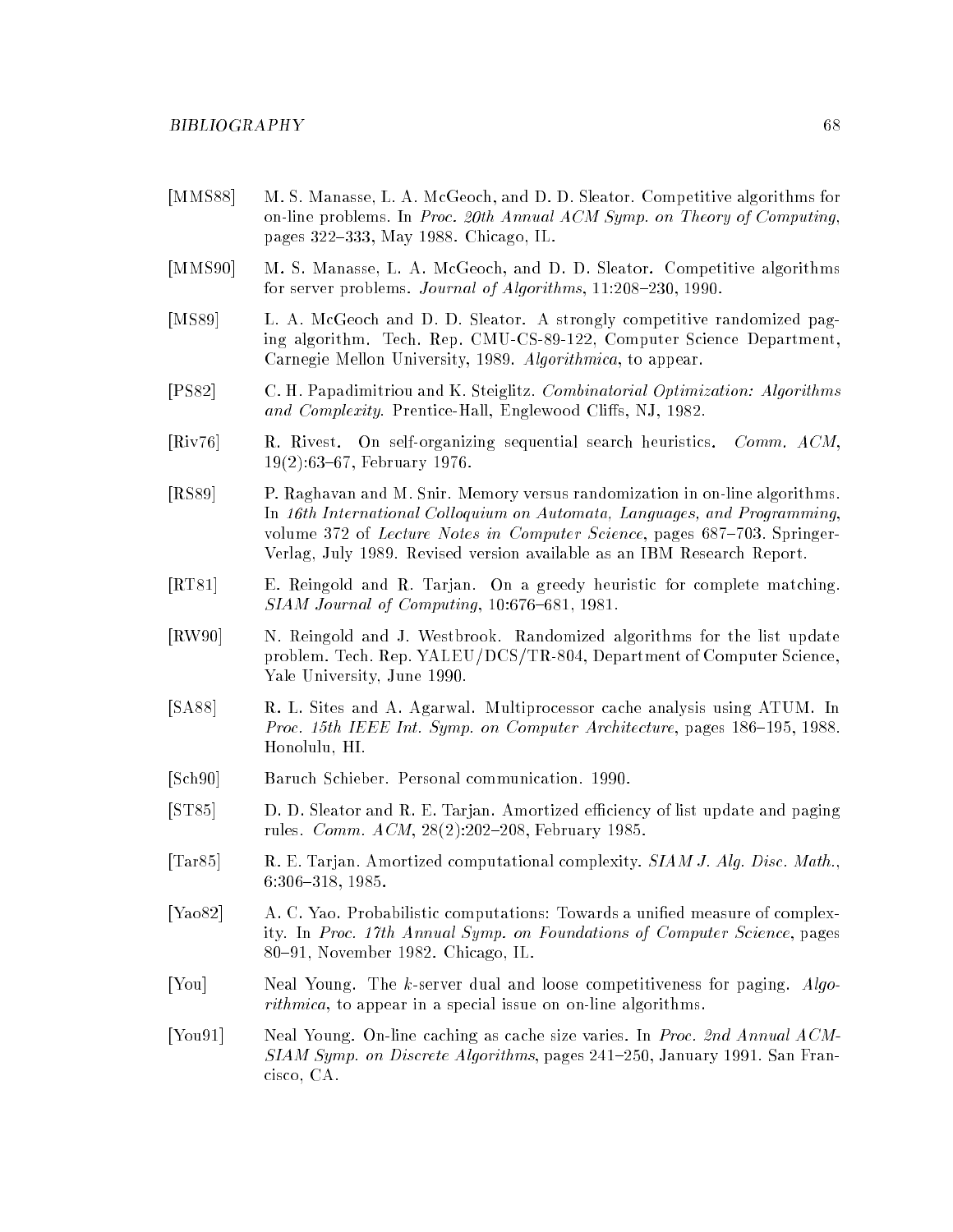[MMS88] M. S. Manasse, L. A. McGeoch, and D. D. Sleator. Competitive algorithms for on-line problems. In *Proc. 20th Annual ACM Symp. on Theory of Computing*, pages 322–333, May 1988. Chicago, IL.

[MMS90] M. S. Manasse, L. A. McGeoch, and D. D. Sleator. Competitive algorithms for server problems. *Journal of Algorithms*, 11:208–230, 1990.

[MS89] L. A. McGeoch and D. D. Sleator. A strongly competitive randomized paging algorithm. Tech. Rep. CMU-CS-89-122, Computer Science Department, Carnegie Mellon University, 1989. *Algorithmica*, to appear.

[PS82] C. H. Papadimitriou and K. Steiglitz. *Combinatorial Optimization: Algorithms and Complexity*. Prentice-Hall, Englewood Cliffs, NJ, 1982.

[Riv76] R. Rivest. On self-organizing sequential search heuristics. *Comm. ACM*, 19(2):63–67, February 1976.

[RS89] P. Raghavan and M. Snir. Memory versus randomization in on-line algorithms. In *16th International Colloquium on Automata, Languages, and Programming*, volume 372 of *Lecture Notes in Computer Science*, pages 687–703. Springer-Verlag, July 1989. Revised version available as an IBM Research Report.

[RT81] E. Reingold and R. Tarjan. On a greedy heuristic for complete matching. *SIAM Journal of Computing*, 10:676–681, 1981.

[RW90] N. Reingold and J. Westbrook. Randomized algorithms for the list update problem. Tech. Rep. YALEU/DCS/TR-804, Department of Computer Science, Yale University, June 1990.

[SA88] R. L. Sites and A. Agarwal. Multiprocessor cache analysis using ATUM. In *Proc. 15th IEEE Int. Symp. on Computer Architecture*, pages 186–195, 1988. Honolulu, HI.

[Sch90] Baruch Schieber. Personal communication. 1990.

[ST85] D. D. Sleator and R. E. Tarjan. Amortized efficiency of list update and paging rules. *Comm. ACM*, 28(2):202–208, February 1985.

[Tar85] R. E. Tarjan. Amortized computational complexity. *SIAM J. Alg. Disc. Math.*, 6:306–318, 1985.

[Yao82] A. C. Yao. Probabilistic computations: Towards a unified measure of complexity. In *Proc. 17th Annual Symp. on Foundations of Computer Science*, pages 80–91, November 1982. Chicago, IL.

[You] Neal Young. The $k$-server dual and loose competitiveness for paging. *Algorithmica*, to appear in a special issue on on-line algorithms.

[You91] Neal Young. On-line caching as cache size varies. In *Proc. 2nd Annual ACM-SIAM Symp. on Discrete Algorithms*, pages 241–250, January 1991. San Francisco, CA.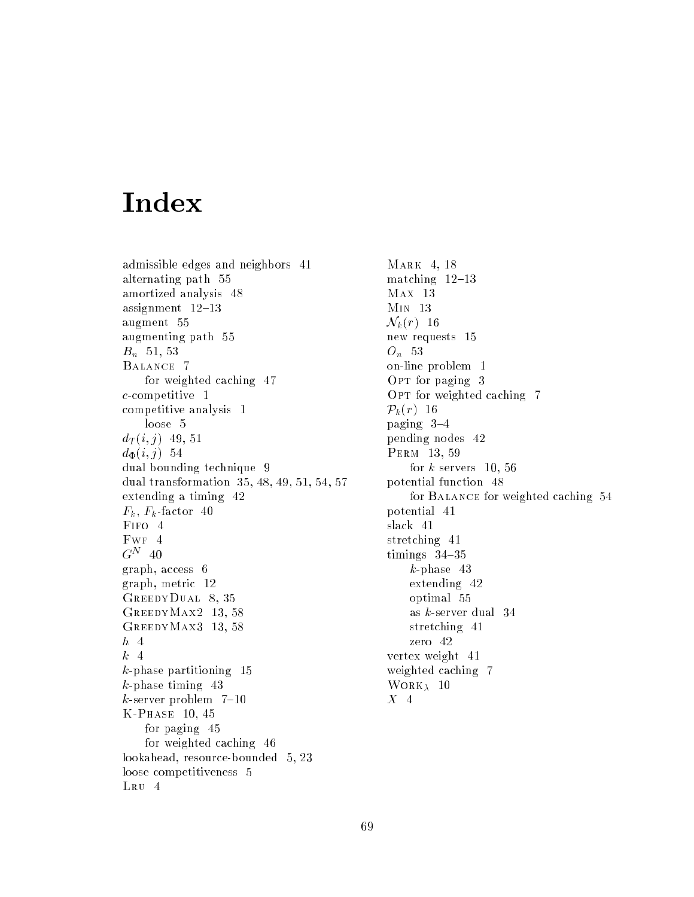# Index

admissible edges and neighbors 41
alternating path 55
amortized analysis 48
assignment 12–13
augment 55
augmenting path 55
$B_n$ 51, 53
BALANCE 7
  for weighted caching 47
$c$-competitive 1
competitive analysis 1
  loose 5
$d_T(i,j)$ 49, 51
$d_\Phi(i,j)$ 54
dual bounding technique 9
dual transformation 35, 48, 49, 51, 54, 57
extending a timing 42
$F_k$, $F_k$-factor 40
FIFO 4
FWF 4
$G^N$ 40
graph, access 6
graph, metric 12
GREEDYDUAL 8, 35
GREEDYMAX2 13, 58
GREEDYMAX3 13, 58
$h$ 4
$k$ 4
$k$-phase partitioning 15
$k$-phase timing 43
$k$-server problem 7–10
K-PHASE 10, 45
  for paging 45
  for weighted caching 46
lookahead, resource-bounded 5, 23
loose competitiveness 5
LRU 4
MARK 4, 18
matching 12–13
MAX 13
MIN 13
$\mathcal{N}_k(r)$ 16
new requests 15
$O_n$ 53
on-line problem 1
OPT for paging 3
OPT for weighted caching 7
$\mathcal{P}_k(r)$ 16
paging 3–4
pending nodes 42
PERM 13, 59
  for $k$ servers 10, 56
potential function 48
  for BALANCE for weighted caching 54
potential 41
slack 41
stretching 41
timings 34–35
  $k$-phase 43
  extending 42
  optimal 55
  as $k$-server dual 34
  stretching 41
  zero 42
vertex weight 41
weighted caching 7
WORK$_\lambda$ 10
$X$ 4